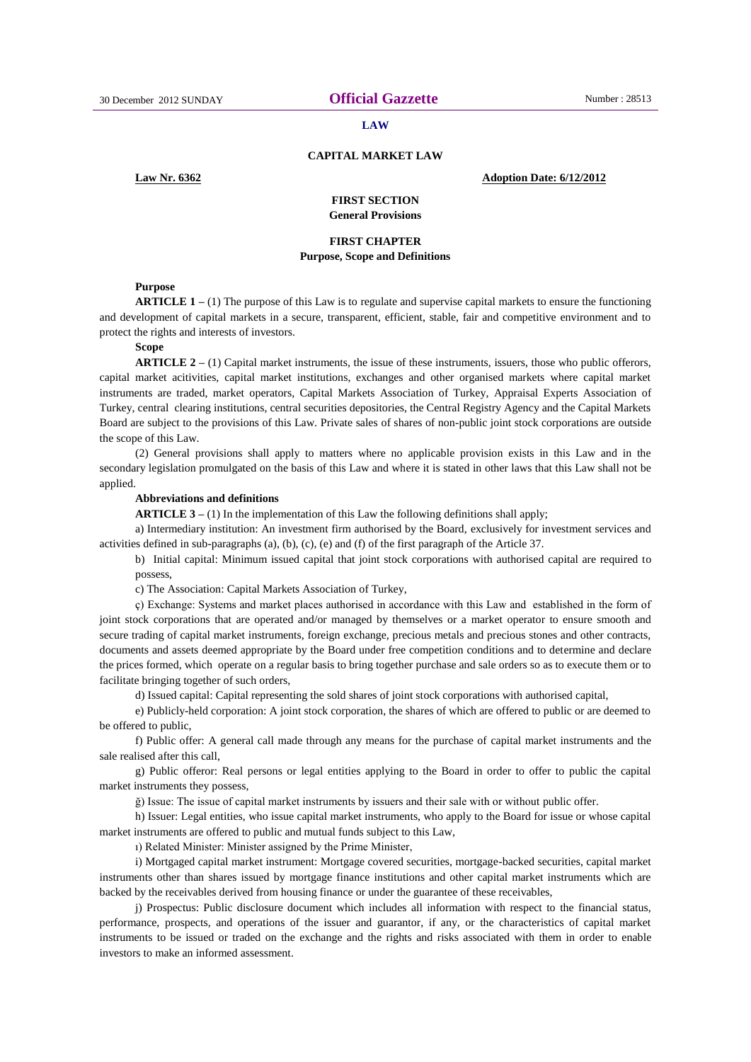# LAW

## CAPITAL MARKET LAW

**Law Nr. 6362** **Adoption Date: 6/12/2012**

## FIRST SECTION
## General Provisions

### FIRST CHAPTER
### Purpose, Scope and Definitions

**Purpose**

**ARTICLE 1 –** (1) The purpose of this Law is to regulate and supervise capital markets to ensure the functioning and development of capital markets in a secure, transparent, efficient, stable, fair and competitive environment and to protect the rights and interests of investors.

**Scope**

**ARTICLE 2 –** (1) Capital market instruments, the issue of these instruments, issuers, those who public offerors, capital market acitivities, capital market institutions, exchanges and other organised markets where capital market instruments are traded, market operators, Capital Markets Association of Turkey, Appraisal Experts Association of Turkey, central clearing institutions, central securities depositories, the Central Registry Agency and the Capital Markets Board are subject to the provisions of this Law. Private sales of shares of non-public joint stock corporations are outside the scope of this Law.

(2) General provisions shall apply to matters where no applicable provision exists in this Law and in the secondary legislation promulgated on the basis of this Law and where it is stated in other laws that this Law shall not be applied.

**Abbreviations and definitions**

**ARTICLE 3 –** (1) In the implementation of this Law the following definitions shall apply;

a) Intermediary institution: An investment firm authorised by the Board, exclusively for investment services and activities defined in sub-paragraphs (a), (b), (c), (e) and (f) of the first paragraph of the Article 37.

b) Initial capital: Minimum issued capital that joint stock corporations with authorised capital are required to possess,

c) The Association: Capital Markets Association of Turkey,

ç) Exchange: Systems and market places authorised in accordance with this Law and established in the form of joint stock corporations that are operated and/or managed by themselves or a market operator to ensure smooth and secure trading of capital market instruments, foreign exchange, precious metals and precious stones and other contracts, documents and assets deemed appropriate by the Board under free competition conditions and to determine and declare the prices formed, which operate on a regular basis to bring together purchase and sale orders so as to execute them or to facilitate bringing together of such orders,

d) Issued capital: Capital representing the sold shares of joint stock corporations with authorised capital,

e) Publicly-held corporation: A joint stock corporation, the shares of which are offered to public or are deemed to be offered to public,

f) Public offer: A general call made through any means for the purchase of capital market instruments and the sale realised after this call,

g) Public offeror: Real persons or legal entities applying to the Board in order to offer to public the capital market instruments they possess,

ğ) Issue: The issue of capital market instruments by issuers and their sale with or without public offer.

h) Issuer: Legal entities, who issue capital market instruments, who apply to the Board for issue or whose capital market instruments are offered to public and mutual funds subject to this Law,

ı) Related Minister: Minister assigned by the Prime Minister,

i) Mortgaged capital market instrument: Mortgage covered securities, mortgage-backed securities, capital market instruments other than shares issued by mortgage finance institutions and other capital market instruments which are backed by the receivables derived from housing finance or under the guarantee of these receivables,

j) Prospectus: Public disclosure document which includes all information with respect to the financial status, performance, prospects, and operations of the issuer and guarantor, if any, or the characteristics of capital market instruments to be issued or traded on the exchange and the rights and risks associated with them in order to enable investors to make an informed assessment.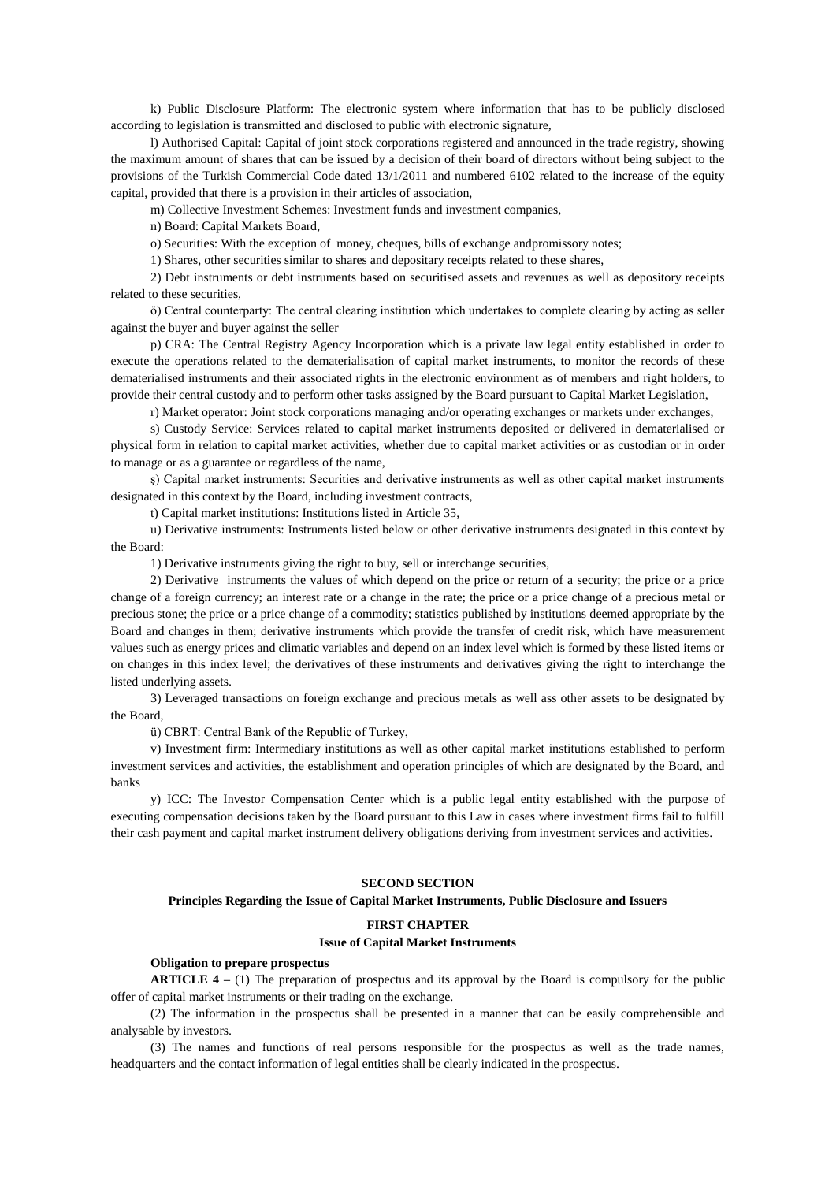k) Public Disclosure Platform: The electronic system where information that has to be publicly disclosed according to legislation is transmitted and disclosed to public with electronic signature,

l) Authorised Capital: Capital of joint stock corporations registered and announced in the trade registry, showing the maximum amount of shares that can be issued by a decision of their board of directors without being subject to the provisions of the Turkish Commercial Code dated 13/1/2011 and numbered 6102 related to the increase of the equity capital, provided that there is a provision in their articles of association,

m) Collective Investment Schemes: Investment funds and investment companies,

n) Board: Capital Markets Board,

o) Securities: With the exception of money, cheques, bills of exchange andpromissory notes;

1) Shares, other securities similar to shares and depositary receipts related to these shares,

2) Debt instruments or debt instruments based on securitised assets and revenues as well as depository receipts related to these securities,

ö) Central counterparty: The central clearing institution which undertakes to complete clearing by acting as seller against the buyer and buyer against the seller

p) CRA: The Central Registry Agency Incorporation which is a private law legal entity established in order to execute the operations related to the dematerialisation of capital market instruments, to monitor the records of these dematerialised instruments and their associated rights in the electronic environment as of members and right holders, to provide their central custody and to perform other tasks assigned by the Board pursuant to Capital Market Legislation,

r) Market operator: Joint stock corporations managing and/or operating exchanges or markets under exchanges,

s) Custody Service: Services related to capital market instruments deposited or delivered in dematerialised or physical form in relation to capital market activities, whether due to capital market activities or as custodian or in order to manage or as a guarantee or regardless of the name,

ş) Capital market instruments: Securities and derivative instruments as well as other capital market instruments designated in this context by the Board, including investment contracts,

t) Capital market institutions: Institutions listed in Article 35,

u) Derivative instruments: Instruments listed below or other derivative instruments designated in this context by the Board:

1) Derivative instruments giving the right to buy, sell or interchange securities,

2) Derivative instruments the values of which depend on the price or return of a security; the price or a price change of a foreign currency; an interest rate or a change in the rate; the price or a price change of a precious metal or precious stone; the price or a price change of a commodity; statistics published by institutions deemed appropriate by the Board and changes in them; derivative instruments which provide the transfer of credit risk, which have measurement values such as energy prices and climatic variables and depend on an index level which is formed by these listed items or on changes in this index level; the derivatives of these instruments and derivatives giving the right to interchange the listed underlying assets.

3) Leveraged transactions on foreign exchange and precious metals as well ass other assets to be designated by the Board,

ü) CBRT: Central Bank of the Republic of Turkey,

v) Investment firm: Intermediary institutions as well as other capital market institutions established to perform investment services and activities, the establishment and operation principles of which are designated by the Board, and banks

y) ICC: The Investor Compensation Center which is a public legal entity established with the purpose of executing compensation decisions taken by the Board pursuant to this Law in cases where investment firms fail to fulfill their cash payment and capital market instrument delivery obligations deriving from investment services and activities.

## SECOND SECTION

## Principles Regarding the Issue of Capital Market Instruments, Public Disclosure and Issuers

### FIRST CHAPTER

### Issue of Capital Market Instruments

**Obligation to prepare prospectus**

**ARTICLE 4 –** (1) The preparation of prospectus and its approval by the Board is compulsory for the public offer of capital market instruments or their trading on the exchange.

(2) The information in the prospectus shall be presented in a manner that can be easily comprehensible and analysable by investors.

(3) The names and functions of real persons responsible for the prospectus as well as the trade names, headquarters and the contact information of legal entities shall be clearly indicated in the prospectus.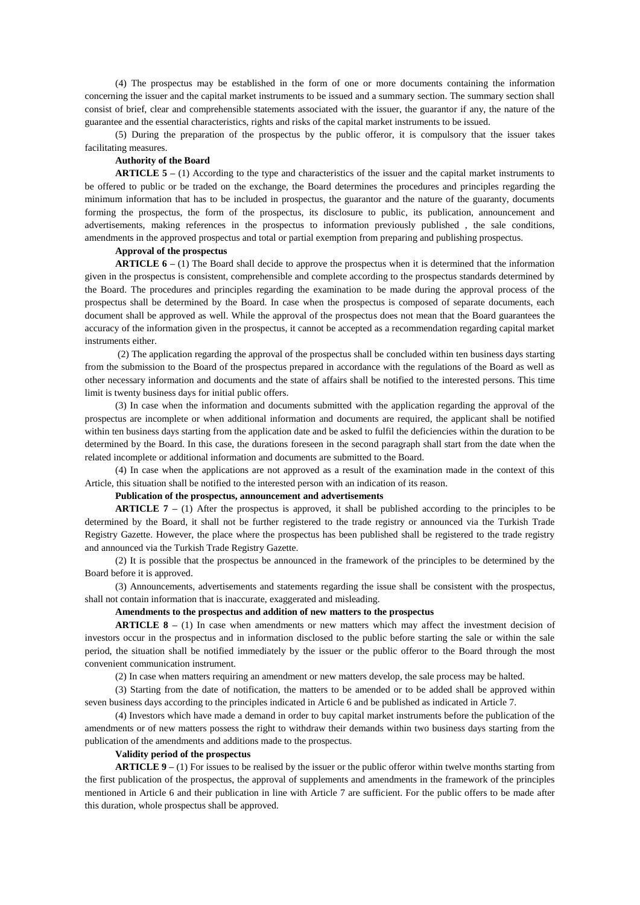(4) The prospectus may be established in the form of one or more documents containing the information concerning the issuer and the capital market instruments to be issued and a summary section. The summary section shall consist of brief, clear and comprehensible statements associated with the issuer, the guarantor if any, the nature of the guarantee and the essential characteristics, rights and risks of the capital market instruments to be issued.

(5) During the preparation of the prospectus by the public offeror, it is compulsory that the issuer takes facilitating measures.

**Authority of the Board**

**ARTICLE 5 –** (1) According to the type and characteristics of the issuer and the capital market instruments to be offered to public or be traded on the exchange, the Board determines the procedures and principles regarding the minimum information that has to be included in prospectus, the guarantor and the nature of the guaranty, documents forming the prospectus, the form of the prospectus, its disclosure to public, its publication, announcement and advertisements, making references in the prospectus to information previously published , the sale conditions, amendments in the approved prospectus and total or partial exemption from preparing and publishing prospectus.

**Approval of the prospectus**

**ARTICLE 6 –** (1) The Board shall decide to approve the prospectus when it is determined that the information given in the prospectus is consistent, comprehensible and complete according to the prospectus standards determined by the Board. The procedures and principles regarding the examination to be made during the approval process of the prospectus shall be determined by the Board. In case when the prospectus is composed of separate documents, each document shall be approved as well. While the approval of the prospectus does not mean that the Board guarantees the accuracy of the information given in the prospectus, it cannot be accepted as a recommendation regarding capital market instruments either.

(2) The application regarding the approval of the prospectus shall be concluded within ten business days starting from the submission to the Board of the prospectus prepared in accordance with the regulations of the Board as well as other necessary information and documents and the state of affairs shall be notified to the interested persons. This time limit is twenty business days for initial public offers.

(3) In case when the information and documents submitted with the application regarding the approval of the prospectus are incomplete or when additional information and documents are required, the applicant shall be notified within ten business days starting from the application date and be asked to fulfil the deficiencies within the duration to be determined by the Board. In this case, the durations foreseen in the second paragraph shall start from the date when the related incomplete or additional information and documents are submitted to the Board.

(4) In case when the applications are not approved as a result of the examination made in the context of this Article, this situation shall be notified to the interested person with an indication of its reason.

**Publication of the prospectus, announcement and advertisements**

**ARTICLE 7 –** (1) After the prospectus is approved, it shall be published according to the principles to be determined by the Board, it shall not be further registered to the trade registry or announced via the Turkish Trade Registry Gazette. However, the place where the prospectus has been published shall be registered to the trade registry and announced via the Turkish Trade Registry Gazette.

(2) It is possible that the prospectus be announced in the framework of the principles to be determined by the Board before it is approved.

(3) Announcements, advertisements and statements regarding the issue shall be consistent with the prospectus, shall not contain information that is inaccurate, exaggerated and misleading.

**Amendments to the prospectus and addition of new matters to the prospectus**

**ARTICLE 8 –** (1) In case when amendments or new matters which may affect the investment decision of investors occur in the prospectus and in information disclosed to the public before starting the sale or within the sale period, the situation shall be notified immediately by the issuer or the public offeror to the Board through the most convenient communication instrument.

(2) In case when matters requiring an amendment or new matters develop, the sale process may be halted.

(3) Starting from the date of notification, the matters to be amended or to be added shall be approved within seven business days according to the principles indicated in Article 6 and be published as indicated in Article 7.

(4) Investors which have made a demand in order to buy capital market instruments before the publication of the amendments or of new matters possess the right to withdraw their demands within two business days starting from the publication of the amendments and additions made to the prospectus.

**Validity period of the prospectus**

**ARTICLE 9 –** (1) For issues to be realised by the issuer or the public offeror within twelve months starting from the first publication of the prospectus, the approval of supplements and amendments in the framework of the principles mentioned in Article 6 and their publication in line with Article 7 are sufficient. For the public offers to be made after this duration, whole prospectus shall be approved.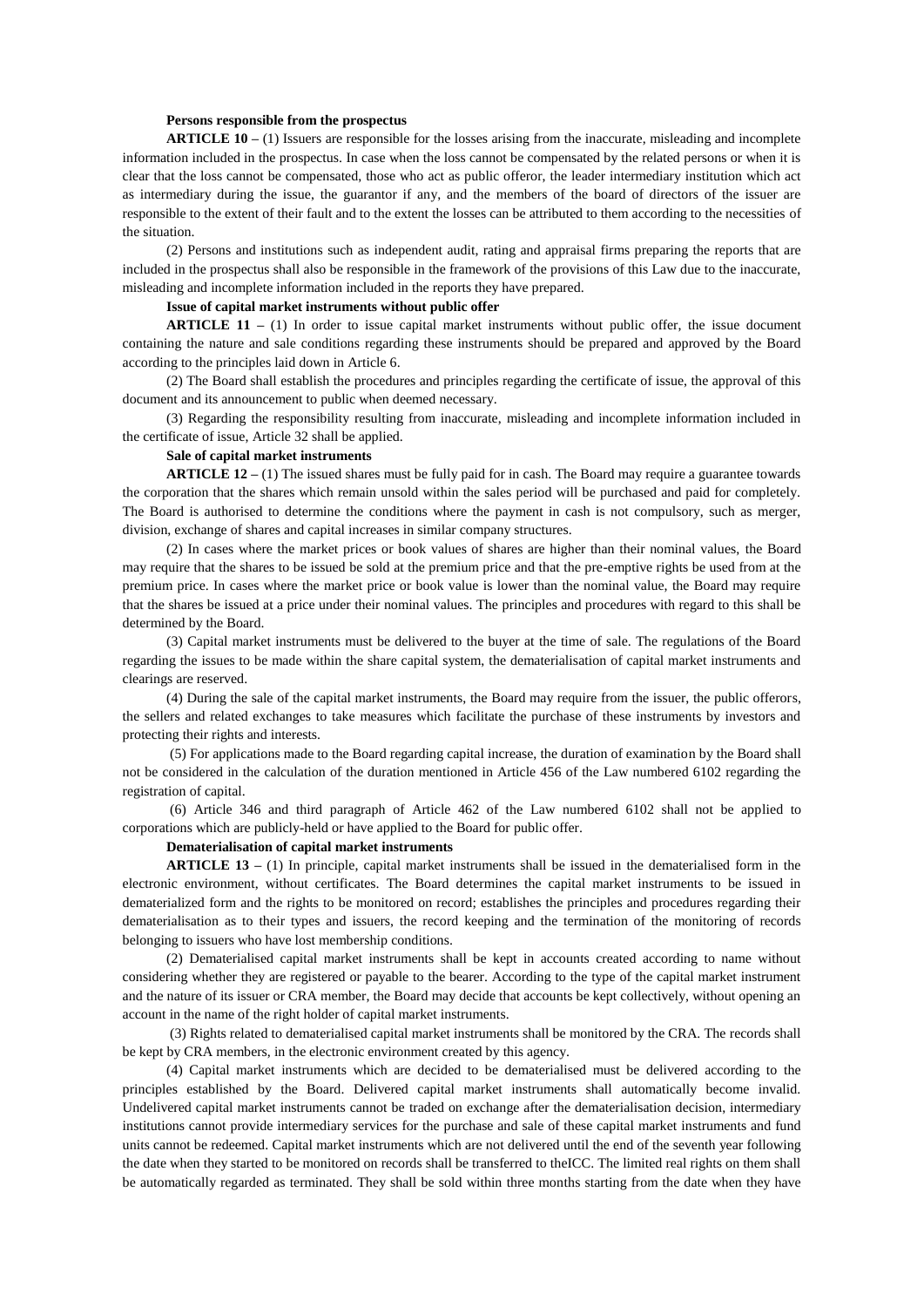**Persons responsible from the prospectus**

**ARTICLE 10 –** (1) Issuers are responsible for the losses arising from the inaccurate, misleading and incomplete information included in the prospectus. In case when the loss cannot be compensated by the related persons or when it is clear that the loss cannot be compensated, those who act as public offeror, the leader intermediary institution which act as intermediary during the issue, the guarantor if any, and the members of the board of directors of the issuer are responsible to the extent of their fault and to the extent the losses can be attributed to them according to the necessities of the situation.

(2) Persons and institutions such as independent audit, rating and appraisal firms preparing the reports that are included in the prospectus shall also be responsible in the framework of the provisions of this Law due to the inaccurate, misleading and incomplete information included in the reports they have prepared.

**Issue of capital market instruments without public offer**

**ARTICLE 11 –** (1) In order to issue capital market instruments without public offer, the issue document containing the nature and sale conditions regarding these instruments should be prepared and approved by the Board according to the principles laid down in Article 6.

(2) The Board shall establish the procedures and principles regarding the certificate of issue, the approval of this document and its announcement to public when deemed necessary.

(3) Regarding the responsibility resulting from inaccurate, misleading and incomplete information included in the certificate of issue, Article 32 shall be applied.

**Sale of capital market instruments**

**ARTICLE 12 –** (1) The issued shares must be fully paid for in cash. The Board may require a guarantee towards the corporation that the shares which remain unsold within the sales period will be purchased and paid for completely. The Board is authorised to determine the conditions where the payment in cash is not compulsory, such as merger, division, exchange of shares and capital increases in similar company structures.

(2) In cases where the market prices or book values of shares are higher than their nominal values, the Board may require that the shares to be issued be sold at the premium price and that the pre-emptive rights be used from at the premium price. In cases where the market price or book value is lower than the nominal value, the Board may require that the shares be issued at a price under their nominal values. The principles and procedures with regard to this shall be determined by the Board.

(3) Capital market instruments must be delivered to the buyer at the time of sale. The regulations of the Board regarding the issues to be made within the share capital system, the dematerialisation of capital market instruments and clearings are reserved.

(4) During the sale of the capital market instruments, the Board may require from the issuer, the public offerors, the sellers and related exchanges to take measures which facilitate the purchase of these instruments by investors and protecting their rights and interests.

(5) For applications made to the Board regarding capital increase, the duration of examination by the Board shall not be considered in the calculation of the duration mentioned in Article 456 of the Law numbered 6102 regarding the registration of capital.

(6) Article 346 and third paragraph of Article 462 of the Law numbered 6102 shall not be applied to corporations which are publicly-held or have applied to the Board for public offer.

**Dematerialisation of capital market instruments**

**ARTICLE 13 –** (1) In principle, capital market instruments shall be issued in the dematerialised form in the electronic environment, without certificates. The Board determines the capital market instruments to be issued in dematerialized form and the rights to be monitored on record; establishes the principles and procedures regarding their dematerialisation as to their types and issuers, the record keeping and the termination of the monitoring of records belonging to issuers who have lost membership conditions.

(2) Dematerialised capital market instruments shall be kept in accounts created according to name without considering whether they are registered or payable to the bearer. According to the type of the capital market instrument and the nature of its issuer or CRA member, the Board may decide that accounts be kept collectively, without opening an account in the name of the right holder of capital market instruments.

(3) Rights related to dematerialised capital market instruments shall be monitored by the CRA. The records shall be kept by CRA members, in the electronic environment created by this agency.

(4) Capital market instruments which are decided to be dematerialised must be delivered according to the principles established by the Board. Delivered capital market instruments shall automatically become invalid. Undelivered capital market instruments cannot be traded on exchange after the dematerialisation decision, intermediary institutions cannot provide intermediary services for the purchase and sale of these capital market instruments and fund units cannot be redeemed. Capital market instruments which are not delivered until the end of the seventh year following the date when they started to be monitored on records shall be transferred to theICC. The limited real rights on them shall be automatically regarded as terminated. They shall be sold within three months starting from the date when they have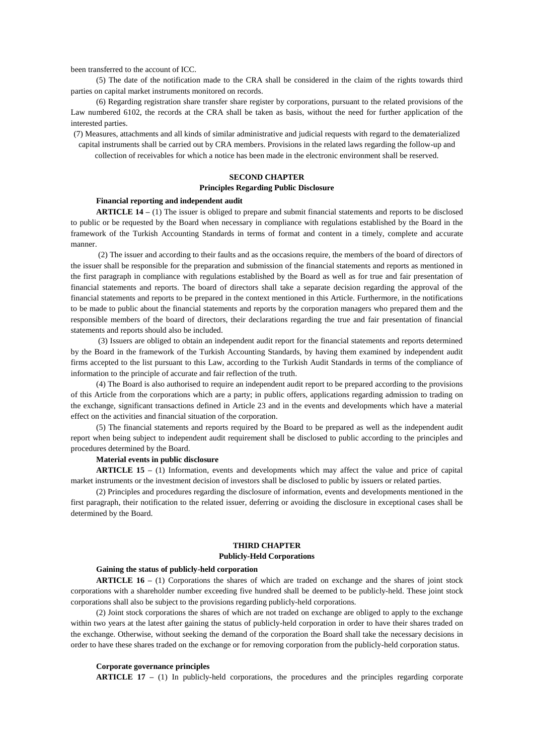been transferred to the account of ICC.

(5) The date of the notification made to the CRA shall be considered in the claim of the rights towards third parties on capital market instruments monitored on records.

(6) Regarding registration share transfer share register by corporations, pursuant to the related provisions of the Law numbered 6102, the records at the CRA shall be taken as basis, without the need for further application of the interested parties.

(7) Measures, attachments and all kinds of similar administrative and judicial requests with regard to the dematerialized capital instruments shall be carried out by CRA members. Provisions in the related laws regarding the follow-up and collection of receivables for which a notice has been made in the electronic environment shall be reserved.

## SECOND CHAPTER
## Principles Regarding Public Disclosure

**Financial reporting and independent audit**

**ARTICLE 14 –** (1) The issuer is obliged to prepare and submit financial statements and reports to be disclosed to public or be requested by the Board when necessary in compliance with regulations established by the Board in the framework of the Turkish Accounting Standards in terms of format and content in a timely, complete and accurate manner.

(2) The issuer and according to their faults and as the occasions require, the members of the board of directors of the issuer shall be responsible for the preparation and submission of the financial statements and reports as mentioned in the first paragraph in compliance with regulations established by the Board as well as for true and fair presentation of financial statements and reports. The board of directors shall take a separate decision regarding the approval of the financial statements and reports to be prepared in the context mentioned in this Article. Furthermore, in the notifications to be made to public about the financial statements and reports by the corporation managers who prepared them and the responsible members of the board of directors, their declarations regarding the true and fair presentation of financial statements and reports should also be included.

(3) Issuers are obliged to obtain an independent audit report for the financial statements and reports determined by the Board in the framework of the Turkish Accounting Standards, by having them examined by independent audit firms accepted to the list pursuant to this Law, according to the Turkish Audit Standards in terms of the compliance of information to the principle of accurate and fair reflection of the truth.

(4) The Board is also authorised to require an independent audit report to be prepared according to the provisions of this Article from the corporations which are a party; in public offers, applications regarding admission to trading on the exchange, significant transactions defined in Article 23 and in the events and developments which have a material effect on the activities and financial situation of the corporation.

(5) The financial statements and reports required by the Board to be prepared as well as the independent audit report when being subject to independent audit requirement shall be disclosed to public according to the principles and procedures determined by the Board.

**Material events in public disclosure**

**ARTICLE 15 –** (1) Information, events and developments which may affect the value and price of capital market instruments or the investment decision of investors shall be disclosed to public by issuers or related parties.

(2) Principles and procedures regarding the disclosure of information, events and developments mentioned in the first paragraph, their notification to the related issuer, deferring or avoiding the disclosure in exceptional cases shall be determined by the Board.

## THIRD CHAPTER
## Publicly-Held Corporations

**Gaining the status of publicly-held corporation**

**ARTICLE 16 –** (1) Corporations the shares of which are traded on exchange and the shares of joint stock corporations with a shareholder number exceeding five hundred shall be deemed to be publicly-held. These joint stock corporations shall also be subject to the provisions regarding publicly-held corporations.

(2) Joint stock corporations the shares of which are not traded on exchange are obliged to apply to the exchange within two years at the latest after gaining the status of publicly-held corporation in order to have their shares traded on the exchange. Otherwise, without seeking the demand of the corporation the Board shall take the necessary decisions in order to have these shares traded on the exchange or for removing corporation from the publicly-held corporation status.

**Corporate governance principles**

**ARTICLE 17 –** (1) In publicly-held corporations, the procedures and the principles regarding corporate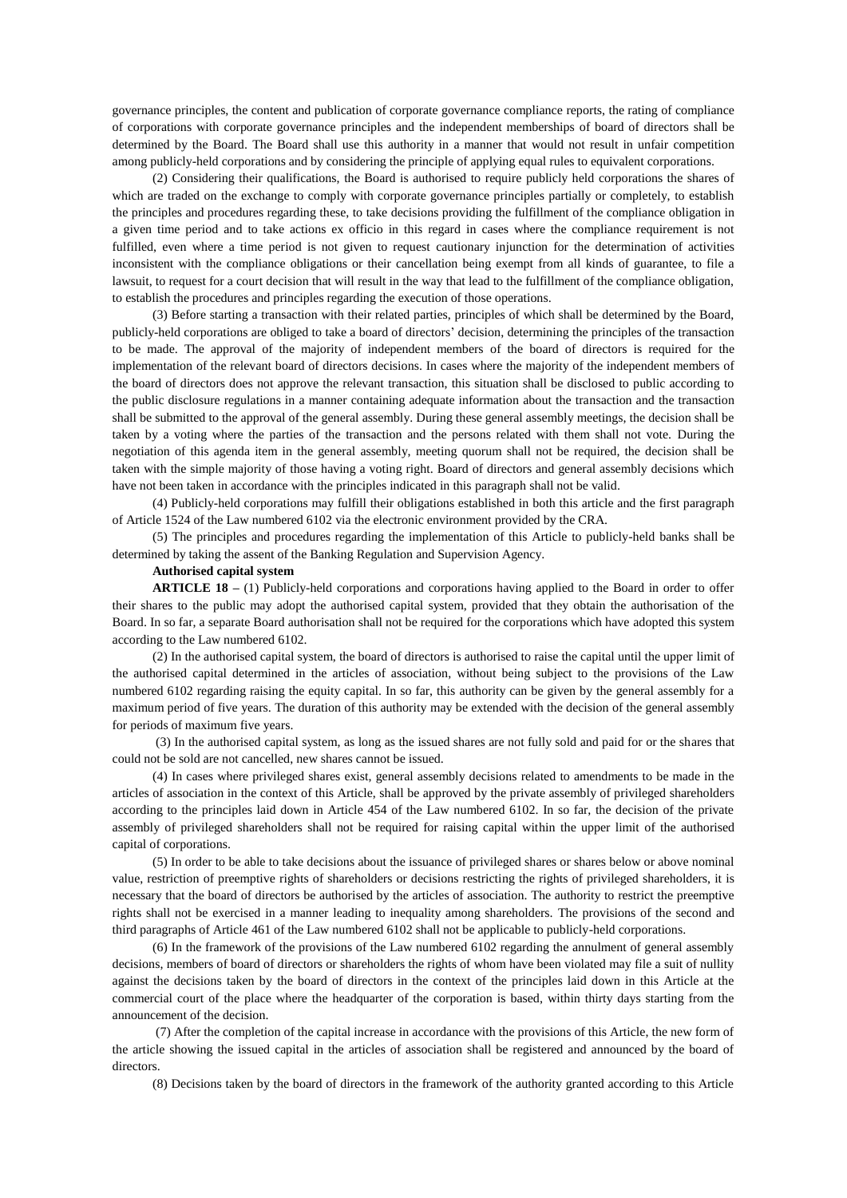governance principles, the content and publication of corporate governance compliance reports, the rating of compliance of corporations with corporate governance principles and the independent memberships of board of directors shall be determined by the Board. The Board shall use this authority in a manner that would not result in unfair competition among publicly-held corporations and by considering the principle of applying equal rules to equivalent corporations.

(2) Considering their qualifications, the Board is authorised to require publicly held corporations the shares of which are traded on the exchange to comply with corporate governance principles partially or completely, to establish the principles and procedures regarding these, to take decisions providing the fulfillment of the compliance obligation in a given time period and to take actions ex officio in this regard in cases where the compliance requirement is not fulfilled, even where a time period is not given to request cautionary injunction for the determination of activities inconsistent with the compliance obligations or their cancellation being exempt from all kinds of guarantee, to file a lawsuit, to request for a court decision that will result in the way that lead to the fulfillment of the compliance obligation, to establish the procedures and principles regarding the execution of those operations.

(3) Before starting a transaction with their related parties, principles of which shall be determined by the Board, publicly-held corporations are obliged to take a board of directors' decision, determining the principles of the transaction to be made. The approval of the majority of independent members of the board of directors is required for the implementation of the relevant board of directors decisions. In cases where the majority of the independent members of the board of directors does not approve the relevant transaction, this situation shall be disclosed to public according to the public disclosure regulations in a manner containing adequate information about the transaction and the transaction shall be submitted to the approval of the general assembly. During these general assembly meetings, the decision shall be taken by a voting where the parties of the transaction and the persons related with them shall not vote. During the negotiation of this agenda item in the general assembly, meeting quorum shall not be required, the decision shall be taken with the simple majority of those having a voting right. Board of directors and general assembly decisions which have not been taken in accordance with the principles indicated in this paragraph shall not be valid.

(4) Publicly-held corporations may fulfill their obligations established in both this article and the first paragraph of Article 1524 of the Law numbered 6102 via the electronic environment provided by the CRA.

(5) The principles and procedures regarding the implementation of this Article to publicly-held banks shall be determined by taking the assent of the Banking Regulation and Supervision Agency.

**Authorised capital system**

**ARTICLE 18 –** (1) Publicly-held corporations and corporations having applied to the Board in order to offer their shares to the public may adopt the authorised capital system, provided that they obtain the authorisation of the Board. In so far, a separate Board authorisation shall not be required for the corporations which have adopted this system according to the Law numbered 6102.

(2) In the authorised capital system, the board of directors is authorised to raise the capital until the upper limit of the authorised capital determined in the articles of association, without being subject to the provisions of the Law numbered 6102 regarding raising the equity capital. In so far, this authority can be given by the general assembly for a maximum period of five years. The duration of this authority may be extended with the decision of the general assembly for periods of maximum five years.

(3) In the authorised capital system, as long as the issued shares are not fully sold and paid for or the shares that could not be sold are not cancelled, new shares cannot be issued.

(4) In cases where privileged shares exist, general assembly decisions related to amendments to be made in the articles of association in the context of this Article, shall be approved by the private assembly of privileged shareholders according to the principles laid down in Article 454 of the Law numbered 6102. In so far, the decision of the private assembly of privileged shareholders shall not be required for raising capital within the upper limit of the authorised capital of corporations.

(5) In order to be able to take decisions about the issuance of privileged shares or shares below or above nominal value, restriction of preemptive rights of shareholders or decisions restricting the rights of privileged shareholders, it is necessary that the board of directors be authorised by the articles of association. The authority to restrict the preemptive rights shall not be exercised in a manner leading to inequality among shareholders. The provisions of the second and third paragraphs of Article 461 of the Law numbered 6102 shall not be applicable to publicly-held corporations.

(6) In the framework of the provisions of the Law numbered 6102 regarding the annulment of general assembly decisions, members of board of directors or shareholders the rights of whom have been violated may file a suit of nullity against the decisions taken by the board of directors in the context of the principles laid down in this Article at the commercial court of the place where the headquarter of the corporation is based, within thirty days starting from the announcement of the decision.

(7) After the completion of the capital increase in accordance with the provisions of this Article, the new form of the article showing the issued capital in the articles of association shall be registered and announced by the board of directors.

(8) Decisions taken by the board of directors in the framework of the authority granted according to this Article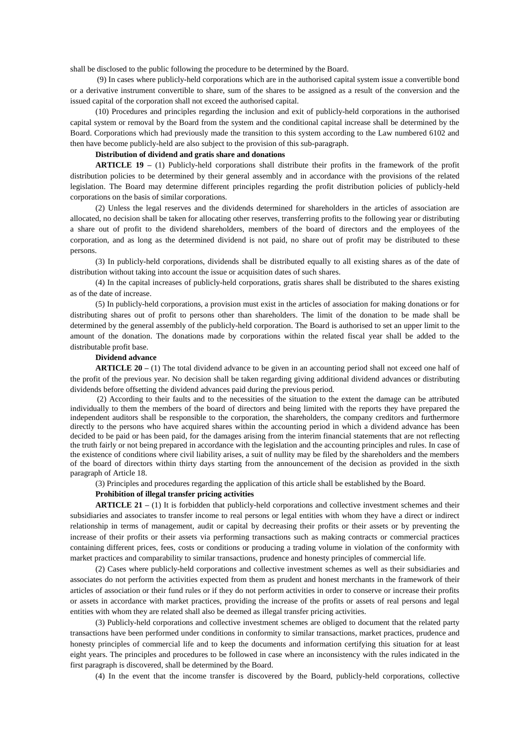shall be disclosed to the public following the procedure to be determined by the Board.

(9) In cases where publicly-held corporations which are in the authorised capital system issue a convertible bond or a derivative instrument convertible to share, sum of the shares to be assigned as a result of the conversion and the issued capital of the corporation shall not exceed the authorised capital.

(10) Procedures and principles regarding the inclusion and exit of publicly-held corporations in the authorised capital system or removal by the Board from the system and the conditional capital increase shall be determined by the Board. Corporations which had previously made the transition to this system according to the Law numbered 6102 and then have become publicly-held are also subject to the provision of this sub-paragraph.

**Distribution of dividend and gratis share and donations**

**ARTICLE 19 –** (1) Publicly-held corporations shall distribute their profits in the framework of the profit distribution policies to be determined by their general assembly and in accordance with the provisions of the related legislation. The Board may determine different principles regarding the profit distribution policies of publicly-held corporations on the basis of similar corporations.

(2) Unless the legal reserves and the dividends determined for shareholders in the articles of association are allocated, no decision shall be taken for allocating other reserves, transferring profits to the following year or distributing a share out of profit to the dividend shareholders, members of the board of directors and the employees of the corporation, and as long as the determined dividend is not paid, no share out of profit may be distributed to these persons.

(3) In publicly-held corporations, dividends shall be distributed equally to all existing shares as of the date of distribution without taking into account the issue or acquisition dates of such shares.

(4) In the capital increases of publicly-held corporations, gratis shares shall be distributed to the shares existing as of the date of increase.

(5) In publicly-held corporations, a provision must exist in the articles of association for making donations or for distributing shares out of profit to persons other than shareholders. The limit of the donation to be made shall be determined by the general assembly of the publicly-held corporation. The Board is authorised to set an upper limit to the amount of the donation. The donations made by corporations within the related fiscal year shall be added to the distributable profit base.

**Dividend advance**

**ARTICLE 20 –** (1) The total dividend advance to be given in an accounting period shall not exceed one half of the profit of the previous year. No decision shall be taken regarding giving additional dividend advances or distributing dividends before offsetting the dividend advances paid during the previous period.

(2) According to their faults and to the necessities of the situation to the extent the damage can be attributed individually to them the members of the board of directors and being limited with the reports they have prepared the independent auditors shall be responsible to the corporation, the shareholders, the company creditors and furthermore directly to the persons who have acquired shares within the accounting period in which a dividend advance has been decided to be paid or has been paid, for the damages arising from the interim financial statements that are not reflecting the truth fairly or not being prepared in accordance with the legislation and the accounting principles and rules. In case of the existence of conditions where civil liability arises, a suit of nullity may be filed by the shareholders and the members of the board of directors within thirty days starting from the announcement of the decision as provided in the sixth paragraph of Article 18.

(3) Principles and procedures regarding the application of this article shall be established by the Board.

**Prohibition of illegal transfer pricing activities**

**ARTICLE 21 –** (1) It is forbidden that publicly-held corporations and collective investment schemes and their subsidiaries and associates to transfer income to real persons or legal entities with whom they have a direct or indirect relationship in terms of management, audit or capital by decreasing their profits or their assets or by preventing the increase of their profits or their assets via performing transactions such as making contracts or commercial practices containing different prices, fees, costs or conditions or producing a trading volume in violation of the conformity with market practices and comparability to similar transactions, prudence and honesty principles of commercial life.

(2) Cases where publicly-held corporations and collective investment schemes as well as their subsidiaries and associates do not perform the activities expected from them as prudent and honest merchants in the framework of their articles of association or their fund rules or if they do not perform activities in order to conserve or increase their profits or assets in accordance with market practices, providing the increase of the profits or assets of real persons and legal entities with whom they are related shall also be deemed as illegal transfer pricing activities.

(3) Publicly-held corporations and collective investment schemes are obliged to document that the related party transactions have been performed under conditions in conformity to similar transactions, market practices, prudence and honesty principles of commercial life and to keep the documents and information certifying this situation for at least eight years. The principles and procedures to be followed in case where an inconsistency with the rules indicated in the first paragraph is discovered, shall be determined by the Board.

(4) In the event that the income transfer is discovered by the Board, publicly-held corporations, collective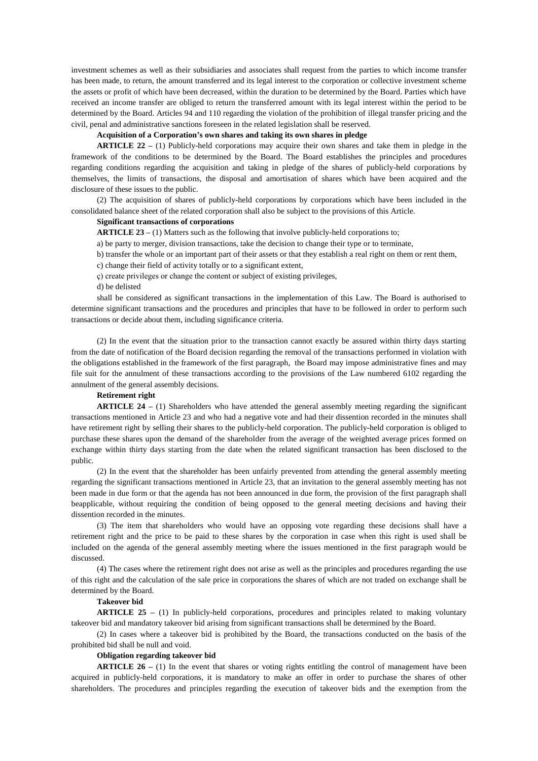investment schemes as well as their subsidiaries and associates shall request from the parties to which income transfer has been made, to return, the amount transferred and its legal interest to the corporation or collective investment scheme the assets or profit of which have been decreased, within the duration to be determined by the Board. Parties which have received an income transfer are obliged to return the transferred amount with its legal interest within the period to be determined by the Board. Articles 94 and 110 regarding the violation of the prohibition of illegal transfer pricing and the civil, penal and administrative sanctions foreseen in the related legislation shall be reserved.

**Acquisition of a Corporation's own shares and taking its own shares in pledge**

**ARTICLE 22 –** (1) Publicly-held corporations may acquire their own shares and take them in pledge in the framework of the conditions to be determined by the Board. The Board establishes the principles and procedures regarding conditions regarding the acquisition and taking in pledge of the shares of publicly-held corporations by themselves, the limits of transactions, the disposal and amortisation of shares which have been acquired and the disclosure of these issues to the public.

(2) The acquisition of shares of publicly-held corporations by corporations which have been included in the consolidated balance sheet of the related corporation shall also be subject to the provisions of this Article.

**Significant transactions of corporations**

**ARTICLE 23 –** (1) Matters such as the following that involve publicly-held corporations to;

a) be party to merger, division transactions, take the decision to change their type or to terminate,

b) transfer the whole or an important part of their assets or that they establish a real right on them or rent them,

c) change their field of activity totally or to a significant extent,

ç) create privileges or change the content or subject of existing privileges,

d) be delisted

shall be considered as significant transactions in the implementation of this Law. The Board is authorised to determine significant transactions and the procedures and principles that have to be followed in order to perform such transactions or decide about them, including significance criteria.

(2) In the event that the situation prior to the transaction cannot exactly be assured within thirty days starting from the date of notification of the Board decision regarding the removal of the transactions performed in violation with the obligations established in the framework of the first paragraph, the Board may impose administrative fines and may file suit for the annulment of these transactions according to the provisions of the Law numbered 6102 regarding the annulment of the general assembly decisions.

**Retirement right**

**ARTICLE 24 –** (1) Shareholders who have attended the general assembly meeting regarding the significant transactions mentioned in Article 23 and who had a negative vote and had their dissention recorded in the minutes shall have retirement right by selling their shares to the publicly-held corporation. The publicly-held corporation is obliged to purchase these shares upon the demand of the shareholder from the average of the weighted average prices formed on exchange within thirty days starting from the date when the related significant transaction has been disclosed to the public.

(2) In the event that the shareholder has been unfairly prevented from attending the general assembly meeting regarding the significant transactions mentioned in Article 23, that an invitation to the general assembly meeting has not been made in due form or that the agenda has not been announced in due form, the provision of the first paragraph shall beapplicable, without requiring the condition of being opposed to the general meeting decisions and having their dissention recorded in the minutes.

(3) The item that shareholders who would have an opposing vote regarding these decisions shall have a retirement right and the price to be paid to these shares by the corporation in case when this right is used shall be included on the agenda of the general assembly meeting where the issues mentioned in the first paragraph would be discussed.

(4) The cases where the retirement right does not arise as well as the principles and procedures regarding the use of this right and the calculation of the sale price in corporations the shares of which are not traded on exchange shall be determined by the Board.

**Takeover bid**

**ARTICLE 25 –** (1) In publicly-held corporations, procedures and principles related to making voluntary takeover bid and mandatory takeover bid arising from significant transactions shall be determined by the Board.

(2) In cases where a takeover bid is prohibited by the Board, the transactions conducted on the basis of the prohibited bid shall be null and void.

**Obligation regarding takeover bid**

**ARTICLE 26 –** (1) In the event that shares or voting rights entitling the control of management have been acquired in publicly-held corporations, it is mandatory to make an offer in order to purchase the shares of other shareholders. The procedures and principles regarding the execution of takeover bids and the exemption from the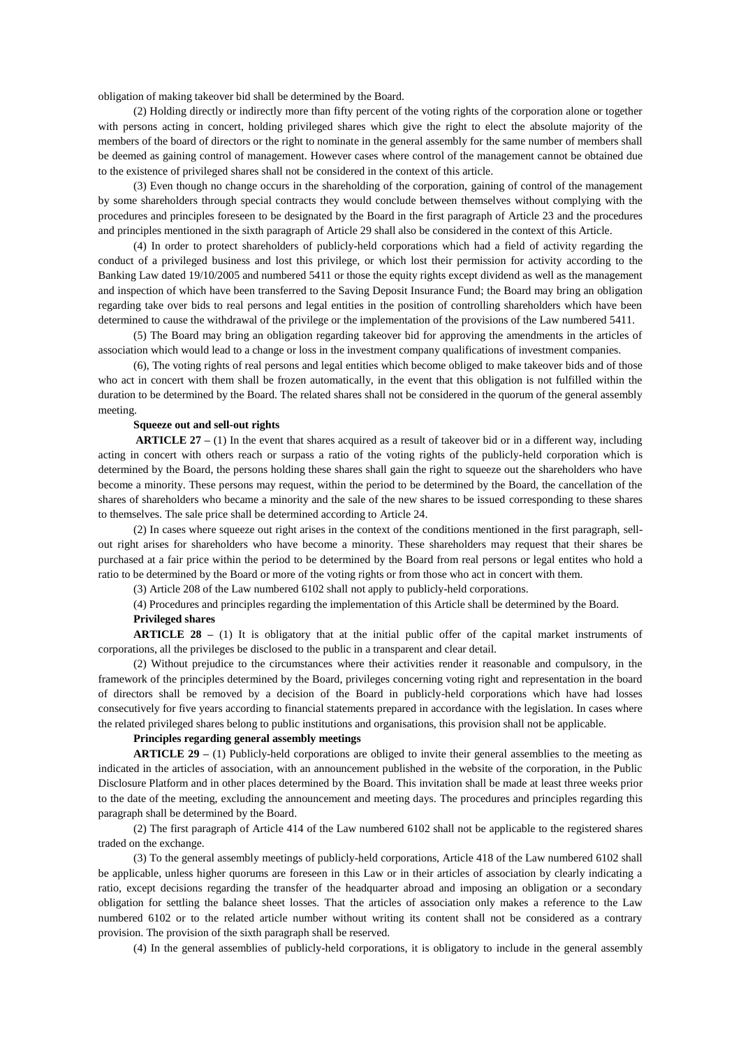obligation of making takeover bid shall be determined by the Board.

(2) Holding directly or indirectly more than fifty percent of the voting rights of the corporation alone or together with persons acting in concert, holding privileged shares which give the right to elect the absolute majority of the members of the board of directors or the right to nominate in the general assembly for the same number of members shall be deemed as gaining control of management. However cases where control of the management cannot be obtained due to the existence of privileged shares shall not be considered in the context of this article.

(3) Even though no change occurs in the shareholding of the corporation, gaining of control of the management by some shareholders through special contracts they would conclude between themselves without complying with the procedures and principles foreseen to be designated by the Board in the first paragraph of Article 23 and the procedures and principles mentioned in the sixth paragraph of Article 29 shall also be considered in the context of this Article.

(4) In order to protect shareholders of publicly-held corporations which had a field of activity regarding the conduct of a privileged business and lost this privilege, or which lost their permission for activity according to the Banking Law dated 19/10/2005 and numbered 5411 or those the equity rights except dividend as well as the management and inspection of which have been transferred to the Saving Deposit Insurance Fund; the Board may bring an obligation regarding take over bids to real persons and legal entities in the position of controlling shareholders which have been determined to cause the withdrawal of the privilege or the implementation of the provisions of the Law numbered 5411.

(5) The Board may bring an obligation regarding takeover bid for approving the amendments in the articles of association which would lead to a change or loss in the investment company qualifications of investment companies.

(6), The voting rights of real persons and legal entities which become obliged to make takeover bids and of those who act in concert with them shall be frozen automatically, in the event that this obligation is not fulfilled within the duration to be determined by the Board. The related shares shall not be considered in the quorum of the general assembly meeting.

**Squeeze out and sell-out rights**

**ARTICLE 27 –** (1) In the event that shares acquired as a result of takeover bid or in a different way, including acting in concert with others reach or surpass a ratio of the voting rights of the publicly-held corporation which is determined by the Board, the persons holding these shares shall gain the right to squeeze out the shareholders who have become a minority. These persons may request, within the period to be determined by the Board, the cancellation of the shares of shareholders who became a minority and the sale of the new shares to be issued corresponding to these shares to themselves. The sale price shall be determined according to Article 24.

(2) In cases where squeeze out right arises in the context of the conditions mentioned in the first paragraph, sell-out right arises for shareholders who have become a minority. These shareholders may request that their shares be purchased at a fair price within the period to be determined by the Board from real persons or legal entites who hold a ratio to be determined by the Board or more of the voting rights or from those who act in concert with them.

(3) Article 208 of the Law numbered 6102 shall not apply to publicly-held corporations.

(4) Procedures and principles regarding the implementation of this Article shall be determined by the Board.

**Privileged shares**

**ARTICLE 28 –** (1) It is obligatory that at the initial public offer of the capital market instruments of corporations, all the privileges be disclosed to the public in a transparent and clear detail.

(2) Without prejudice to the circumstances where their activities render it reasonable and compulsory, in the framework of the principles determined by the Board, privileges concerning voting right and representation in the board of directors shall be removed by a decision of the Board in publicly-held corporations which have had losses consecutively for five years according to financial statements prepared in accordance with the legislation. In cases where the related privileged shares belong to public institutions and organisations, this provision shall not be applicable.

**Principles regarding general assembly meetings**

**ARTICLE 29 –** (1) Publicly-held corporations are obliged to invite their general assemblies to the meeting as indicated in the articles of association, with an announcement published in the website of the corporation, in the Public Disclosure Platform and in other places determined by the Board. This invitation shall be made at least three weeks prior to the date of the meeting, excluding the announcement and meeting days. The procedures and principles regarding this paragraph shall be determined by the Board.

(2) The first paragraph of Article 414 of the Law numbered 6102 shall not be applicable to the registered shares traded on the exchange.

(3) To the general assembly meetings of publicly-held corporations, Article 418 of the Law numbered 6102 shall be applicable, unless higher quorums are foreseen in this Law or in their articles of association by clearly indicating a ratio, except decisions regarding the transfer of the headquarter abroad and imposing an obligation or a secondary obligation for settling the balance sheet losses. That the articles of association only makes a reference to the Law numbered 6102 or to the related article number without writing its content shall not be considered as a contrary provision. The provision of the sixth paragraph shall be reserved.

(4) In the general assemblies of publicly-held corporations, it is obligatory to include in the general assembly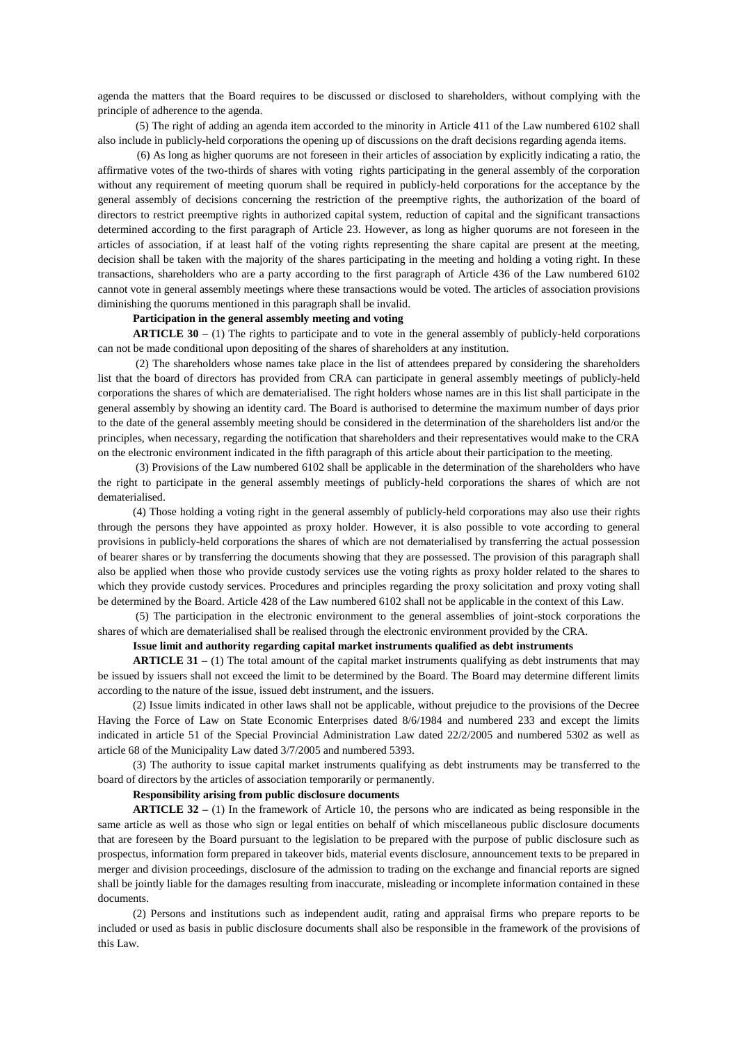agenda the matters that the Board requires to be discussed or disclosed to shareholders, without complying with the principle of adherence to the agenda.

(5) The right of adding an agenda item accorded to the minority in Article 411 of the Law numbered 6102 shall also include in publicly-held corporations the opening up of discussions on the draft decisions regarding agenda items.

(6) As long as higher quorums are not foreseen in their articles of association by explicitly indicating a ratio, the affirmative votes of the two-thirds of shares with voting rights participating in the general assembly of the corporation without any requirement of meeting quorum shall be required in publicly-held corporations for the acceptance by the general assembly of decisions concerning the restriction of the preemptive rights, the authorization of the board of directors to restrict preemptive rights in authorized capital system, reduction of capital and the significant transactions determined according to the first paragraph of Article 23. However, as long as higher quorums are not foreseen in the articles of association, if at least half of the voting rights representing the share capital are present at the meeting, decision shall be taken with the majority of the shares participating in the meeting and holding a voting right. In these transactions, shareholders who are a party according to the first paragraph of Article 436 of the Law numbered 6102 cannot vote in general assembly meetings where these transactions would be voted. The articles of association provisions diminishing the quorums mentioned in this paragraph shall be invalid.

**Participation in the general assembly meeting and voting**

**ARTICLE 30 –** (1) The rights to participate and to vote in the general assembly of publicly-held corporations can not be made conditional upon depositing of the shares of shareholders at any institution.

(2) The shareholders whose names take place in the list of attendees prepared by considering the shareholders list that the board of directors has provided from CRA can participate in general assembly meetings of publicly-held corporations the shares of which are dematerialised. The right holders whose names are in this list shall participate in the general assembly by showing an identity card. The Board is authorised to determine the maximum number of days prior to the date of the general assembly meeting should be considered in the determination of the shareholders list and/or the principles, when necessary, regarding the notification that shareholders and their representatives would make to the CRA on the electronic environment indicated in the fifth paragraph of this article about their participation to the meeting.

(3) Provisions of the Law numbered 6102 shall be applicable in the determination of the shareholders who have the right to participate in the general assembly meetings of publicly-held corporations the shares of which are not dematerialised.

(4) Those holding a voting right in the general assembly of publicly-held corporations may also use their rights through the persons they have appointed as proxy holder. However, it is also possible to vote according to general provisions in publicly-held corporations the shares of which are not dematerialised by transferring the actual possession of bearer shares or by transferring the documents showing that they are possessed. The provision of this paragraph shall also be applied when those who provide custody services use the voting rights as proxy holder related to the shares to which they provide custody services. Procedures and principles regarding the proxy solicitation and proxy voting shall be determined by the Board. Article 428 of the Law numbered 6102 shall not be applicable in the context of this Law.

(5) The participation in the electronic environment to the general assemblies of joint-stock corporations the shares of which are dematerialised shall be realised through the electronic environment provided by the CRA.

**Issue limit and authority regarding capital market instruments qualified as debt instruments**

**ARTICLE 31 –** (1) The total amount of the capital market instruments qualifying as debt instruments that may be issued by issuers shall not exceed the limit to be determined by the Board. The Board may determine different limits according to the nature of the issue, issued debt instrument, and the issuers.

(2) Issue limits indicated in other laws shall not be applicable, without prejudice to the provisions of the Decree Having the Force of Law on State Economic Enterprises dated 8/6/1984 and numbered 233 and except the limits indicated in article 51 of the Special Provincial Administration Law dated 22/2/2005 and numbered 5302 as well as article 68 of the Municipality Law dated 3/7/2005 and numbered 5393.

(3) The authority to issue capital market instruments qualifying as debt instruments may be transferred to the board of directors by the articles of association temporarily or permanently.

**Responsibility arising from public disclosure documents**

**ARTICLE 32 –** (1) In the framework of Article 10, the persons who are indicated as being responsible in the same article as well as those who sign or legal entities on behalf of which miscellaneous public disclosure documents that are foreseen by the Board pursuant to the legislation to be prepared with the purpose of public disclosure such as prospectus, information form prepared in takeover bids, material events disclosure, announcement texts to be prepared in merger and division proceedings, disclosure of the admission to trading on the exchange and financial reports are signed shall be jointly liable for the damages resulting from inaccurate, misleading or incomplete information contained in these documents.

(2) Persons and institutions such as independent audit, rating and appraisal firms who prepare reports to be included or used as basis in public disclosure documents shall also be responsible in the framework of the provisions of this Law.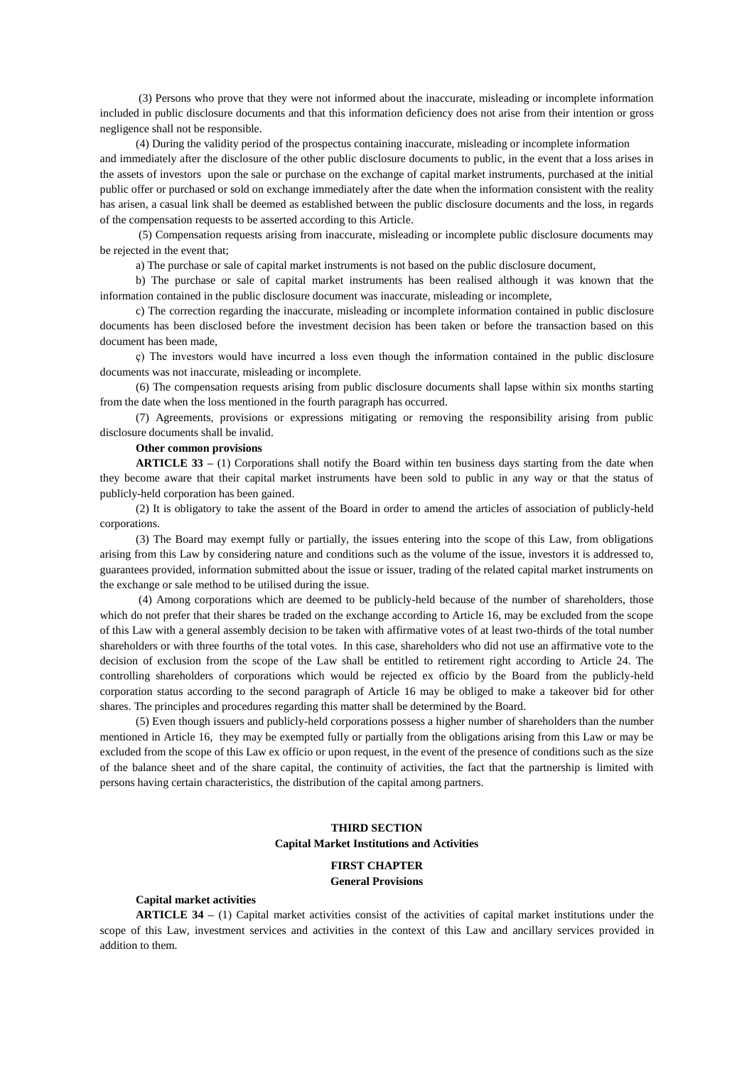(3) Persons who prove that they were not informed about the inaccurate, misleading or incomplete information included in public disclosure documents and that this information deficiency does not arise from their intention or gross negligence shall not be responsible.

(4) During the validity period of the prospectus containing inaccurate, misleading or incomplete information and immediately after the disclosure of the other public disclosure documents to public, in the event that a loss arises in the assets of investors upon the sale or purchase on the exchange of capital market instruments, purchased at the initial public offer or purchased or sold on exchange immediately after the date when the information consistent with the reality has arisen, a casual link shall be deemed as established between the public disclosure documents and the loss, in regards of the compensation requests to be asserted according to this Article.

(5) Compensation requests arising from inaccurate, misleading or incomplete public disclosure documents may be rejected in the event that;

a) The purchase or sale of capital market instruments is not based on the public disclosure document,

b) The purchase or sale of capital market instruments has been realised although it was known that the information contained in the public disclosure document was inaccurate, misleading or incomplete,

c) The correction regarding the inaccurate, misleading or incomplete information contained in public disclosure documents has been disclosed before the investment decision has been taken or before the transaction based on this document has been made,

ç) The investors would have incurred a loss even though the information contained in the public disclosure documents was not inaccurate, misleading or incomplete.

(6) The compensation requests arising from public disclosure documents shall lapse within six months starting from the date when the loss mentioned in the fourth paragraph has occurred.

(7) Agreements, provisions or expressions mitigating or removing the responsibility arising from public disclosure documents shall be invalid.

**Other common provisions**

**ARTICLE 33 –** (1) Corporations shall notify the Board within ten business days starting from the date when they become aware that their capital market instruments have been sold to public in any way or that the status of publicly-held corporation has been gained.

(2) It is obligatory to take the assent of the Board in order to amend the articles of association of publicly-held corporations.

(3) The Board may exempt fully or partially, the issues entering into the scope of this Law, from obligations arising from this Law by considering nature and conditions such as the volume of the issue, investors it is addressed to, guarantees provided, information submitted about the issue or issuer, trading of the related capital market instruments on the exchange or sale method to be utilised during the issue.

(4) Among corporations which are deemed to be publicly-held because of the number of shareholders, those which do not prefer that their shares be traded on the exchange according to Article 16, may be excluded from the scope of this Law with a general assembly decision to be taken with affirmative votes of at least two-thirds of the total number shareholders or with three fourths of the total votes. In this case, shareholders who did not use an affirmative vote to the decision of exclusion from the scope of the Law shall be entitled to retirement right according to Article 24. The controlling shareholders of corporations which would be rejected ex officio by the Board from the publicly-held corporation status according to the second paragraph of Article 16 may be obliged to make a takeover bid for other shares. The principles and procedures regarding this matter shall be determined by the Board.

(5) Even though issuers and publicly-held corporations possess a higher number of shareholders than the number mentioned in Article 16, they may be exempted fully or partially from the obligations arising from this Law or may be excluded from the scope of this Law ex officio or upon request, in the event of the presence of conditions such as the size of the balance sheet and of the share capital, the continuity of activities, the fact that the partnership is limited with persons having certain characteristics, the distribution of the capital among partners.

## THIRD SECTION
## Capital Market Institutions and Activities

### FIRST CHAPTER
### General Provisions

**Capital market activities**

**ARTICLE 34 –** (1) Capital market activities consist of the activities of capital market institutions under the scope of this Law, investment services and activities in the context of this Law and ancillary services provided in addition to them.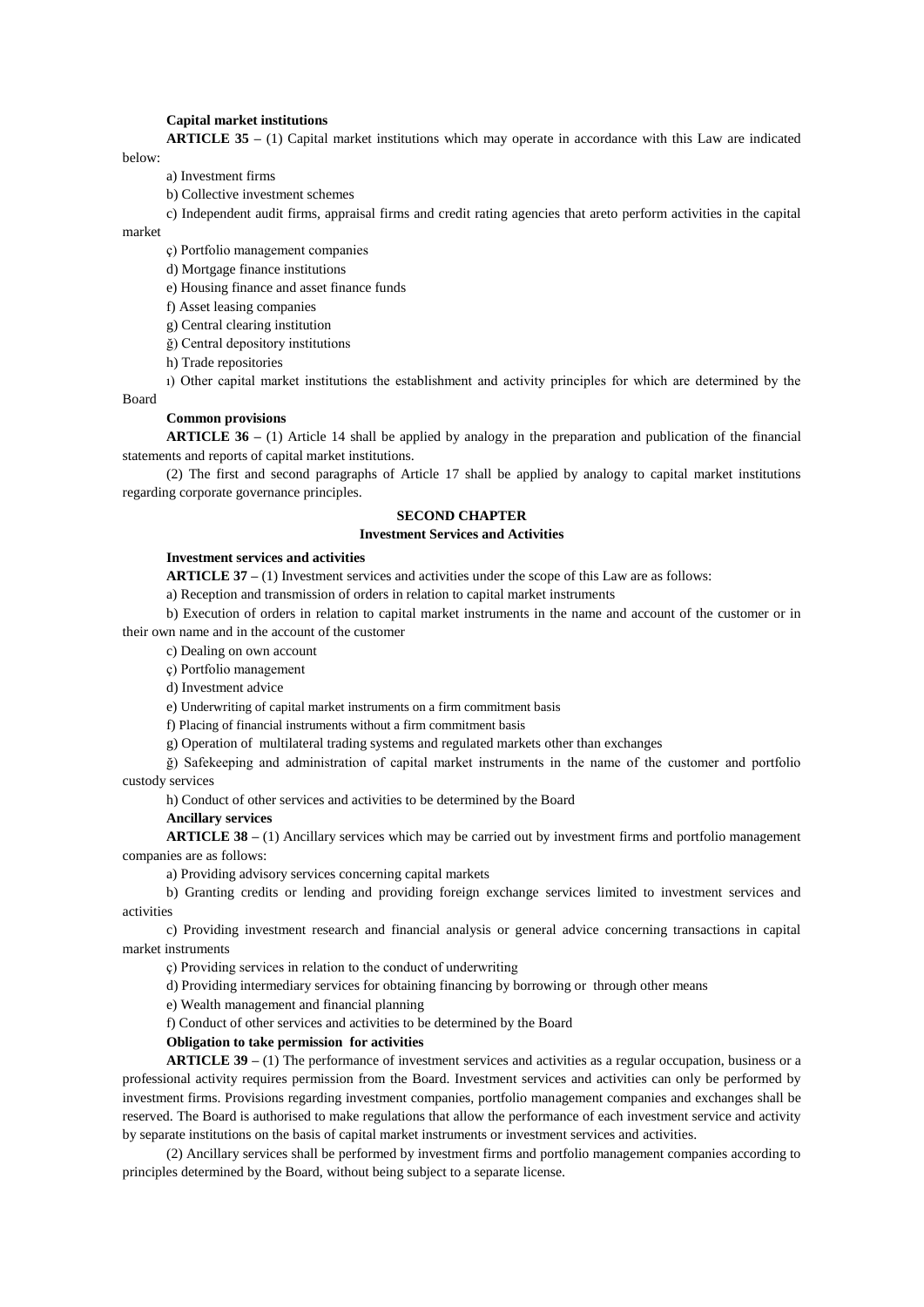**Capital market institutions**

**ARTICLE 35 –** (1) Capital market institutions which may operate in accordance with this Law are indicated below:

a) Investment firms

b) Collective investment schemes

c) Independent audit firms, appraisal firms and credit rating agencies that areto perform activities in the capital market

ç) Portfolio management companies

d) Mortgage finance institutions

e) Housing finance and asset finance funds

f) Asset leasing companies

g) Central clearing institution

ğ) Central depository institutions

h) Trade repositories

ı) Other capital market institutions the establishment and activity principles for which are determined by the Board

**Common provisions**

**ARTICLE 36 –** (1) Article 14 shall be applied by analogy in the preparation and publication of the financial statements and reports of capital market institutions.

(2) The first and second paragraphs of Article 17 shall be applied by analogy to capital market institutions regarding corporate governance principles.

## SECOND CHAPTER

## Investment Services and Activities

**Investment services and activities**

**ARTICLE 37 –** (1) Investment services and activities under the scope of this Law are as follows:

a) Reception and transmission of orders in relation to capital market instruments

b) Execution of orders in relation to capital market instruments in the name and account of the customer or in their own name and in the account of the customer

c) Dealing on own account

ç) Portfolio management

d) Investment advice

e) Underwriting of capital market instruments on a firm commitment basis

f) Placing of financial instruments without a firm commitment basis

g) Operation of multilateral trading systems and regulated markets other than exchanges

ğ) Safekeeping and administration of capital market instruments in the name of the customer and portfolio custody services

h) Conduct of other services and activities to be determined by the Board

**Ancillary services**

**ARTICLE 38 –** (1) Ancillary services which may be carried out by investment firms and portfolio management companies are as follows:

a) Providing advisory services concerning capital markets

b) Granting credits or lending and providing foreign exchange services limited to investment services and activities

c) Providing investment research and financial analysis or general advice concerning transactions in capital market instruments

ç) Providing services in relation to the conduct of underwriting

d) Providing intermediary services for obtaining financing by borrowing or through other means

e) Wealth management and financial planning

f) Conduct of other services and activities to be determined by the Board

**Obligation to take permission for activities**

**ARTICLE 39 –** (1) The performance of investment services and activities as a regular occupation, business or a professional activity requires permission from the Board. Investment services and activities can only be performed by investment firms. Provisions regarding investment companies, portfolio management companies and exchanges shall be reserved. The Board is authorised to make regulations that allow the performance of each investment service and activity by separate institutions on the basis of capital market instruments or investment services and activities.

(2) Ancillary services shall be performed by investment firms and portfolio management companies according to principles determined by the Board, without being subject to a separate license.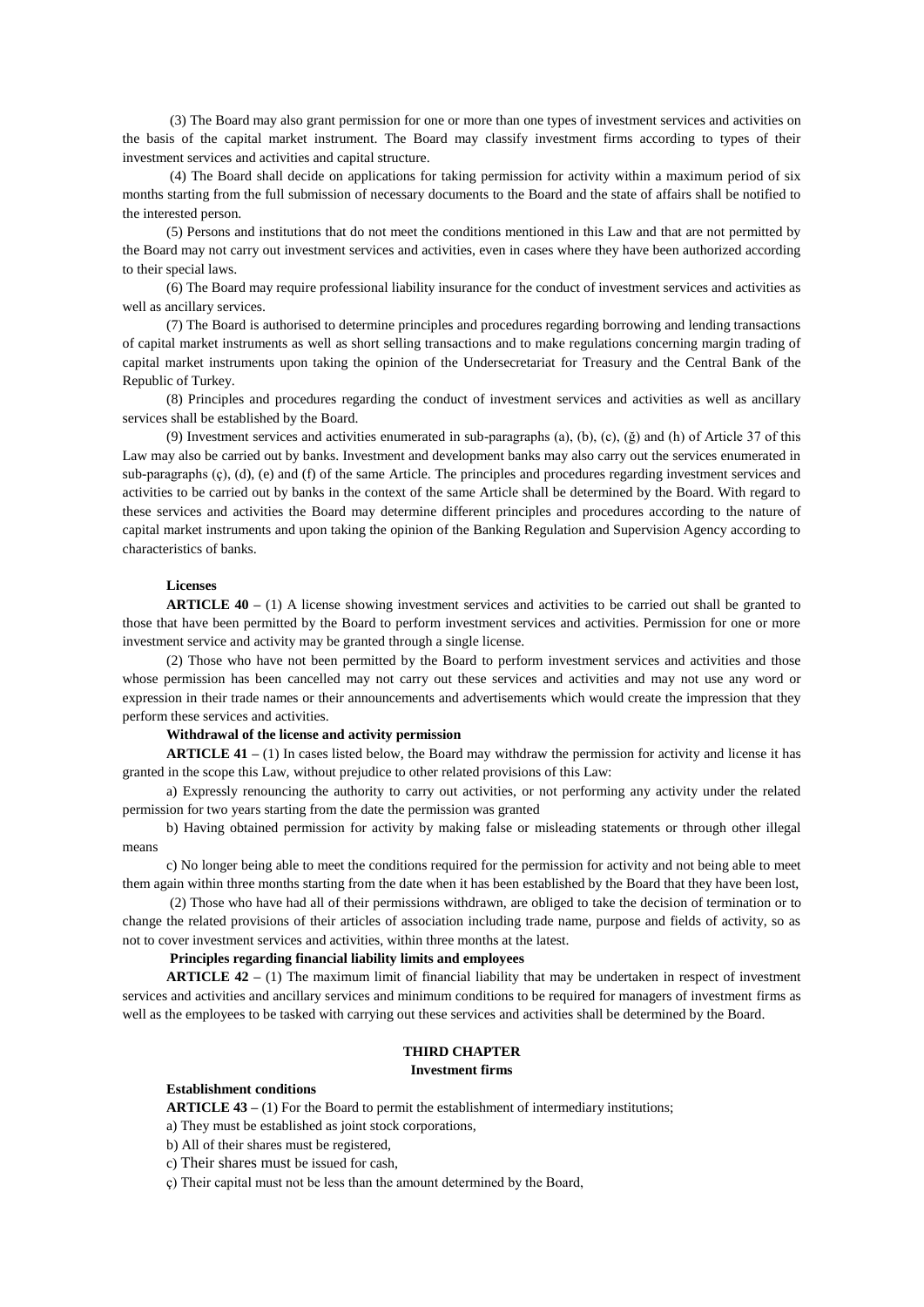(3) The Board may also grant permission for one or more than one types of investment services and activities on the basis of the capital market instrument. The Board may classify investment firms according to types of their investment services and activities and capital structure.

(4) The Board shall decide on applications for taking permission for activity within a maximum period of six months starting from the full submission of necessary documents to the Board and the state of affairs shall be notified to the interested person.

(5) Persons and institutions that do not meet the conditions mentioned in this Law and that are not permitted by the Board may not carry out investment services and activities, even in cases where they have been authorized according to their special laws.

(6) The Board may require professional liability insurance for the conduct of investment services and activities as well as ancillary services.

(7) The Board is authorised to determine principles and procedures regarding borrowing and lending transactions of capital market instruments as well as short selling transactions and to make regulations concerning margin trading of capital market instruments upon taking the opinion of the Undersecretariat for Treasury and the Central Bank of the Republic of Turkey.

(8) Principles and procedures regarding the conduct of investment services and activities as well as ancillary services shall be established by the Board.

(9) Investment services and activities enumerated in sub-paragraphs (a), (b), (c), (ğ) and (h) of Article 37 of this Law may also be carried out by banks. Investment and development banks may also carry out the services enumerated in sub-paragraphs (ç), (d), (e) and (f) of the same Article. The principles and procedures regarding investment services and activities to be carried out by banks in the context of the same Article shall be determined by the Board. With regard to these services and activities the Board may determine different principles and procedures according to the nature of capital market instruments and upon taking the opinion of the Banking Regulation and Supervision Agency according to characteristics of banks.

**Licenses**

**ARTICLE 40 –** (1) A license showing investment services and activities to be carried out shall be granted to those that have been permitted by the Board to perform investment services and activities. Permission for one or more investment service and activity may be granted through a single license.

(2) Those who have not been permitted by the Board to perform investment services and activities and those whose permission has been cancelled may not carry out these services and activities and may not use any word or expression in their trade names or their announcements and advertisements which would create the impression that they perform these services and activities.

**Withdrawal of the license and activity permission**

**ARTICLE 41 –** (1) In cases listed below, the Board may withdraw the permission for activity and license it has granted in the scope this Law, without prejudice to other related provisions of this Law:

a) Expressly renouncing the authority to carry out activities, or not performing any activity under the related permission for two years starting from the date the permission was granted

b) Having obtained permission for activity by making false or misleading statements or through other illegal means

c) No longer being able to meet the conditions required for the permission for activity and not being able to meet them again within three months starting from the date when it has been established by the Board that they have been lost,

(2) Those who have had all of their permissions withdrawn, are obliged to take the decision of termination or to change the related provisions of their articles of association including trade name, purpose and fields of activity, so as not to cover investment services and activities, within three months at the latest.

**Principles regarding financial liability limits and employees**

**ARTICLE 42 –** (1) The maximum limit of financial liability that may be undertaken in respect of investment services and activities and ancillary services and minimum conditions to be required for managers of investment firms as well as the employees to be tasked with carrying out these services and activities shall be determined by the Board.

## THIRD CHAPTER
## Investment firms

**Establishment conditions**

**ARTICLE 43 –** (1) For the Board to permit the establishment of intermediary institutions;

a) They must be established as joint stock corporations,

b) All of their shares must be registered,

c) Their shares must be issued for cash,

ç) Their capital must not be less than the amount determined by the Board,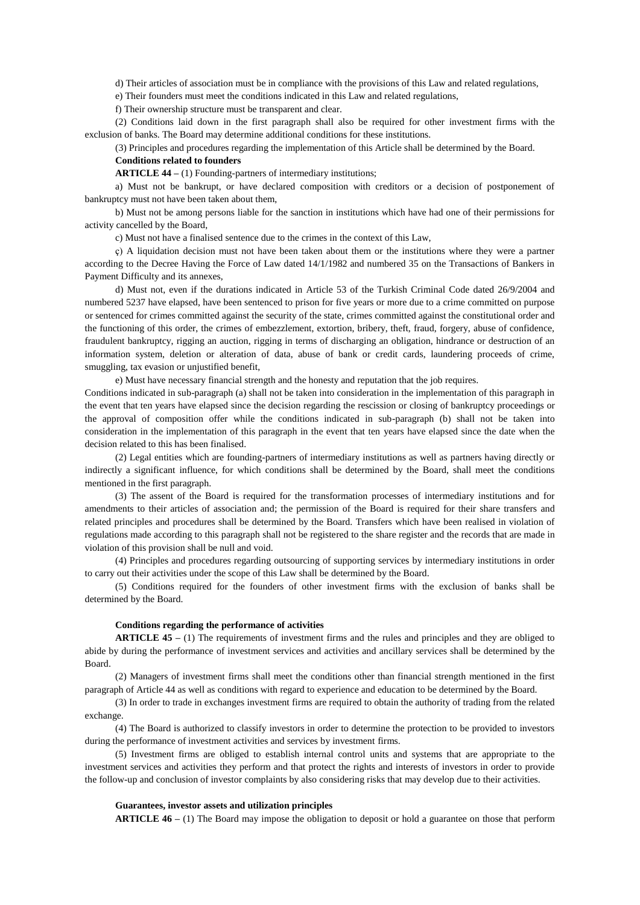d) Their articles of association must be in compliance with the provisions of this Law and related regulations,

e) Their founders must meet the conditions indicated in this Law and related regulations,

f) Their ownership structure must be transparent and clear.

(2) Conditions laid down in the first paragraph shall also be required for other investment firms with the exclusion of banks. The Board may determine additional conditions for these institutions.

(3) Principles and procedures regarding the implementation of this Article shall be determined by the Board.

**Conditions related to founders**

**ARTICLE 44 –** (1) Founding-partners of intermediary institutions;

a) Must not be bankrupt, or have declared composition with creditors or a decision of postponement of bankruptcy must not have been taken about them,

b) Must not be among persons liable for the sanction in institutions which have had one of their permissions for activity cancelled by the Board,

c) Must not have a finalised sentence due to the crimes in the context of this Law,

ç) A liquidation decision must not have been taken about them or the institutions where they were a partner according to the Decree Having the Force of Law dated 14/1/1982 and numbered 35 on the Transactions of Bankers in Payment Difficulty and its annexes,

d) Must not, even if the durations indicated in Article 53 of the Turkish Criminal Code dated 26/9/2004 and numbered 5237 have elapsed, have been sentenced to prison for five years or more due to a crime committed on purpose or sentenced for crimes committed against the security of the state, crimes committed against the constitutional order and the functioning of this order, the crimes of embezzlement, extortion, bribery, theft, fraud, forgery, abuse of confidence, fraudulent bankruptcy, rigging an auction, rigging in terms of discharging an obligation, hindrance or destruction of an information system, deletion or alteration of data, abuse of bank or credit cards, laundering proceeds of crime, smuggling, tax evasion or unjustified benefit,

e) Must have necessary financial strength and the honesty and reputation that the job requires.

Conditions indicated in sub-paragraph (a) shall not be taken into consideration in the implementation of this paragraph in the event that ten years have elapsed since the decision regarding the rescission or closing of bankruptcy proceedings or the approval of composition offer while the conditions indicated in sub-paragraph (b) shall not be taken into consideration in the implementation of this paragraph in the event that ten years have elapsed since the date when the decision related to this has been finalised.

(2) Legal entities which are founding-partners of intermediary institutions as well as partners having directly or indirectly a significant influence, for which conditions shall be determined by the Board, shall meet the conditions mentioned in the first paragraph.

(3) The assent of the Board is required for the transformation processes of intermediary institutions and for amendments to their articles of association and; the permission of the Board is required for their share transfers and related principles and procedures shall be determined by the Board. Transfers which have been realised in violation of regulations made according to this paragraph shall not be registered to the share register and the records that are made in violation of this provision shall be null and void.

(4) Principles and procedures regarding outsourcing of supporting services by intermediary institutions in order to carry out their activities under the scope of this Law shall be determined by the Board.

(5) Conditions required for the founders of other investment firms with the exclusion of banks shall be determined by the Board.

**Conditions regarding the performance of activities**

**ARTICLE 45 –** (1) The requirements of investment firms and the rules and principles and they are obliged to abide by during the performance of investment services and activities and ancillary services shall be determined by the Board.

(2) Managers of investment firms shall meet the conditions other than financial strength mentioned in the first paragraph of Article 44 as well as conditions with regard to experience and education to be determined by the Board.

(3) In order to trade in exchanges investment firms are required to obtain the authority of trading from the related exchange.

(4) The Board is authorized to classify investors in order to determine the protection to be provided to investors during the performance of investment activities and services by investment firms.

(5) Investment firms are obliged to establish internal control units and systems that are appropriate to the investment services and activities they perform and that protect the rights and interests of investors in order to provide the follow-up and conclusion of investor complaints by also considering risks that may develop due to their activities.

**Guarantees, investor assets and utilization principles**

**ARTICLE 46 –** (1) The Board may impose the obligation to deposit or hold a guarantee on those that perform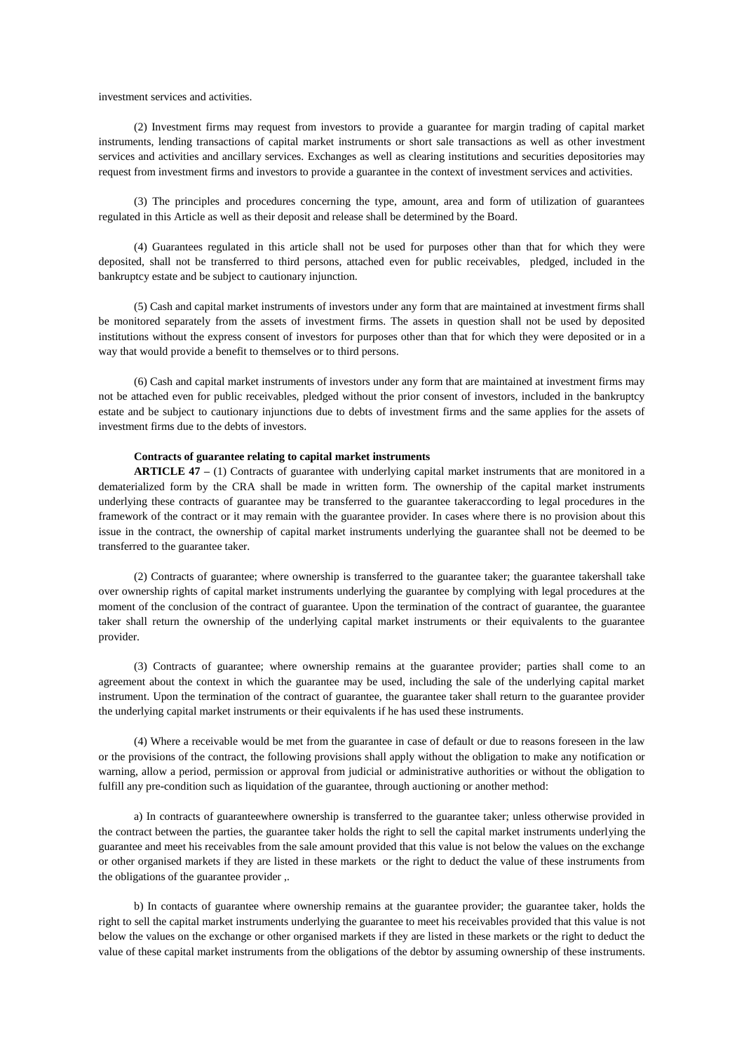investment services and activities.

(2) Investment firms may request from investors to provide a guarantee for margin trading of capital market instruments, lending transactions of capital market instruments or short sale transactions as well as other investment services and activities and ancillary services. Exchanges as well as clearing institutions and securities depositories may request from investment firms and investors to provide a guarantee in the context of investment services and activities.

(3) The principles and procedures concerning the type, amount, area and form of utilization of guarantees regulated in this Article as well as their deposit and release shall be determined by the Board.

(4) Guarantees regulated in this article shall not be used for purposes other than that for which they were deposited, shall not be transferred to third persons, attached even for public receivables, pledged, included in the bankruptcy estate and be subject to cautionary injunction.

(5) Cash and capital market instruments of investors under any form that are maintained at investment firms shall be monitored separately from the assets of investment firms. The assets in question shall not be used by deposited institutions without the express consent of investors for purposes other than that for which they were deposited or in a way that would provide a benefit to themselves or to third persons.

(6) Cash and capital market instruments of investors under any form that are maintained at investment firms may not be attached even for public receivables, pledged without the prior consent of investors, included in the bankruptcy estate and be subject to cautionary injunctions due to debts of investment firms and the same applies for the assets of investment firms due to the debts of investors.

**Contracts of guarantee relating to capital market instruments**

**ARTICLE 47 –** (1) Contracts of guarantee with underlying capital market instruments that are monitored in a dematerialized form by the CRA shall be made in written form. The ownership of the capital market instruments underlying these contracts of guarantee may be transferred to the guarantee takeraccording to legal procedures in the framework of the contract or it may remain with the guarantee provider. In cases where there is no provision about this issue in the contract, the ownership of capital market instruments underlying the guarantee shall not be deemed to be transferred to the guarantee taker.

(2) Contracts of guarantee; where ownership is transferred to the guarantee taker; the guarantee takershall take over ownership rights of capital market instruments underlying the guarantee by complying with legal procedures at the moment of the conclusion of the contract of guarantee. Upon the termination of the contract of guarantee, the guarantee taker shall return the ownership of the underlying capital market instruments or their equivalents to the guarantee provider.

(3) Contracts of guarantee; where ownership remains at the guarantee provider; parties shall come to an agreement about the context in which the guarantee may be used, including the sale of the underlying capital market instrument. Upon the termination of the contract of guarantee, the guarantee taker shall return to the guarantee provider the underlying capital market instruments or their equivalents if he has used these instruments.

(4) Where a receivable would be met from the guarantee in case of default or due to reasons foreseen in the law or the provisions of the contract, the following provisions shall apply without the obligation to make any notification or warning, allow a period, permission or approval from judicial or administrative authorities or without the obligation to fulfill any pre-condition such as liquidation of the guarantee, through auctioning or another method:

a) In contracts of guaranteewhere ownership is transferred to the guarantee taker; unless otherwise provided in the contract between the parties, the guarantee taker holds the right to sell the capital market instruments underlying the guarantee and meet his receivables from the sale amount provided that this value is not below the values on the exchange or other organised markets if they are listed in these markets or the right to deduct the value of these instruments from the obligations of the guarantee provider ,.

b) In contacts of guarantee where ownership remains at the guarantee provider; the guarantee taker, holds the right to sell the capital market instruments underlying the guarantee to meet his receivables provided that this value is not below the values on the exchange or other organised markets if they are listed in these markets or the right to deduct the value of these capital market instruments from the obligations of the debtor by assuming ownership of these instruments.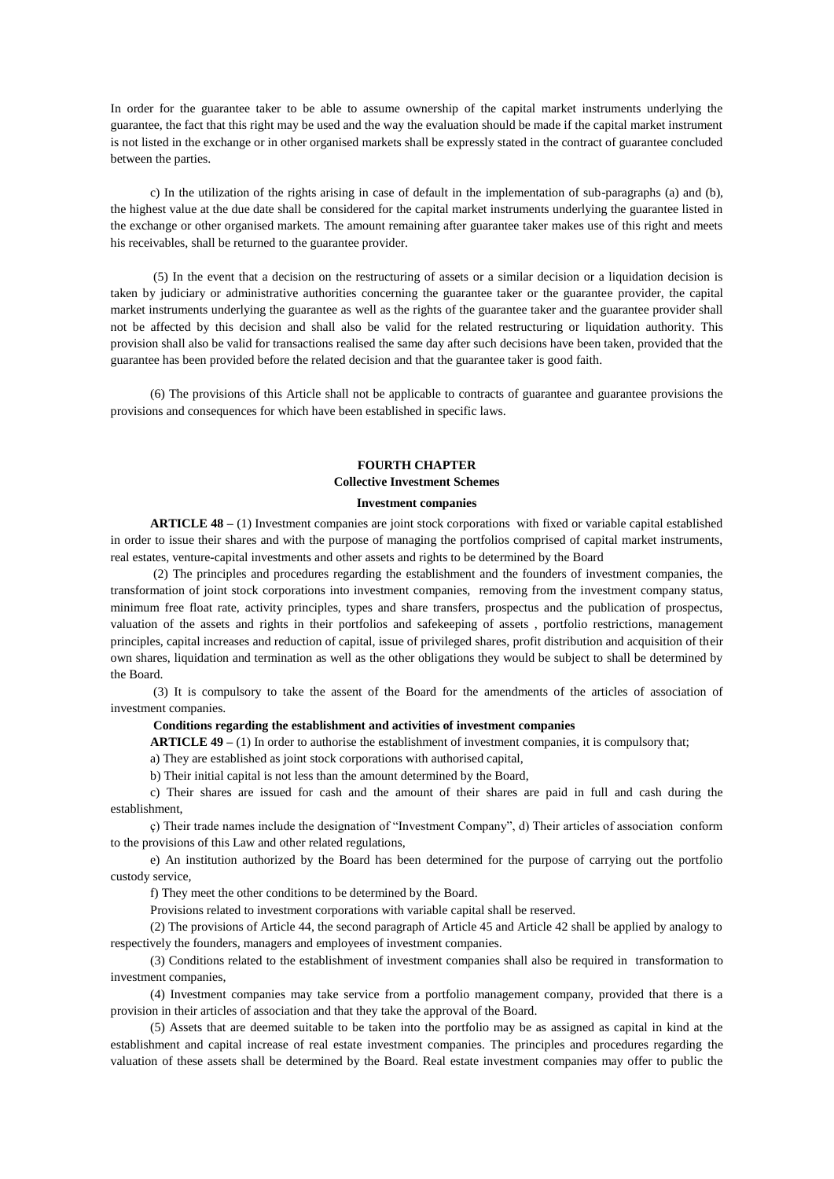In order for the guarantee taker to be able to assume ownership of the capital market instruments underlying the guarantee, the fact that this right may be used and the way the evaluation should be made if the capital market instrument is not listed in the exchange or in other organised markets shall be expressly stated in the contract of guarantee concluded between the parties.

c) In the utilization of the rights arising in case of default in the implementation of sub-paragraphs (a) and (b), the highest value at the due date shall be considered for the capital market instruments underlying the guarantee listed in the exchange or other organised markets. The amount remaining after guarantee taker makes use of this right and meets his receivables, shall be returned to the guarantee provider.

(5) In the event that a decision on the restructuring of assets or a similar decision or a liquidation decision is taken by judiciary or administrative authorities concerning the guarantee taker or the guarantee provider, the capital market instruments underlying the guarantee as well as the rights of the guarantee taker and the guarantee provider shall not be affected by this decision and shall also be valid for the related restructuring or liquidation authority. This provision shall also be valid for transactions realised the same day after such decisions have been taken, provided that the guarantee has been provided before the related decision and that the guarantee taker is good faith.

(6) The provisions of this Article shall not be applicable to contracts of guarantee and guarantee provisions the provisions and consequences for which have been established in specific laws.

## FOURTH CHAPTER
## Collective Investment Schemes

### Investment companies

**ARTICLE 48 –** (1) Investment companies are joint stock corporations with fixed or variable capital established in order to issue their shares and with the purpose of managing the portfolios comprised of capital market instruments, real estates, venture-capital investments and other assets and rights to be determined by the Board

(2) The principles and procedures regarding the establishment and the founders of investment companies, the transformation of joint stock corporations into investment companies, removing from the investment company status, minimum free float rate, activity principles, types and share transfers, prospectus and the publication of prospectus, valuation of the assets and rights in their portfolios and safekeeping of assets , portfolio restrictions, management principles, capital increases and reduction of capital, issue of privileged shares, profit distribution and acquisition of their own shares, liquidation and termination as well as the other obligations they would be subject to shall be determined by the Board.

(3) It is compulsory to take the assent of the Board for the amendments of the articles of association of investment companies.

**Conditions regarding the establishment and activities of investment companies**

**ARTICLE 49 –** (1) In order to authorise the establishment of investment companies, it is compulsory that;

a) They are established as joint stock corporations with authorised capital,

b) Their initial capital is not less than the amount determined by the Board,

c) Their shares are issued for cash and the amount of their shares are paid in full and cash during the establishment,

ç) Their trade names include the designation of "Investment Company", d) Their articles of association conform to the provisions of this Law and other related regulations,

e) An institution authorized by the Board has been determined for the purpose of carrying out the portfolio custody service,

f) They meet the other conditions to be determined by the Board.

Provisions related to investment corporations with variable capital shall be reserved.

(2) The provisions of Article 44, the second paragraph of Article 45 and Article 42 shall be applied by analogy to respectively the founders, managers and employees of investment companies.

(3) Conditions related to the establishment of investment companies shall also be required in transformation to investment companies,

(4) Investment companies may take service from a portfolio management company, provided that there is a provision in their articles of association and that they take the approval of the Board.

(5) Assets that are deemed suitable to be taken into the portfolio may be as assigned as capital in kind at the establishment and capital increase of real estate investment companies. The principles and procedures regarding the valuation of these assets shall be determined by the Board. Real estate investment companies may offer to public the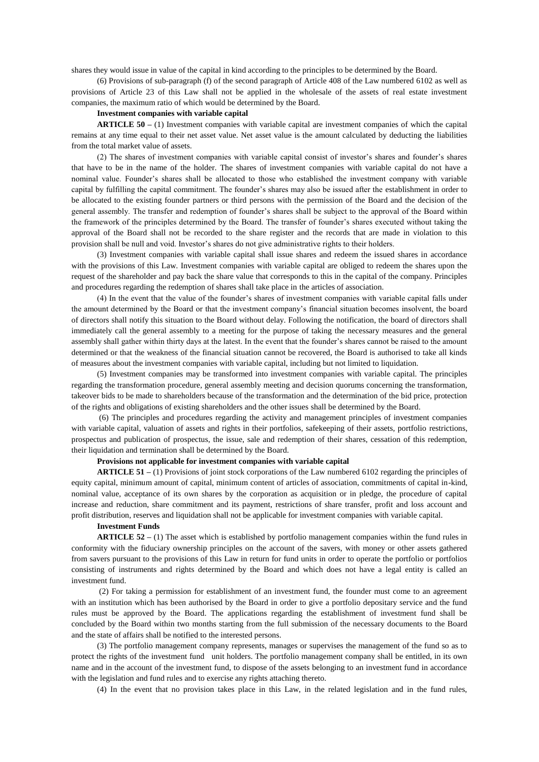shares they would issue in value of the capital in kind according to the principles to be determined by the Board.

(6) Provisions of sub-paragraph (f) of the second paragraph of Article 408 of the Law numbered 6102 as well as provisions of Article 23 of this Law shall not be applied in the wholesale of the assets of real estate investment companies, the maximum ratio of which would be determined by the Board.

**Investment companies with variable capital**

**ARTICLE 50 –** (1) Investment companies with variable capital are investment companies of which the capital remains at any time equal to their net asset value. Net asset value is the amount calculated by deducting the liabilities from the total market value of assets.

(2) The shares of investment companies with variable capital consist of investor's shares and founder's shares that have to be in the name of the holder. The shares of investment companies with variable capital do not have a nominal value. Founder's shares shall be allocated to those who established the investment company with variable capital by fulfilling the capital commitment. The founder's shares may also be issued after the establishment in order to be allocated to the existing founder partners or third persons with the permission of the Board and the decision of the general assembly. The transfer and redemption of founder's shares shall be subject to the approval of the Board within the framework of the principles determined by the Board. The transfer of founder's shares executed without taking the approval of the Board shall not be recorded to the share register and the records that are made in violation to this provision shall be null and void. Investor's shares do not give administrative rights to their holders.

(3) Investment companies with variable capital shall issue shares and redeem the issued shares in accordance with the provisions of this Law. Investment companies with variable capital are obliged to redeem the shares upon the request of the shareholder and pay back the share value that corresponds to this in the capital of the company. Principles and procedures regarding the redemption of shares shall take place in the articles of association.

(4) In the event that the value of the founder's shares of investment companies with variable capital falls under the amount determined by the Board or that the investment company's financial situation becomes insolvent, the board of directors shall notify this situation to the Board without delay. Following the notification, the board of directors shall immediately call the general assembly to a meeting for the purpose of taking the necessary measures and the general assembly shall gather within thirty days at the latest. In the event that the founder's shares cannot be raised to the amount determined or that the weakness of the financial situation cannot be recovered, the Board is authorised to take all kinds of measures about the investment companies with variable capital, including but not limited to liquidation.

(5) Investment companies may be transformed into investment companies with variable capital. The principles regarding the transformation procedure, general assembly meeting and decision quorums concerning the transformation, takeover bids to be made to shareholders because of the transformation and the determination of the bid price, protection of the rights and obligations of existing shareholders and the other issues shall be determined by the Board.

(6) The principles and procedures regarding the activity and management principles of investment companies with variable capital, valuation of assets and rights in their portfolios, safekeeping of their assets, portfolio restrictions, prospectus and publication of prospectus, the issue, sale and redemption of their shares, cessation of this redemption, their liquidation and termination shall be determined by the Board.

**Provisions not applicable for investment companies with variable capital**

**ARTICLE 51 –** (1) Provisions of joint stock corporations of the Law numbered 6102 regarding the principles of equity capital, minimum amount of capital, minimum content of articles of association, commitments of capital in-kind, nominal value, acceptance of its own shares by the corporation as acquisition or in pledge, the procedure of capital increase and reduction, share commitment and its payment, restrictions of share transfer, profit and loss account and profit distribution, reserves and liquidation shall not be applicable for investment companies with variable capital.

**Investment Funds**

**ARTICLE 52 –** (1) The asset which is established by portfolio management companies within the fund rules in conformity with the fiduciary ownership principles on the account of the savers, with money or other assets gathered from savers pursuant to the provisions of this Law in return for fund units in order to operate the portfolio or portfolios consisting of instruments and rights determined by the Board and which does not have a legal entity is called an investment fund.

(2) For taking a permission for establishment of an investment fund, the founder must come to an agreement with an institution which has been authorised by the Board in order to give a portfolio depositary service and the fund rules must be approved by the Board. The applications regarding the establishment of investment fund shall be concluded by the Board within two months starting from the full submission of the necessary documents to the Board and the state of affairs shall be notified to the interested persons.

(3) The portfolio management company represents, manages or supervises the management of the fund so as to protect the rights of the investment fund unit holders. The portfolio management company shall be entitled, in its own name and in the account of the investment fund, to dispose of the assets belonging to an investment fund in accordance with the legislation and fund rules and to exercise any rights attaching thereto.

(4) In the event that no provision takes place in this Law, in the related legislation and in the fund rules,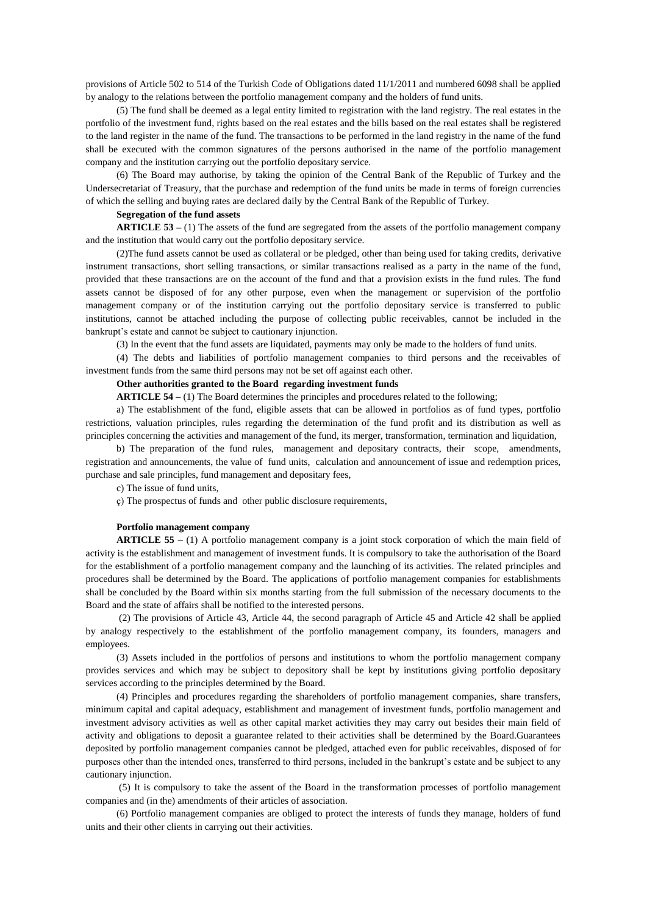provisions of Article 502 to 514 of the Turkish Code of Obligations dated 11/1/2011 and numbered 6098 shall be applied by analogy to the relations between the portfolio management company and the holders of fund units.

(5) The fund shall be deemed as a legal entity limited to registration with the land registry. The real estates in the portfolio of the investment fund, rights based on the real estates and the bills based on the real estates shall be registered to the land register in the name of the fund. The transactions to be performed in the land registry in the name of the fund shall be executed with the common signatures of the persons authorised in the name of the portfolio management company and the institution carrying out the portfolio depositary service.

(6) The Board may authorise, by taking the opinion of the Central Bank of the Republic of Turkey and the Undersecretariat of Treasury, that the purchase and redemption of the fund units be made in terms of foreign currencies of which the selling and buying rates are declared daily by the Central Bank of the Republic of Turkey.

**Segregation of the fund assets**

**ARTICLE 53 –** (1) The assets of the fund are segregated from the assets of the portfolio management company and the institution that would carry out the portfolio depositary service.

(2)The fund assets cannot be used as collateral or be pledged, other than being used for taking credits, derivative instrument transactions, short selling transactions, or similar transactions realised as a party in the name of the fund, provided that these transactions are on the account of the fund and that a provision exists in the fund rules. The fund assets cannot be disposed of for any other purpose, even when the management or supervision of the portfolio management company or of the institution carrying out the portfolio depositary service is transferred to public institutions, cannot be attached including the purpose of collecting public receivables, cannot be included in the bankrupt's estate and cannot be subject to cautionary injunction.

(3) In the event that the fund assets are liquidated, payments may only be made to the holders of fund units.

(4) The debts and liabilities of portfolio management companies to third persons and the receivables of investment funds from the same third persons may not be set off against each other.

**Other authorities granted to the Board regarding investment funds**

**ARTICLE 54 –** (1) The Board determines the principles and procedures related to the following;

a) The establishment of the fund, eligible assets that can be allowed in portfolios as of fund types, portfolio restrictions, valuation principles, rules regarding the determination of the fund profit and its distribution as well as principles concerning the activities and management of the fund, its merger, transformation, termination and liquidation,

b) The preparation of the fund rules, management and depositary contracts, their scope, amendments, registration and announcements, the value of fund units, calculation and announcement of issue and redemption prices, purchase and sale principles, fund management and depositary fees,

c) The issue of fund units,

ç) The prospectus of funds and other public disclosure requirements,

**Portfolio management company**

**ARTICLE 55 –** (1) A portfolio management company is a joint stock corporation of which the main field of activity is the establishment and management of investment funds. It is compulsory to take the authorisation of the Board for the establishment of a portfolio management company and the launching of its activities. The related principles and procedures shall be determined by the Board. The applications of portfolio management companies for establishments shall be concluded by the Board within six months starting from the full submission of the necessary documents to the Board and the state of affairs shall be notified to the interested persons.

(2) The provisions of Article 43, Article 44, the second paragraph of Article 45 and Article 42 shall be applied by analogy respectively to the establishment of the portfolio management company, its founders, managers and employees.

(3) Assets included in the portfolios of persons and institutions to whom the portfolio management company provides services and which may be subject to depository shall be kept by institutions giving portfolio depositary services according to the principles determined by the Board.

(4) Principles and procedures regarding the shareholders of portfolio management companies, share transfers, minimum capital and capital adequacy, establishment and management of investment funds, portfolio management and investment advisory activities as well as other capital market activities they may carry out besides their main field of activity and obligations to deposit a guarantee related to their activities shall be determined by the Board.Guarantees deposited by portfolio management companies cannot be pledged, attached even for public receivables, disposed of for purposes other than the intended ones, transferred to third persons, included in the bankrupt's estate and be subject to any cautionary injunction.

(5) It is compulsory to take the assent of the Board in the transformation processes of portfolio management companies and (in the) amendments of their articles of association.

(6) Portfolio management companies are obliged to protect the interests of funds they manage, holders of fund units and their other clients in carrying out their activities.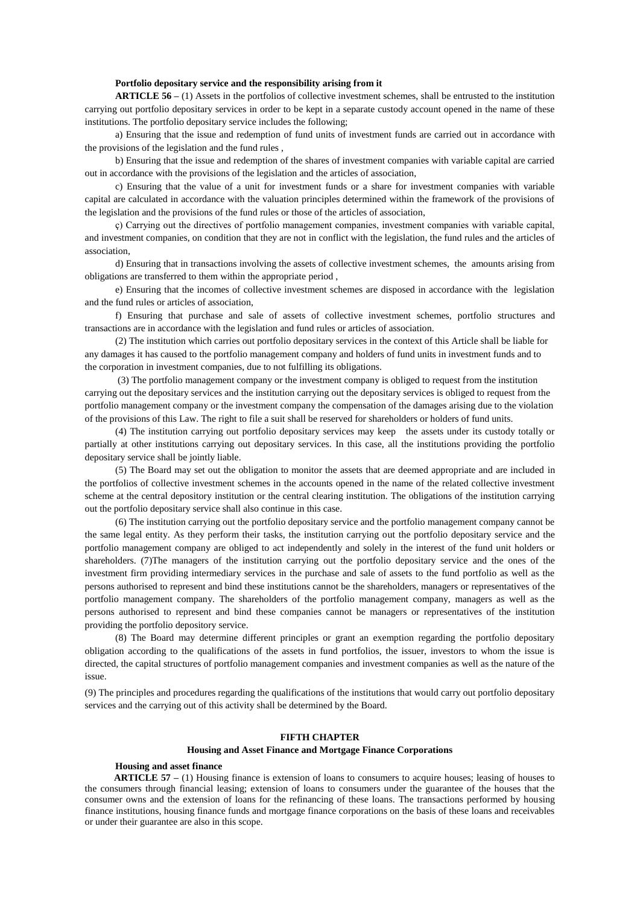**Portfolio depositary service and the responsibility arising from it**

**ARTICLE 56 –** (1) Assets in the portfolios of collective investment schemes, shall be entrusted to the institution carrying out portfolio depositary services in order to be kept in a separate custody account opened in the name of these institutions. The portfolio depositary service includes the following;

a) Ensuring that the issue and redemption of fund units of investment funds are carried out in accordance with the provisions of the legislation and the fund rules ,

b) Ensuring that the issue and redemption of the shares of investment companies with variable capital are carried out in accordance with the provisions of the legislation and the articles of association,

c) Ensuring that the value of a unit for investment funds or a share for investment companies with variable capital are calculated in accordance with the valuation principles determined within the framework of the provisions of the legislation and the provisions of the fund rules or those of the articles of association,

ç) Carrying out the directives of portfolio management companies, investment companies with variable capital, and investment companies, on condition that they are not in conflict with the legislation, the fund rules and the articles of association,

d) Ensuring that in transactions involving the assets of collective investment schemes, the amounts arising from obligations are transferred to them within the appropriate period ,

e) Ensuring that the incomes of collective investment schemes are disposed in accordance with the legislation and the fund rules or articles of association,

f) Ensuring that purchase and sale of assets of collective investment schemes, portfolio structures and transactions are in accordance with the legislation and fund rules or articles of association.

(2) The institution which carries out portfolio depositary services in the context of this Article shall be liable for any damages it has caused to the portfolio management company and holders of fund units in investment funds and to the corporation in investment companies, due to not fulfilling its obligations.

(3) The portfolio management company or the investment company is obliged to request from the institution carrying out the depositary services and the institution carrying out the depositary services is obliged to request from the portfolio management company or the investment company the compensation of the damages arising due to the violation of the provisions of this Law. The right to file a suit shall be reserved for shareholders or holders of fund units.

(4) The institution carrying out portfolio depositary services may keep the assets under its custody totally or partially at other institutions carrying out depositary services. In this case, all the institutions providing the portfolio depositary service shall be jointly liable.

(5) The Board may set out the obligation to monitor the assets that are deemed appropriate and are included in the portfolios of collective investment schemes in the accounts opened in the name of the related collective investment scheme at the central depository institution or the central clearing institution. The obligations of the institution carrying out the portfolio depositary service shall also continue in this case.

(6) The institution carrying out the portfolio depositary service and the portfolio management company cannot be the same legal entity. As they perform their tasks, the institution carrying out the portfolio depositary service and the portfolio management company are obliged to act independently and solely in the interest of the fund unit holders or shareholders. (7)The managers of the institution carrying out the portfolio depositary service and the ones of the investment firm providing intermediary services in the purchase and sale of assets to the fund portfolio as well as the persons authorised to represent and bind these institutions cannot be the shareholders, managers or representatives of the portfolio management company. The shareholders of the portfolio management company, managers as well as the persons authorised to represent and bind these companies cannot be managers or representatives of the institution providing the portfolio depository service.

(8) The Board may determine different principles or grant an exemption regarding the portfolio depositary obligation according to the qualifications of the assets in fund portfolios, the issuer, investors to whom the issue is directed, the capital structures of portfolio management companies and investment companies as well as the nature of the issue.

(9) The principles and procedures regarding the qualifications of the institutions that would carry out portfolio depositary services and the carrying out of this activity shall be determined by the Board.

## FIFTH CHAPTER

### Housing and Asset Finance and Mortgage Finance Corporations

**Housing and asset finance**

**ARTICLE 57 –** (1) Housing finance is extension of loans to consumers to acquire houses; leasing of houses to the consumers through financial leasing; extension of loans to consumers under the guarantee of the houses that the consumer owns and the extension of loans for the refinancing of these loans. The transactions performed by housing finance institutions, housing finance funds and mortgage finance corporations on the basis of these loans and receivables or under their guarantee are also in this scope.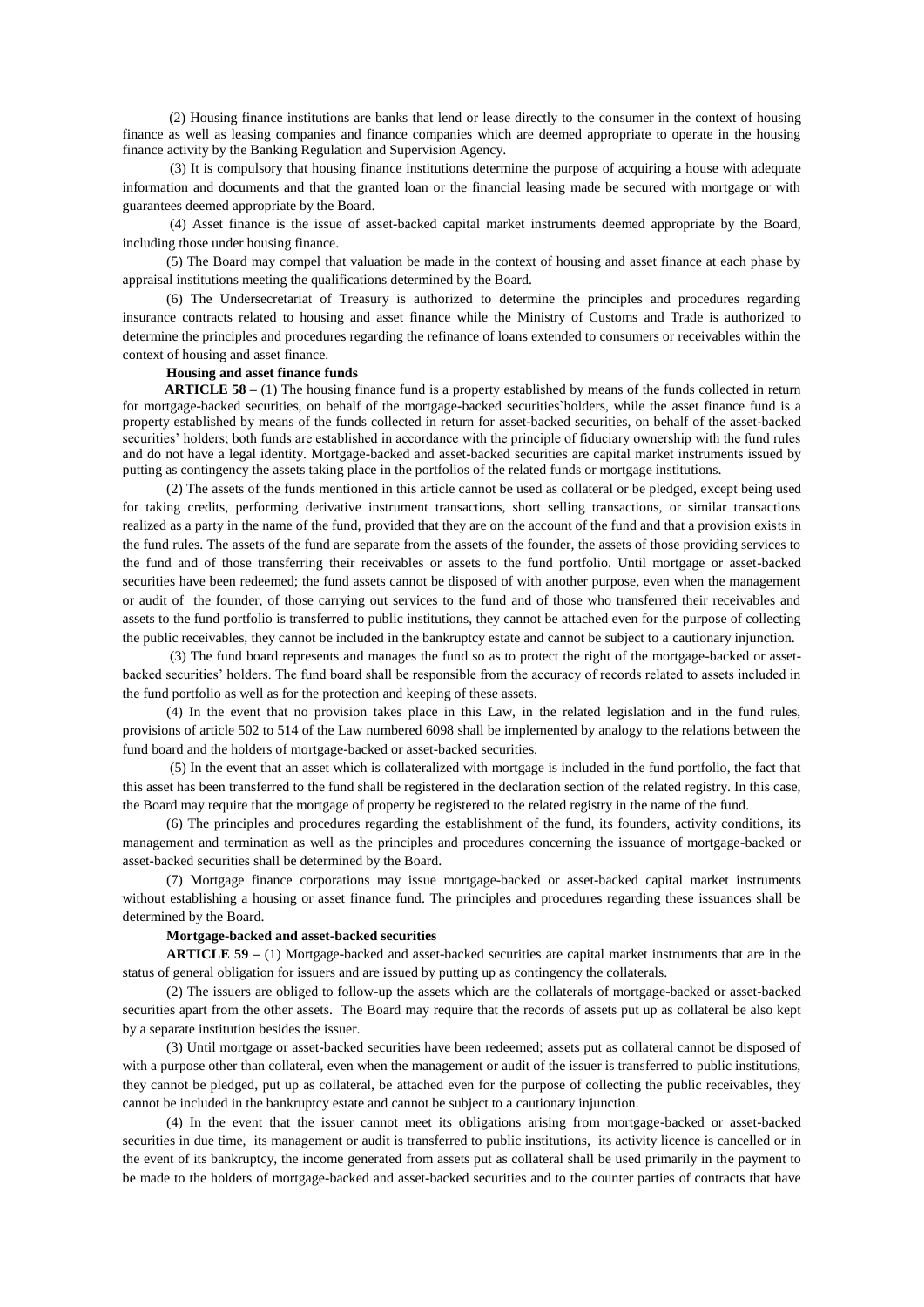(2) Housing finance institutions are banks that lend or lease directly to the consumer in the context of housing finance as well as leasing companies and finance companies which are deemed appropriate to operate in the housing finance activity by the Banking Regulation and Supervision Agency.

(3) It is compulsory that housing finance institutions determine the purpose of acquiring a house with adequate information and documents and that the granted loan or the financial leasing made be secured with mortgage or with guarantees deemed appropriate by the Board.

(4) Asset finance is the issue of asset-backed capital market instruments deemed appropriate by the Board, including those under housing finance.

(5) The Board may compel that valuation be made in the context of housing and asset finance at each phase by appraisal institutions meeting the qualifications determined by the Board.

(6) The Undersecretariat of Treasury is authorized to determine the principles and procedures regarding insurance contracts related to housing and asset finance while the Ministry of Customs and Trade is authorized to determine the principles and procedures regarding the refinance of loans extended to consumers or receivables within the context of housing and asset finance.

**Housing and asset finance funds**

**ARTICLE 58 –** (1) The housing finance fund is a property established by means of the funds collected in return for mortgage-backed securities, on behalf of the mortgage-backed securities`holders, while the asset finance fund is a property established by means of the funds collected in return for asset-backed securities, on behalf of the asset-backed securities' holders; both funds are established in accordance with the principle of fiduciary ownership with the fund rules and do not have a legal identity. Mortgage-backed and asset-backed securities are capital market instruments issued by putting as contingency the assets taking place in the portfolios of the related funds or mortgage institutions.

(2) The assets of the funds mentioned in this article cannot be used as collateral or be pledged, except being used for taking credits, performing derivative instrument transactions, short selling transactions, or similar transactions realized as a party in the name of the fund, provided that they are on the account of the fund and that a provision exists in the fund rules. The assets of the fund are separate from the assets of the founder, the assets of those providing services to the fund and of those transferring their receivables or assets to the fund portfolio. Until mortgage or asset-backed securities have been redeemed; the fund assets cannot be disposed of with another purpose, even when the management or audit of the founder, of those carrying out services to the fund and of those who transferred their receivables and assets to the fund portfolio is transferred to public institutions, they cannot be attached even for the purpose of collecting the public receivables, they cannot be included in the bankruptcy estate and cannot be subject to a cautionary injunction.

(3) The fund board represents and manages the fund so as to protect the right of the mortgage-backed or asset-backed securities' holders. The fund board shall be responsible from the accuracy of records related to assets included in the fund portfolio as well as for the protection and keeping of these assets.

(4) In the event that no provision takes place in this Law, in the related legislation and in the fund rules, provisions of article 502 to 514 of the Law numbered 6098 shall be implemented by analogy to the relations between the fund board and the holders of mortgage-backed or asset-backed securities.

(5) In the event that an asset which is collateralized with mortgage is included in the fund portfolio, the fact that this asset has been transferred to the fund shall be registered in the declaration section of the related registry. In this case, the Board may require that the mortgage of property be registered to the related registry in the name of the fund.

(6) The principles and procedures regarding the establishment of the fund, its founders, activity conditions, its management and termination as well as the principles and procedures concerning the issuance of mortgage-backed or asset-backed securities shall be determined by the Board.

(7) Mortgage finance corporations may issue mortgage-backed or asset-backed capital market instruments without establishing a housing or asset finance fund. The principles and procedures regarding these issuances shall be determined by the Board.

**Mortgage-backed and asset-backed securities**

**ARTICLE 59 –** (1) Mortgage-backed and asset-backed securities are capital market instruments that are in the status of general obligation for issuers and are issued by putting up as contingency the collaterals.

(2) The issuers are obliged to follow-up the assets which are the collaterals of mortgage-backed or asset-backed securities apart from the other assets. The Board may require that the records of assets put up as collateral be also kept by a separate institution besides the issuer.

(3) Until mortgage or asset-backed securities have been redeemed; assets put as collateral cannot be disposed of with a purpose other than collateral, even when the management or audit of the issuer is transferred to public institutions, they cannot be pledged, put up as collateral, be attached even for the purpose of collecting the public receivables, they cannot be included in the bankruptcy estate and cannot be subject to a cautionary injunction.

(4) In the event that the issuer cannot meet its obligations arising from mortgage-backed or asset-backed securities in due time, its management or audit is transferred to public institutions, its activity licence is cancelled or in the event of its bankruptcy, the income generated from assets put as collateral shall be used primarily in the payment to be made to the holders of mortgage-backed and asset-backed securities and to the counter parties of contracts that have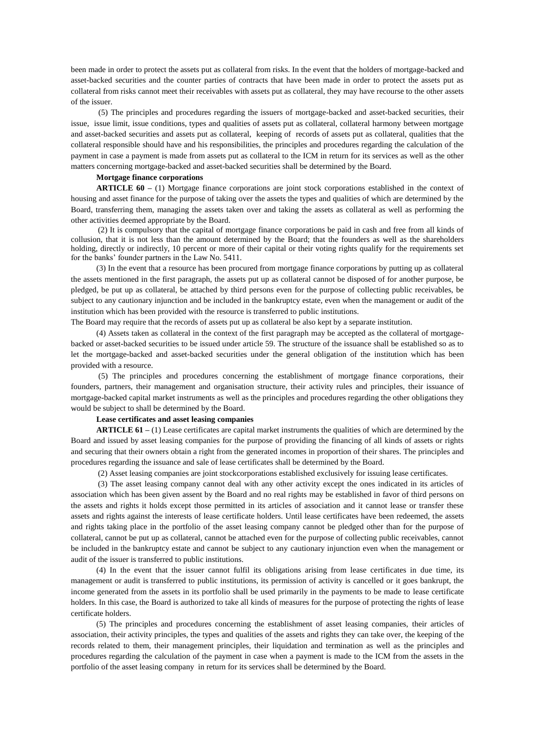been made in order to protect the assets put as collateral from risks. In the event that the holders of mortgage-backed and asset-backed securities and the counter parties of contracts that have been made in order to protect the assets put as collateral from risks cannot meet their receivables with assets put as collateral, they may have recourse to the other assets of the issuer.

(5) The principles and procedures regarding the issuers of mortgage-backed and asset-backed securities, their issue, issue limit, issue conditions, types and qualities of assets put as collateral, collateral harmony between mortgage and asset-backed securities and assets put as collateral, keeping of records of assets put as collateral, qualities that the collateral responsible should have and his responsibilities, the principles and procedures regarding the calculation of the payment in case a payment is made from assets put as collateral to the ICM in return for its services as well as the other matters concerning mortgage-backed and asset-backed securities shall be determined by the Board.

**Mortgage finance corporations**

**ARTICLE 60 –** (1) Mortgage finance corporations are joint stock corporations established in the context of housing and asset finance for the purpose of taking over the assets the types and qualities of which are determined by the Board, transferring them, managing the assets taken over and taking the assets as collateral as well as performing the other activities deemed appropriate by the Board.

(2) It is compulsory that the capital of mortgage finance corporations be paid in cash and free from all kinds of collusion, that it is not less than the amount determined by the Board; that the founders as well as the shareholders holding, directly or indirectly, 10 percent or more of their capital or their voting rights qualify for the requirements set for the banks' founder partners in the Law No. 5411.

(3) In the event that a resource has been procured from mortgage finance corporations by putting up as collateral the assets mentioned in the first paragraph, the assets put up as collateral cannot be disposed of for another purpose, be pledged, be put up as collateral, be attached by third persons even for the purpose of collecting public receivables, be subject to any cautionary injunction and be included in the bankruptcy estate, even when the management or audit of the institution which has been provided with the resource is transferred to public institutions.

The Board may require that the records of assets put up as collateral be also kept by a separate institution.

(4) Assets taken as collateral in the context of the first paragraph may be accepted as the collateral of mortgage-backed or asset-backed securities to be issued under article 59. The structure of the issuance shall be established so as to let the mortgage-backed and asset-backed securities under the general obligation of the institution which has been provided with a resource.

(5) The principles and procedures concerning the establishment of mortgage finance corporations, their founders, partners, their management and organisation structure, their activity rules and principles, their issuance of mortgage-backed capital market instruments as well as the principles and procedures regarding the other obligations they would be subject to shall be determined by the Board.

**Lease certificates and asset leasing companies**

**ARTICLE 61 –** (1) Lease certificates are capital market instruments the qualities of which are determined by the Board and issued by asset leasing companies for the purpose of providing the financing of all kinds of assets or rights and securing that their owners obtain a right from the generated incomes in proportion of their shares. The principles and procedures regarding the issuance and sale of lease certificates shall be determined by the Board.

(2) Asset leasing companies are joint stockcorporations established exclusively for issuing lease certificates.

(3) The asset leasing company cannot deal with any other activity except the ones indicated in its articles of association which has been given assent by the Board and no real rights may be established in favor of third persons on the assets and rights it holds except those permitted in its articles of association and it cannot lease or transfer these assets and rights against the interests of lease certificate holders. Until lease certificates have been redeemed, the assets and rights taking place in the portfolio of the asset leasing company cannot be pledged other than for the purpose of collateral, cannot be put up as collateral, cannot be attached even for the purpose of collecting public receivables, cannot be included in the bankruptcy estate and cannot be subject to any cautionary injunction even when the management or audit of the issuer is transferred to public institutions.

(4) In the event that the issuer cannot fulfil its obligations arising from lease certificates in due time, its management or audit is transferred to public institutions, its permission of activity is cancelled or it goes bankrupt, the income generated from the assets in its portfolio shall be used primarily in the payments to be made to lease certificate holders. In this case, the Board is authorized to take all kinds of measures for the purpose of protecting the rights of lease certificate holders.

(5) The principles and procedures concerning the establishment of asset leasing companies, their articles of association, their activity principles, the types and qualities of the assets and rights they can take over, the keeping of the records related to them, their management principles, their liquidation and termination as well as the principles and procedures regarding the calculation of the payment in case when a payment is made to the ICM from the assets in the portfolio of the asset leasing company in return for its services shall be determined by the Board.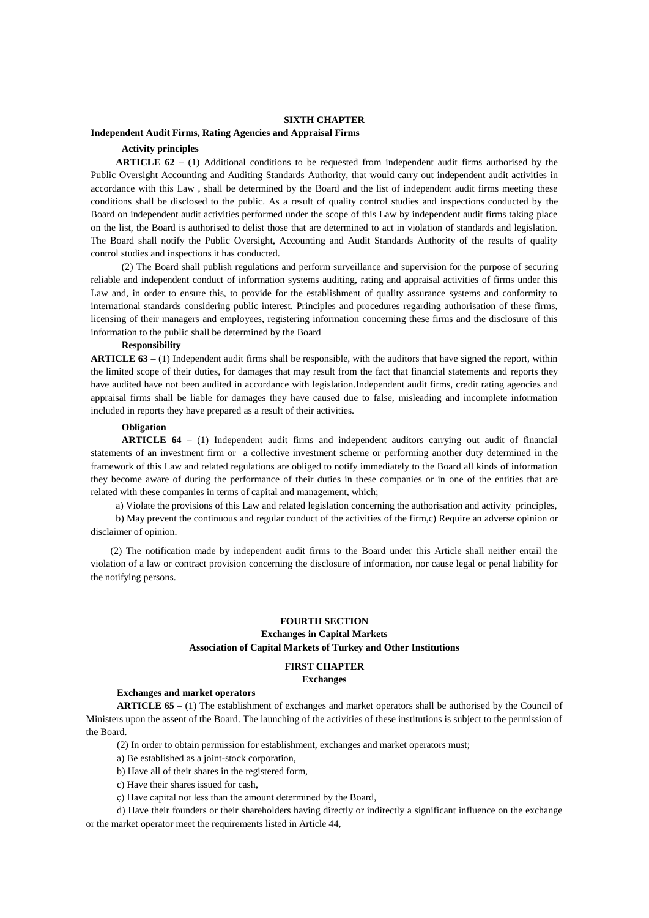## SIXTH CHAPTER

### Independent Audit Firms, Rating Agencies and Appraisal Firms

**Activity principles**

**ARTICLE 62 –** (1) Additional conditions to be requested from independent audit firms authorised by the Public Oversight Accounting and Auditing Standards Authority, that would carry out independent audit activities in accordance with this Law , shall be determined by the Board and the list of independent audit firms meeting these conditions shall be disclosed to the public. As a result of quality control studies and inspections conducted by the Board on independent audit activities performed under the scope of this Law by independent audit firms taking place on the list, the Board is authorised to delist those that are determined to act in violation of standards and legislation. The Board shall notify the Public Oversight, Accounting and Audit Standards Authority of the results of quality control studies and inspections it has conducted.

(2) The Board shall publish regulations and perform surveillance and supervision for the purpose of securing reliable and independent conduct of information systems auditing, rating and appraisal activities of firms under this Law and, in order to ensure this, to provide for the establishment of quality assurance systems and conformity to international standards considering public interest. Principles and procedures regarding authorisation of these firms, licensing of their managers and employees, registering information concerning these firms and the disclosure of this information to the public shall be determined by the Board

**Responsibility**

**ARTICLE 63 –** (1) Independent audit firms shall be responsible, with the auditors that have signed the report, within the limited scope of their duties, for damages that may result from the fact that financial statements and reports they have audited have not been audited in accordance with legislation.Independent audit firms, credit rating agencies and appraisal firms shall be liable for damages they have caused due to false, misleading and incomplete information included in reports they have prepared as a result of their activities.

**Obligation**

**ARTICLE 64 –** (1) Independent audit firms and independent auditors carrying out audit of financial statements of an investment firm or a collective investment scheme or performing another duty determined in the framework of this Law and related regulations are obliged to notify immediately to the Board all kinds of information they become aware of during the performance of their duties in these companies or in one of the entities that are related with these companies in terms of capital and management, which;

a) Violate the provisions of this Law and related legislation concerning the authorisation and activity principles,

b) May prevent the continuous and regular conduct of the activities of the firm,c) Require an adverse opinion or disclaimer of opinion.

(2) The notification made by independent audit firms to the Board under this Article shall neither entail the violation of a law or contract provision concerning the disclosure of information, nor cause legal or penal liability for the notifying persons.

## FOURTH SECTION

## Exchanges in Capital Markets

## Association of Capital Markets of Turkey and Other Institutions

## FIRST CHAPTER

### Exchanges

**Exchanges and market operators**

**ARTICLE 65 –** (1) The establishment of exchanges and market operators shall be authorised by the Council of Ministers upon the assent of the Board. The launching of the activities of these institutions is subject to the permission of the Board.

(2) In order to obtain permission for establishment, exchanges and market operators must;

a) Be established as a joint-stock corporation,

b) Have all of their shares in the registered form,

c) Have their shares issued for cash,

ç) Have capital not less than the amount determined by the Board,

d) Have their founders or their shareholders having directly or indirectly a significant influence on the exchange or the market operator meet the requirements listed in Article 44,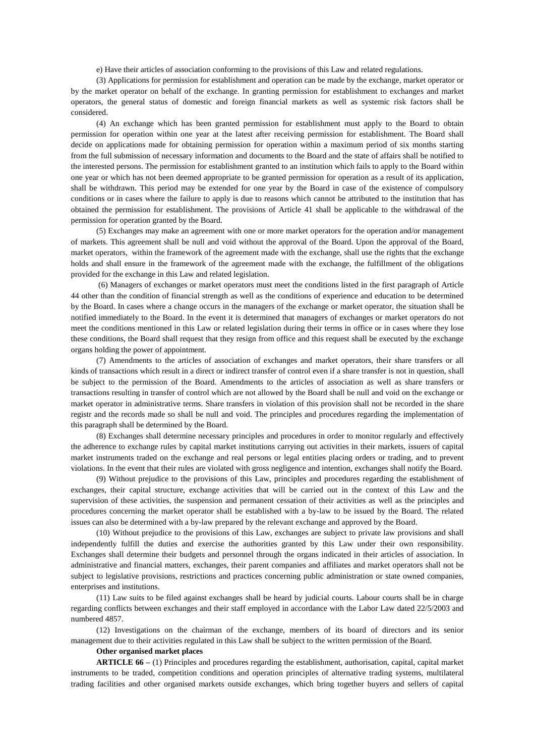e) Have their articles of association conforming to the provisions of this Law and related regulations.

(3) Applications for permission for establishment and operation can be made by the exchange, market operator or by the market operator on behalf of the exchange. In granting permission for establishment to exchanges and market operators, the general status of domestic and foreign financial markets as well as systemic risk factors shall be considered.

(4) An exchange which has been granted permission for establishment must apply to the Board to obtain permission for operation within one year at the latest after receiving permission for establishment. The Board shall decide on applications made for obtaining permission for operation within a maximum period of six months starting from the full submission of necessary information and documents to the Board and the state of affairs shall be notified to the interested persons. The permission for establishment granted to an institution which fails to apply to the Board within one year or which has not been deemed appropriate to be granted permission for operation as a result of its application, shall be withdrawn. This period may be extended for one year by the Board in case of the existence of compulsory conditions or in cases where the failure to apply is due to reasons which cannot be attributed to the institution that has obtained the permission for establishment. The provisions of Article 41 shall be applicable to the withdrawal of the permission for operation granted by the Board.

(5) Exchanges may make an agreement with one or more market operators for the operation and/or management of markets. This agreement shall be null and void without the approval of the Board. Upon the approval of the Board, market operators, within the framework of the agreement made with the exchange, shall use the rights that the exchange holds and shall ensure in the framework of the agreement made with the exchange, the fulfillment of the obligations provided for the exchange in this Law and related legislation.

(6) Managers of exchanges or market operators must meet the conditions listed in the first paragraph of Article 44 other than the condition of financial strength as well as the conditions of experience and education to be determined by the Board. In cases where a change occurs in the managers of the exchange or market operator, the situation shall be notified immediately to the Board. In the event it is determined that managers of exchanges or market operators do not meet the conditions mentioned in this Law or related legislation during their terms in office or in cases where they lose these conditions, the Board shall request that they resign from office and this request shall be executed by the exchange organs holding the power of appointment.

(7) Amendments to the articles of association of exchanges and market operators, their share transfers or all kinds of transactions which result in a direct or indirect transfer of control even if a share transfer is not in question, shall be subject to the permission of the Board. Amendments to the articles of association as well as share transfers or transactions resulting in transfer of control which are not allowed by the Board shall be null and void on the exchange or market operator in administrative terms. Share transfers in violation of this provision shall not be recorded in the share registr and the records made so shall be null and void. The principles and procedures regarding the implementation of this paragraph shall be determined by the Board.

(8) Exchanges shall determine necessary principles and procedures in order to monitor regularly and effectively the adherence to exchange rules by capital market institutions carrying out activities in their markets, issuers of capital market instruments traded on the exchange and real persons or legal entities placing orders or trading, and to prevent violations. In the event that their rules are violated with gross negligence and intention, exchanges shall notify the Board.

(9) Without prejudice to the provisions of this Law, principles and procedures regarding the establishment of exchanges, their capital structure, exchange activities that will be carried out in the context of this Law and the supervision of these activities, the suspension and permanent cessation of their activities as well as the principles and procedures concerning the market operator shall be established with a by-law to be issued by the Board. The related issues can also be determined with a by-law prepared by the relevant exchange and approved by the Board.

(10) Without prejudice to the provisions of this Law, exchanges are subject to private law provisions and shall independently fulfill the duties and exercise the authorities granted by this Law under their own responsibility. Exchanges shall determine their budgets and personnel through the organs indicated in their articles of association. In administrative and financial matters, exchanges, their parent companies and affiliates and market operators shall not be subject to legislative provisions, restrictions and practices concerning public administration or state owned companies, enterprises and institutions.

(11) Law suits to be filed against exchanges shall be heard by judicial courts. Labour courts shall be in charge regarding conflicts between exchanges and their staff employed in accordance with the Labor Law dated 22/5/2003 and numbered 4857.

(12) Investigations on the chairman of the exchange, members of its board of directors and its senior management due to their activities regulated in this Law shall be subject to the written permission of the Board.

**Other organised market places**

**ARTICLE 66 –** (1) Principles and procedures regarding the establishment, authorisation, capital, capital market instruments to be traded, competition conditions and operation principles of alternative trading systems, multilateral trading facilities and other organised markets outside exchanges, which bring together buyers and sellers of capital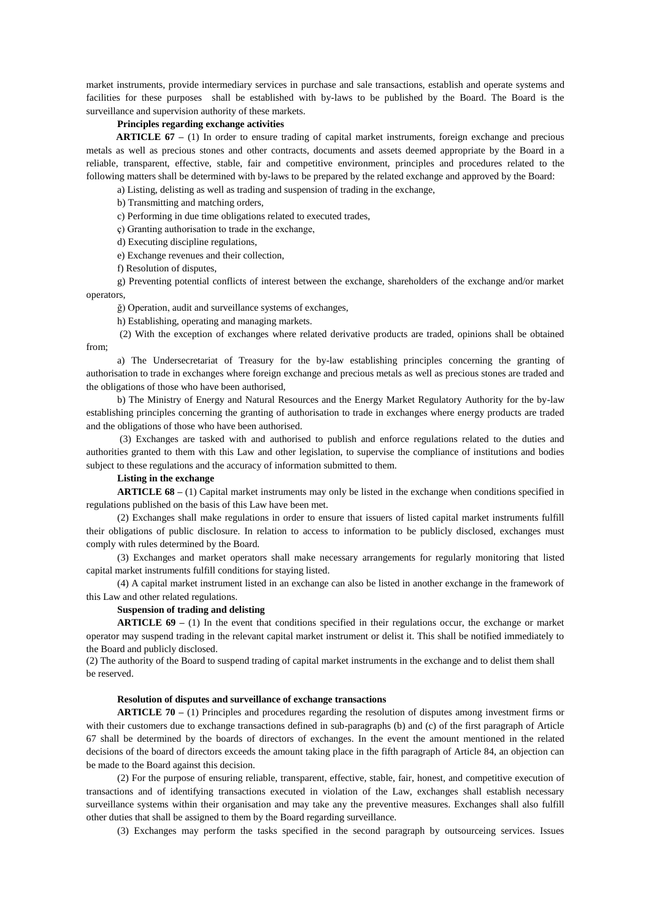market instruments, provide intermediary services in purchase and sale transactions, establish and operate systems and facilities for these purposes shall be established with by-laws to be published by the Board. The Board is the surveillance and supervision authority of these markets.

**Principles regarding exchange activities**

**ARTICLE 67 –** (1) In order to ensure trading of capital market instruments, foreign exchange and precious metals as well as precious stones and other contracts, documents and assets deemed appropriate by the Board in a reliable, transparent, effective, stable, fair and competitive environment, principles and procedures related to the following matters shall be determined with by-laws to be prepared by the related exchange and approved by the Board:

a) Listing, delisting as well as trading and suspension of trading in the exchange,

b) Transmitting and matching orders,

c) Performing in due time obligations related to executed trades,

ç) Granting authorisation to trade in the exchange,

d) Executing discipline regulations,

e) Exchange revenues and their collection,

f) Resolution of disputes,

g) Preventing potential conflicts of interest between the exchange, shareholders of the exchange and/or market operators,

ğ) Operation, audit and surveillance systems of exchanges,

h) Establishing, operating and managing markets.

(2) With the exception of exchanges where related derivative products are traded, opinions shall be obtained from;

a) The Undersecretariat of Treasury for the by-law establishing principles concerning the granting of authorisation to trade in exchanges where foreign exchange and precious metals as well as precious stones are traded and the obligations of those who have been authorised,

b) The Ministry of Energy and Natural Resources and the Energy Market Regulatory Authority for the by-law establishing principles concerning the granting of authorisation to trade in exchanges where energy products are traded and the obligations of those who have been authorised.

(3) Exchanges are tasked with and authorised to publish and enforce regulations related to the duties and authorities granted to them with this Law and other legislation, to supervise the compliance of institutions and bodies subject to these regulations and the accuracy of information submitted to them.

**Listing in the exchange**

**ARTICLE 68 –** (1) Capital market instruments may only be listed in the exchange when conditions specified in regulations published on the basis of this Law have been met.

(2) Exchanges shall make regulations in order to ensure that issuers of listed capital market instruments fulfill their obligations of public disclosure. In relation to access to information to be publicly disclosed, exchanges must comply with rules determined by the Board.

(3) Exchanges and market operators shall make necessary arrangements for regularly monitoring that listed capital market instruments fulfill conditions for staying listed.

(4) A capital market instrument listed in an exchange can also be listed in another exchange in the framework of this Law and other related regulations.

**Suspension of trading and delisting**

**ARTICLE 69 –** (1) In the event that conditions specified in their regulations occur, the exchange or market operator may suspend trading in the relevant capital market instrument or delist it. This shall be notified immediately to the Board and publicly disclosed.

(2) The authority of the Board to suspend trading of capital market instruments in the exchange and to delist them shall be reserved.

**Resolution of disputes and surveillance of exchange transactions**

**ARTICLE 70 –** (1) Principles and procedures regarding the resolution of disputes among investment firms or with their customers due to exchange transactions defined in sub-paragraphs (b) and (c) of the first paragraph of Article 67 shall be determined by the boards of directors of exchanges. In the event the amount mentioned in the related decisions of the board of directors exceeds the amount taking place in the fifth paragraph of Article 84, an objection can be made to the Board against this decision.

(2) For the purpose of ensuring reliable, transparent, effective, stable, fair, honest, and competitive execution of transactions and of identifying transactions executed in violation of the Law, exchanges shall establish necessary surveillance systems within their organisation and may take any the preventive measures. Exchanges shall also fulfill other duties that shall be assigned to them by the Board regarding surveillance.

(3) Exchanges may perform the tasks specified in the second paragraph by outsourceing services. Issues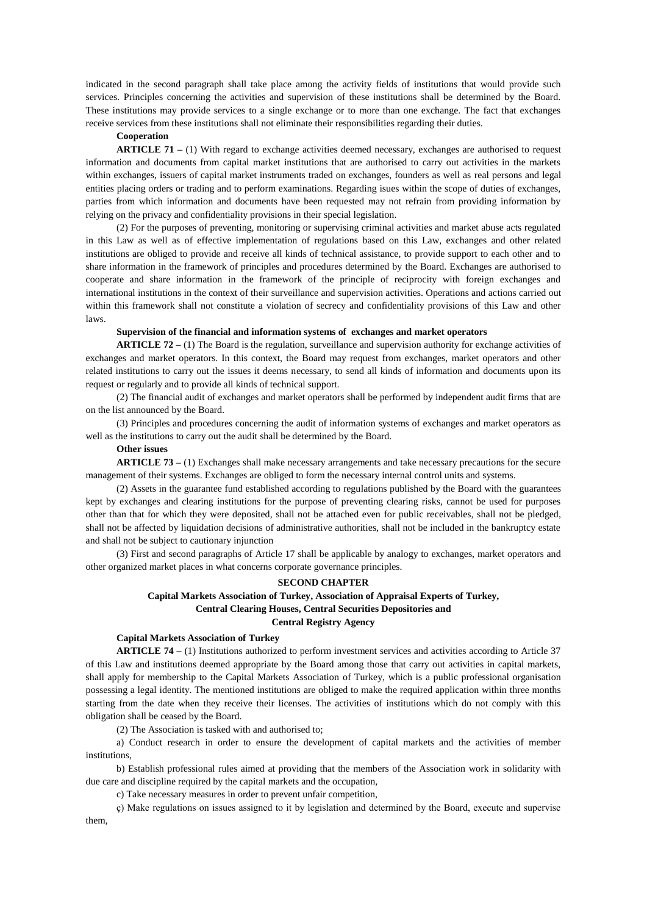indicated in the second paragraph shall take place among the activity fields of institutions that would provide such services. Principles concerning the activities and supervision of these institutions shall be determined by the Board. These institutions may provide services to a single exchange or to more than one exchange. The fact that exchanges receive services from these institutions shall not eliminate their responsibilities regarding their duties.

**Cooperation**

**ARTICLE 71 –** (1) With regard to exchange activities deemed necessary, exchanges are authorised to request information and documents from capital market institutions that are authorised to carry out activities in the markets within exchanges, issuers of capital market instruments traded on exchanges, founders as well as real persons and legal entities placing orders or trading and to perform examinations. Regarding isues within the scope of duties of exchanges, parties from which information and documents have been requested may not refrain from providing information by relying on the privacy and confidentiality provisions in their special legislation.

(2) For the purposes of preventing, monitoring or supervising criminal activities and market abuse acts regulated in this Law as well as of effective implementation of regulations based on this Law, exchanges and other related institutions are obliged to provide and receive all kinds of technical assistance, to provide support to each other and to share information in the framework of principles and procedures determined by the Board. Exchanges are authorised to cooperate and share information in the framework of the principle of reciprocity with foreign exchanges and international institutions in the context of their surveillance and supervision activities. Operations and actions carried out within this framework shall not constitute a violation of secrecy and confidentiality provisions of this Law and other laws.

**Supervision of the financial and information systems of exchanges and market operators**

**ARTICLE 72 –** (1) The Board is the regulation, surveillance and supervision authority for exchange activities of exchanges and market operators. In this context, the Board may request from exchanges, market operators and other related institutions to carry out the issues it deems necessary, to send all kinds of information and documents upon its request or regularly and to provide all kinds of technical support.

(2) The financial audit of exchanges and market operators shall be performed by independent audit firms that are on the list announced by the Board.

(3) Principles and procedures concerning the audit of information systems of exchanges and market operators as well as the institutions to carry out the audit shall be determined by the Board.

**Other issues**

**ARTICLE 73 –** (1) Exchanges shall make necessary arrangements and take necessary precautions for the secure management of their systems. Exchanges are obliged to form the necessary internal control units and systems.

(2) Assets in the guarantee fund established according to regulations published by the Board with the guarantees kept by exchanges and clearing institutions for the purpose of preventing clearing risks, cannot be used for purposes other than that for which they were deposited, shall not be attached even for public receivables, shall not be pledged, shall not be affected by liquidation decisions of administrative authorities, shall not be included in the bankruptcy estate and shall not be subject to cautionary injunction

(3) First and second paragraphs of Article 17 shall be applicable by analogy to exchanges, market operators and other organized market places in what concerns corporate governance principles.

## SECOND CHAPTER

## Capital Markets Association of Turkey, Association of Appraisal Experts of Turkey, Central Clearing Houses, Central Securities Depositories and Central Registry Agency

**Capital Markets Association of Turkey**

**ARTICLE 74 –** (1) Institutions authorized to perform investment services and activities according to Article 37 of this Law and institutions deemed appropriate by the Board among those that carry out activities in capital markets, shall apply for membership to the Capital Markets Association of Turkey, which is a public professional organisation possessing a legal identity. The mentioned institutions are obliged to make the required application within three months starting from the date when they receive their licenses. The activities of institutions which do not comply with this obligation shall be ceased by the Board.

(2) The Association is tasked with and authorised to;

a) Conduct research in order to ensure the development of capital markets and the activities of member institutions,

b) Establish professional rules aimed at providing that the members of the Association work in solidarity with due care and discipline required by the capital markets and the occupation,

c) Take necessary measures in order to prevent unfair competition,

ç) Make regulations on issues assigned to it by legislation and determined by the Board, execute and supervise them,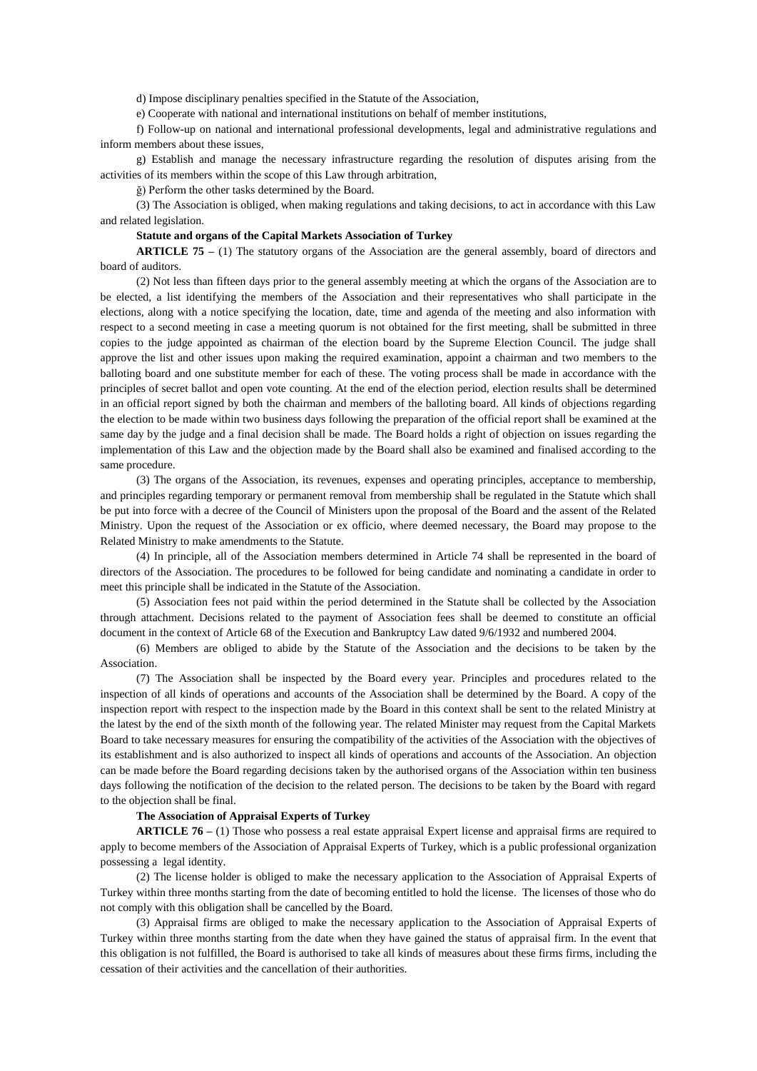d) Impose disciplinary penalties specified in the Statute of the Association,

e) Cooperate with national and international institutions on behalf of member institutions,

f) Follow-up on national and international professional developments, legal and administrative regulations and inform members about these issues,

g) Establish and manage the necessary infrastructure regarding the resolution of disputes arising from the activities of its members within the scope of this Law through arbitration,

ğ) Perform the other tasks determined by the Board.

(3) The Association is obliged, when making regulations and taking decisions, to act in accordance with this Law and related legislation.

**Statute and organs of the Capital Markets Association of Turkey**

**ARTICLE 75 –** (1) The statutory organs of the Association are the general assembly, board of directors and board of auditors.

(2) Not less than fifteen days prior to the general assembly meeting at which the organs of the Association are to be elected, a list identifying the members of the Association and their representatives who shall participate in the elections, along with a notice specifying the location, date, time and agenda of the meeting and also information with respect to a second meeting in case a meeting quorum is not obtained for the first meeting, shall be submitted in three copies to the judge appointed as chairman of the election board by the Supreme Election Council. The judge shall approve the list and other issues upon making the required examination, appoint a chairman and two members to the balloting board and one substitute member for each of these. The voting process shall be made in accordance with the principles of secret ballot and open vote counting. At the end of the election period, election results shall be determined in an official report signed by both the chairman and members of the balloting board. All kinds of objections regarding the election to be made within two business days following the preparation of the official report shall be examined at the same day by the judge and a final decision shall be made. The Board holds a right of objection on issues regarding the implementation of this Law and the objection made by the Board shall also be examined and finalised according to the same procedure.

(3) The organs of the Association, its revenues, expenses and operating principles, acceptance to membership, and principles regarding temporary or permanent removal from membership shall be regulated in the Statute which shall be put into force with a decree of the Council of Ministers upon the proposal of the Board and the assent of the Related Ministry. Upon the request of the Association or ex officio, where deemed necessary, the Board may propose to the Related Ministry to make amendments to the Statute.

(4) In principle, all of the Association members determined in Article 74 shall be represented in the board of directors of the Association. The procedures to be followed for being candidate and nominating a candidate in order to meet this principle shall be indicated in the Statute of the Association.

(5) Association fees not paid within the period determined in the Statute shall be collected by the Association through attachment. Decisions related to the payment of Association fees shall be deemed to constitute an official document in the context of Article 68 of the Execution and Bankruptcy Law dated 9/6/1932 and numbered 2004.

(6) Members are obliged to abide by the Statute of the Association and the decisions to be taken by the Association.

(7) The Association shall be inspected by the Board every year. Principles and procedures related to the inspection of all kinds of operations and accounts of the Association shall be determined by the Board. A copy of the inspection report with respect to the inspection made by the Board in this context shall be sent to the related Ministry at the latest by the end of the sixth month of the following year. The related Minister may request from the Capital Markets Board to take necessary measures for ensuring the compatibility of the activities of the Association with the objectives of its establishment and is also authorized to inspect all kinds of operations and accounts of the Association. An objection can be made before the Board regarding decisions taken by the authorised organs of the Association within ten business days following the notification of the decision to the related person. The decisions to be taken by the Board with regard to the objection shall be final.

**The Association of Appraisal Experts of Turkey**

**ARTICLE 76 –** (1) Those who possess a real estate appraisal Expert license and appraisal firms are required to apply to become members of the Association of Appraisal Experts of Turkey, which is a public professional organization possessing a legal identity.

(2) The license holder is obliged to make the necessary application to the Association of Appraisal Experts of Turkey within three months starting from the date of becoming entitled to hold the license. The licenses of those who do not comply with this obligation shall be cancelled by the Board.

(3) Appraisal firms are obliged to make the necessary application to the Association of Appraisal Experts of Turkey within three months starting from the date when they have gained the status of appraisal firm. In the event that this obligation is not fulfilled, the Board is authorised to take all kinds of measures about these firms firms, including the cessation of their activities and the cancellation of their authorities.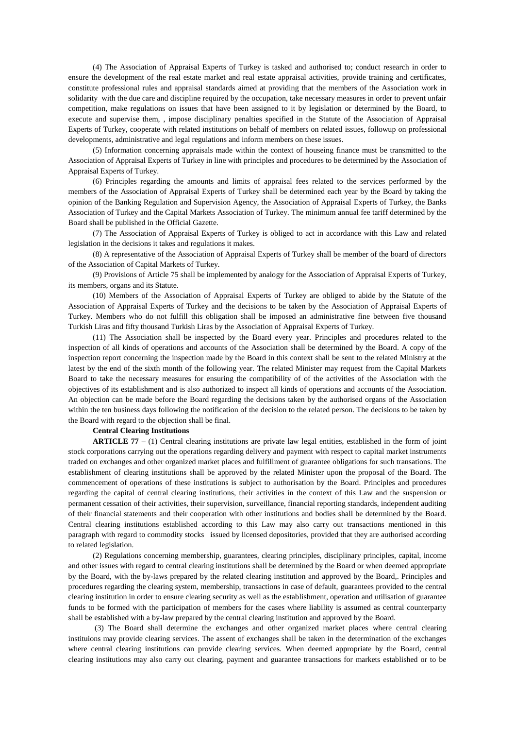(4) The Association of Appraisal Experts of Turkey is tasked and authorised to; conduct research in order to ensure the development of the real estate market and real estate appraisal activities, provide training and certificates, constitute professional rules and appraisal standards aimed at providing that the members of the Association work in solidarity with the due care and discipline required by the occupation, take necessary measures in order to prevent unfair competition, make regulations on issues that have been assigned to it by legislation or determined by the Board, to execute and supervise them, , impose disciplinary penalties specified in the Statute of the Association of Appraisal Experts of Turkey, cooperate with related institutions on behalf of members on related issues, followup on professional developments, administrative and legal regulations and inform members on these issues.

(5) Information concerning appraisals made within the context of houseing finance must be transmitted to the Association of Appraisal Experts of Turkey in line with principles and procedures to be determined by the Association of Appraisal Experts of Turkey.

(6) Principles regarding the amounts and limits of appraisal fees related to the services performed by the members of the Association of Appraisal Experts of Turkey shall be determined each year by the Board by taking the opinion of the Banking Regulation and Supervision Agency, the Association of Appraisal Experts of Turkey, the Banks Association of Turkey and the Capital Markets Association of Turkey. The minimum annual fee tariff determined by the Board shall be published in the Official Gazette.

(7) The Association of Appraisal Experts of Turkey is obliged to act in accordance with this Law and related legislation in the decisions it takes and regulations it makes.

(8) A representative of the Association of Appraisal Experts of Turkey shall be member of the board of directors of the Association of Capital Markets of Turkey.

(9) Provisions of Article 75 shall be implemented by analogy for the Association of Appraisal Experts of Turkey, its members, organs and its Statute.

(10) Members of the Association of Appraisal Experts of Turkey are obliged to abide by the Statute of the Association of Appraisal Experts of Turkey and the decisions to be taken by the Association of Appraisal Experts of Turkey. Members who do not fulfill this obligation shall be imposed an administrative fine between five thousand Turkish Liras and fifty thousand Turkish Liras by the Association of Appraisal Experts of Turkey.

(11) The Association shall be inspected by the Board every year. Principles and procedures related to the inspection of all kinds of operations and accounts of the Association shall be determined by the Board. A copy of the inspection report concerning the inspection made by the Board in this context shall be sent to the related Ministry at the latest by the end of the sixth month of the following year. The related Minister may request from the Capital Markets Board to take the necessary measures for ensuring the compatibility of of the activities of the Association with the objectives of its establishment and is also authorized to inspect all kinds of operations and accounts of the Association. An objection can be made before the Board regarding the decisions taken by the authorised organs of the Association within the ten business days following the notification of the decision to the related person. The decisions to be taken by the Board with regard to the objection shall be final.

**Central Clearing Institutions**

**ARTICLE 77 –** (1) Central clearing institutions are private law legal entities, established in the form of joint stock corporations carrying out the operations regarding delivery and payment with respect to capital market instruments traded on exchanges and other organized market places and fulfillment of guarantee obligations for such transations. The establishment of clearing institutions shall be approved by the related Minister upon the proposal of the Board. The commencement of operations of these institutions is subject to authorisation by the Board. Principles and procedures regarding the capital of central clearing institutions, their activities in the context of this Law and the suspension or permanent cessation of their activities, their supervision, surveillance, financial reporting standards, independent auditing of their financial statements and their cooperation with other institutions and bodies shall be determined by the Board. Central clearing institutions established according to this Law may also carry out transactions mentioned in this paragraph with regard to commodity stocks issued by licensed depositories, provided that they are authorised according to related legislation.

(2) Regulations concerning membership, guarantees, clearing principles, disciplinary principles, capital, income and other issues with regard to central clearing institutions shall be determined by the Board or when deemed appropriate by the Board, with the by-laws prepared by the related clearing institution and approved by the Board,. Principles and procedures regarding the clearing system, membership, transactions in case of default, guarantees provided to the central clearing institution in order to ensure clearing security as well as the establishment, operation and utilisation of guarantee funds to be formed with the participation of members for the cases where liability is assumed as central counterparty shall be established with a by-law prepared by the central clearing institution and approved by the Board.

(3) The Board shall determine the exchanges and other organized market places where central clearing instituions may provide clearing services. The assent of exchanges shall be taken in the determination of the exchanges where central clearing institutions can provide clearing services. When deemed appropriate by the Board, central clearing institutions may also carry out clearing, payment and guarantee transactions for markets established or to be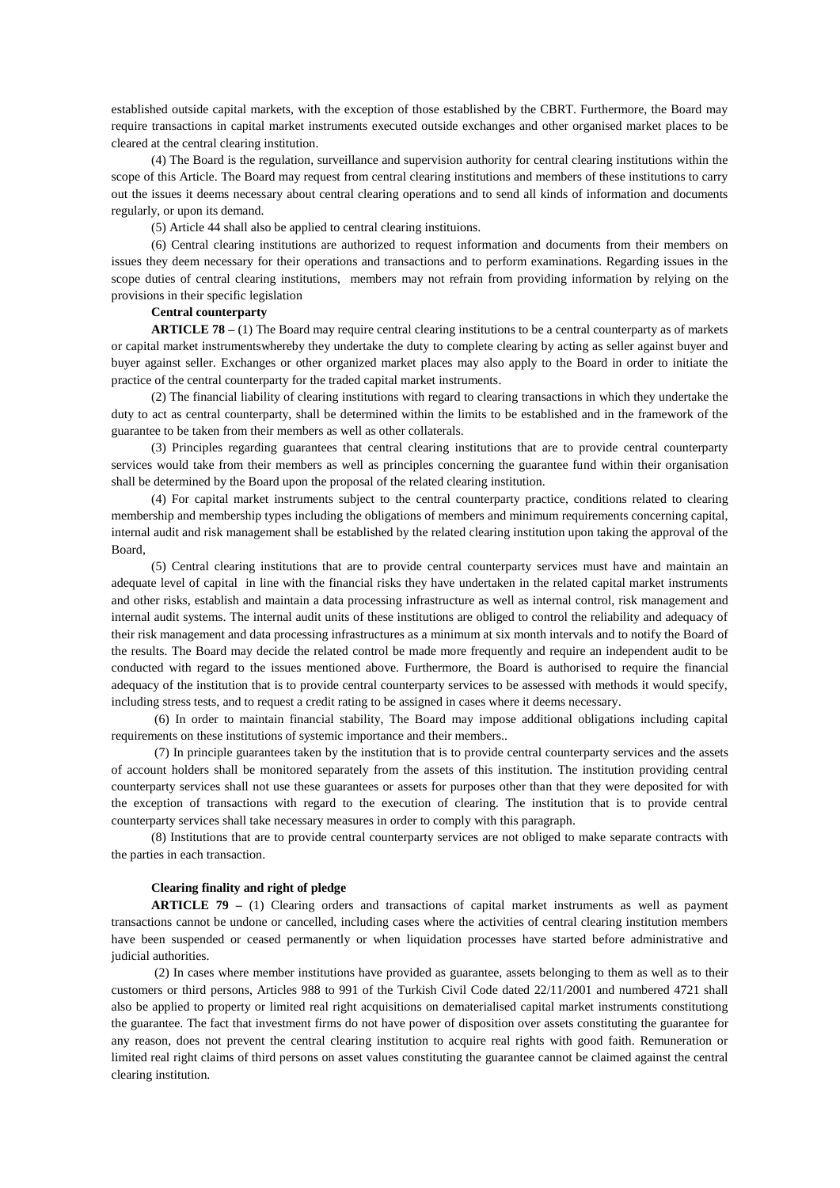established outside capital markets, with the exception of those established by the CBRT. Furthermore, the Board may require transactions in capital market instruments executed outside exchanges and other organised market places to be cleared at the central clearing institution.

(4) The Board is the regulation, surveillance and supervision authority for central clearing institutions within the scope of this Article. The Board may request from central clearing institutions and members of these institutions to carry out the issues it deems necessary about central clearing operations and to send all kinds of information and documents regularly, or upon its demand.

(5) Article 44 shall also be applied to central clearing instituions.

(6) Central clearing institutions are authorized to request information and documents from their members on issues they deem necessary for their operations and transactions and to perform examinations. Regarding issues in the scope duties of central clearing institutions, members may not refrain from providing information by relying on the provisions in their specific legislation

**Central counterparty**

**ARTICLE 78 –** (1) The Board may require central clearing institutions to be a central counterparty as of markets or capital market instrumentswhereby they undertake the duty to complete clearing by acting as seller against buyer and buyer against seller. Exchanges or other organized market places may also apply to the Board in order to initiate the practice of the central counterparty for the traded capital market instruments.

(2) The financial liability of clearing institutions with regard to clearing transactions in which they undertake the duty to act as central counterparty, shall be determined within the limits to be established and in the framework of the guarantee to be taken from their members as well as other collaterals.

(3) Principles regarding guarantees that central clearing institutions that are to provide central counterparty services would take from their members as well as principles concerning the guarantee fund within their organisation shall be determined by the Board upon the proposal of the related clearing institution.

(4) For capital market instruments subject to the central counterparty practice, conditions related to clearing membership and membership types including the obligations of members and minimum requirements concerning capital, internal audit and risk management shall be established by the related clearing institution upon taking the approval of the Board,

(5) Central clearing institutions that are to provide central counterparty services must have and maintain an adequate level of capital in line with the financial risks they have undertaken in the related capital market instruments and other risks, establish and maintain a data processing infrastructure as well as internal control, risk management and internal audit systems. The internal audit units of these institutions are obliged to control the reliability and adequacy of their risk management and data processing infrastructures as a minimum at six month intervals and to notify the Board of the results. The Board may decide the related control be made more frequently and require an independent audit to be conducted with regard to the issues mentioned above. Furthermore, the Board is authorised to require the financial adequacy of the institution that is to provide central counterparty services to be assessed with methods it would specify, including stress tests, and to request a credit rating to be assigned in cases where it deems necessary.

(6) In order to maintain financial stability, The Board may impose additional obligations including capital requirements on these institutions of systemic importance and their members..

(7) In principle guarantees taken by the institution that is to provide central counterparty services and the assets of account holders shall be monitored separately from the assets of this institution. The institution providing central counterparty services shall not use these guarantees or assets for purposes other than that they were deposited for with the exception of transactions with regard to the execution of clearing. The institution that is to provide central counterparty services shall take necessary measures in order to comply with this paragraph.

(8) Institutions that are to provide central counterparty services are not obliged to make separate contracts with the parties in each transaction.

**Clearing finality and right of pledge**

**ARTICLE 79 –** (1) Clearing orders and transactions of capital market instruments as well as payment transactions cannot be undone or cancelled, including cases where the activities of central clearing institution members have been suspended or ceased permanently or when liquidation processes have started before administrative and judicial authorities.

(2) In cases where member institutions have provided as guarantee, assets belonging to them as well as to their customers or third persons, Articles 988 to 991 of the Turkish Civil Code dated 22/11/2001 and numbered 4721 shall also be applied to property or limited real right acquisitions on dematerialised capital market instruments constitutiong the guarantee. The fact that investment firms do not have power of disposition over assets constituting the guarantee for any reason, does not prevent the central clearing institution to acquire real rights with good faith. Remuneration or limited real right claims of third persons on asset values constituting the guarantee cannot be claimed against the central clearing institution.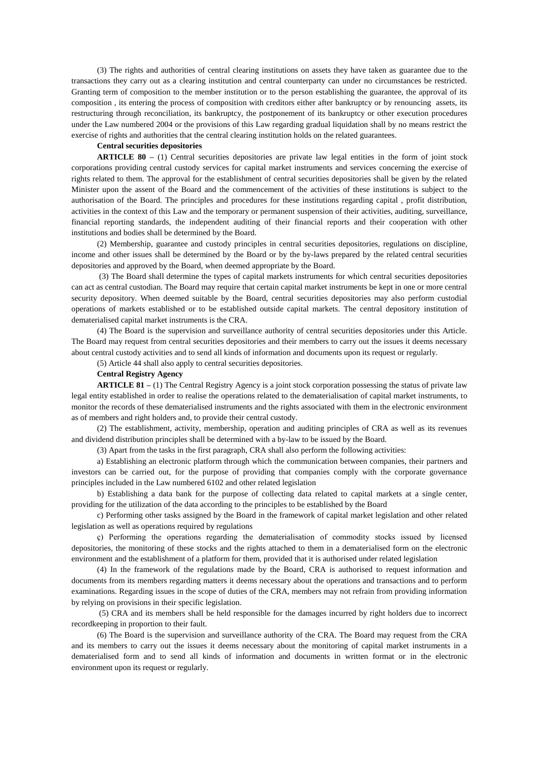(3) The rights and authorities of central clearing institutions on assets they have taken as guarantee due to the transactions they carry out as a clearing institution and central counterparty can under no circumstances be restricted. Granting term of composition to the member institution or to the person establishing the guarantee, the approval of its composition , its entering the process of composition with creditors either after bankruptcy or by renouncing assets, its restructuring through reconciliation, its bankruptcy, the postponement of its bankruptcy or other execution procedures under the Law numbered 2004 or the provisions of this Law regarding gradual liquidation shall by no means restrict the exercise of rights and authorities that the central clearing institution holds on the related guarantees.

**Central securities depositories**

**ARTICLE 80 –** (1) Central securities depositories are private law legal entities in the form of joint stock corporations providing central custody services for capital market instruments and services concerning the exercise of rights related to them. The approval for the establishment of central securities depositories shall be given by the related Minister upon the assent of the Board and the commencement of the activities of these institutions is subject to the authorisation of the Board. The principles and procedures for these institutions regarding capital , profit distribution, activities in the context of this Law and the temporary or permanent suspension of their activities, auditing, surveillance, financial reporting standards, the independent auditing of their financial reports and their cooperation with other institutions and bodies shall be determined by the Board.

(2) Membership, guarantee and custody principles in central securities depositories, regulations on discipline, income and other issues shall be determined by the Board or by the by-laws prepared by the related central securities depositories and approved by the Board, when deemed appropriate by the Board.

(3) The Board shall determine the types of capital markets instruments for which central securities depositories can act as central custodian. The Board may require that certain capital market instruments be kept in one or more central security depository. When deemed suitable by the Board, central securities depositories may also perform custodial operations of markets established or to be established outside capital markets. The central depository institution of dematerialised capital market instruments is the CRA.

(4) The Board is the supervision and surveillance authority of central securities depositories under this Article. The Board may request from central securities depositories and their members to carry out the issues it deems necessary about central custody activities and to send all kinds of information and documents upon its request or regularly.

(5) Article 44 shall also apply to central securities depositories.

**Central Registry Agency**

**ARTICLE 81 –** (1) The Central Registry Agency is a joint stock corporation possessing the status of private law legal entity established in order to realise the operations related to the dematerialisation of capital market instruments, to monitor the records of these dematerialised instruments and the rights associated with them in the electronic environment as of members and right holders and, to provide their central custody.

(2) The establishment, activity, membership, operation and auditing principles of CRA as well as its revenues and dividend distribution principles shall be determined with a by-law to be issued by the Board.

(3) Apart from the tasks in the first paragraph, CRA shall also perform the following activities:

a) Establishing an electronic platform through which the communication between companies, their partners and investors can be carried out, for the purpose of providing that companies comply with the corporate governance principles included in the Law numbered 6102 and other related legislation

b) Establishing a data bank for the purpose of collecting data related to capital markets at a single center, providing for the utilization of the data according to the principles to be established by the Board

c) Performing other tasks assigned by the Board in the framework of capital market legislation and other related legislation as well as operations required by regulations

ç) Performing the operations regarding the dematerialisation of commodity stocks issued by licensed depositories, the monitoring of these stocks and the rights attached to them in a dematerialised form on the electronic environment and the establishment of a platform for them, provided that it is authorised under related legislation

(4) In the framework of the regulations made by the Board, CRA is authorised to request information and documents from its members regarding matters it deems necessary about the operations and transactions and to perform examinations. Regarding issues in the scope of duties of the CRA, members may not refrain from providing information by relying on provisions in their specific legislation.

(5) CRA and its members shall be held responsible for the damages incurred by right holders due to incorrect recordkeeping in proportion to their fault.

(6) The Board is the supervision and surveillance authority of the CRA. The Board may request from the CRA and its members to carry out the issues it deems necessary about the monitoring of capital market instruments in a dematerialised form and to send all kinds of information and documents in written format or in the electronic environment upon its request or regularly.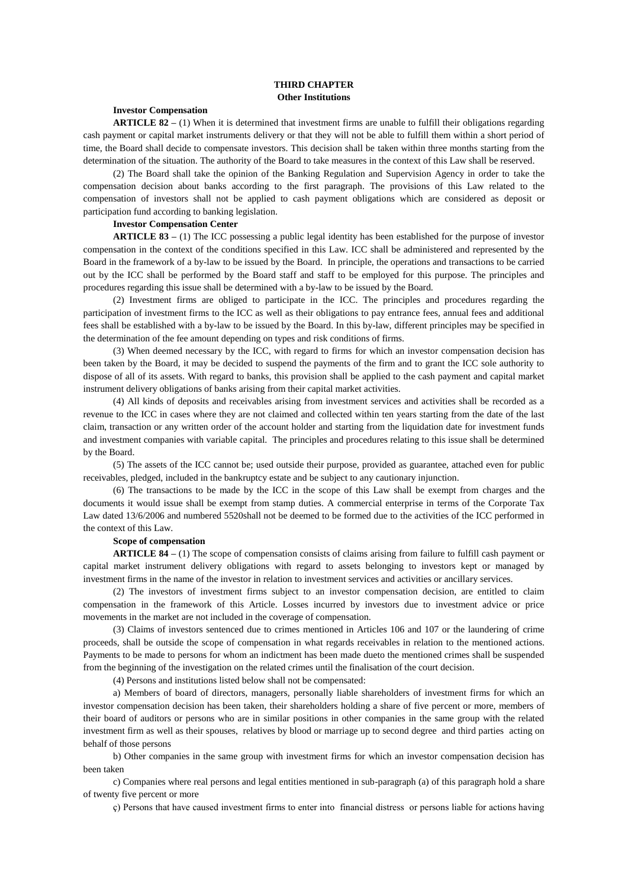## THIRD CHAPTER
## Other Institutions

**Investor Compensation**

**ARTICLE 82 –** (1) When it is determined that investment firms are unable to fulfill their obligations regarding cash payment or capital market instruments delivery or that they will not be able to fulfill them within a short period of time, the Board shall decide to compensate investors. This decision shall be taken within three months starting from the determination of the situation. The authority of the Board to take measures in the context of this Law shall be reserved.

(2) The Board shall take the opinion of the Banking Regulation and Supervision Agency in order to take the compensation decision about banks according to the first paragraph. The provisions of this Law related to the compensation of investors shall not be applied to cash payment obligations which are considered as deposit or participation fund according to banking legislation.

**Investor Compensation Center**

**ARTICLE 83 –** (1) The ICC possessing a public legal identity has been established for the purpose of investor compensation in the context of the conditions specified in this Law. ICC shall be administered and represented by the Board in the framework of a by-law to be issued by the Board. In principle, the operations and transactions to be carried out by the ICC shall be performed by the Board staff and staff to be employed for this purpose. The principles and procedures regarding this issue shall be determined with a by-law to be issued by the Board.

(2) Investment firms are obliged to participate in the ICC. The principles and procedures regarding the participation of investment firms to the ICC as well as their obligations to pay entrance fees, annual fees and additional fees shall be established with a by-law to be issued by the Board. In this by-law, different principles may be specified in the determination of the fee amount depending on types and risk conditions of firms.

(3) When deemed necessary by the ICC, with regard to firms for which an investor compensation decision has been taken by the Board, it may be decided to suspend the payments of the firm and to grant the ICC sole authority to dispose of all of its assets. With regard to banks, this provision shall be applied to the cash payment and capital market instrument delivery obligations of banks arising from their capital market activities.

(4) All kinds of deposits and receivables arising from investment services and activities shall be recorded as a revenue to the ICC in cases where they are not claimed and collected within ten years starting from the date of the last claim, transaction or any written order of the account holder and starting from the liquidation date for investment funds and investment companies with variable capital. The principles and procedures relating to this issue shall be determined by the Board.

(5) The assets of the ICC cannot be; used outside their purpose, provided as guarantee, attached even for public receivables, pledged, included in the bankruptcy estate and be subject to any cautionary injunction.

(6) The transactions to be made by the ICC in the scope of this Law shall be exempt from charges and the documents it would issue shall be exempt from stamp duties. A commercial enterprise in terms of the Corporate Tax Law dated 13/6/2006 and numbered 5520shall not be deemed to be formed due to the activities of the ICC performed in the context of this Law.

**Scope of compensation**

**ARTICLE 84 –** (1) The scope of compensation consists of claims arising from failure to fulfill cash payment or capital market instrument delivery obligations with regard to assets belonging to investors kept or managed by investment firms in the name of the investor in relation to investment services and activities or ancillary services.

(2) The investors of investment firms subject to an investor compensation decision, are entitled to claim compensation in the framework of this Article. Losses incurred by investors due to investment advice or price movements in the market are not included in the coverage of compensation.

(3) Claims of investors sentenced due to crimes mentioned in Articles 106 and 107 or the laundering of crime proceeds, shall be outside the scope of compensation in what regards receivables in relation to the mentioned actions. Payments to be made to persons for whom an indictment has been made dueto the mentioned crimes shall be suspended from the beginning of the investigation on the related crimes until the finalisation of the court decision.

(4) Persons and institutions listed below shall not be compensated:

a) Members of board of directors, managers, personally liable shareholders of investment firms for which an investor compensation decision has been taken, their shareholders holding a share of five percent or more, members of their board of auditors or persons who are in similar positions in other companies in the same group with the related investment firm as well as their spouses, relatives by blood or marriage up to second degree and third parties acting on behalf of those persons

b) Other companies in the same group with investment firms for which an investor compensation decision has been taken

c) Companies where real persons and legal entities mentioned in sub-paragraph (a) of this paragraph hold a share of twenty five percent or more

ç) Persons that have caused investment firms to enter into financial distress or persons liable for actions having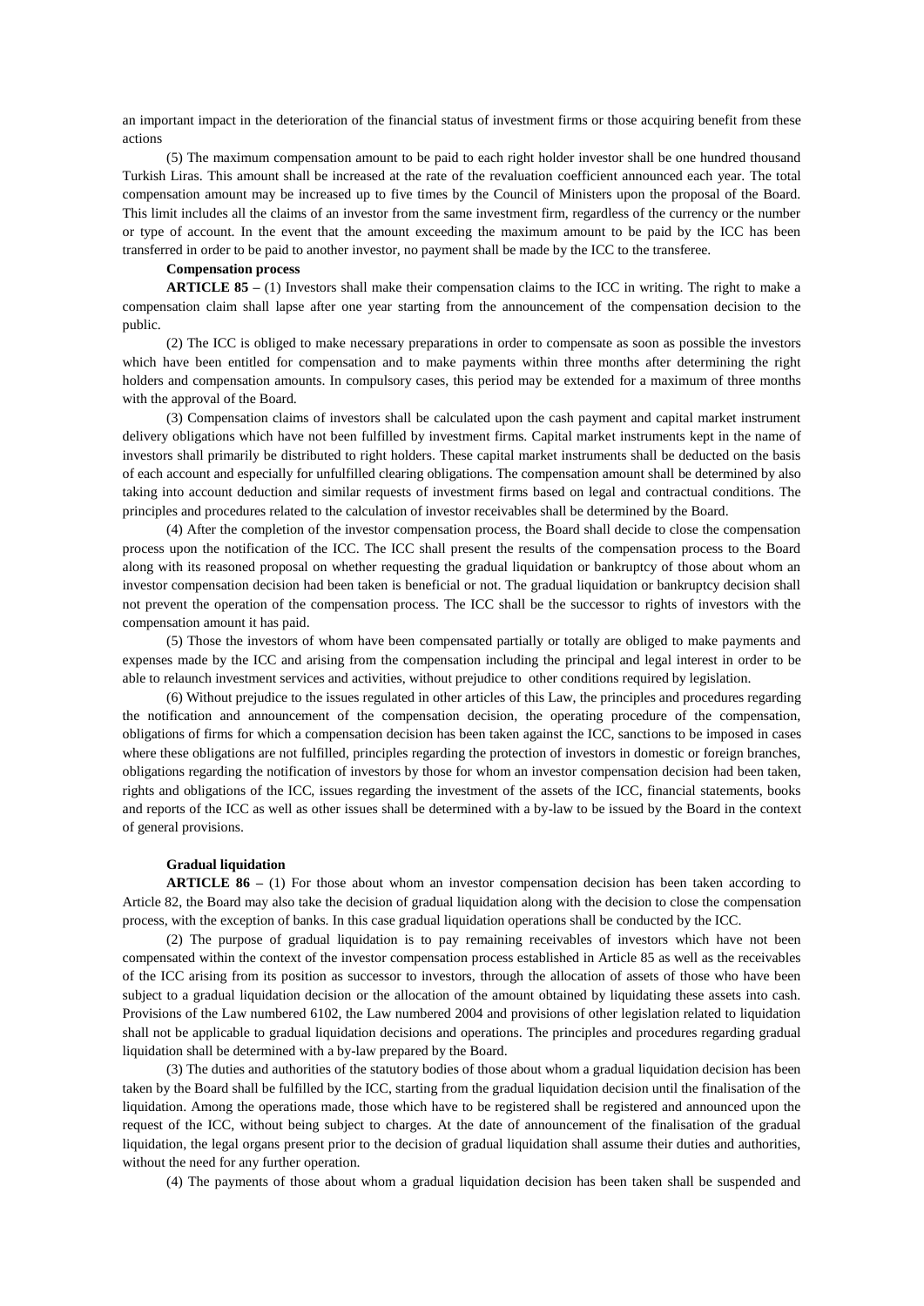an important impact in the deterioration of the financial status of investment firms or those acquiring benefit from these actions

(5) The maximum compensation amount to be paid to each right holder investor shall be one hundred thousand Turkish Liras. This amount shall be increased at the rate of the revaluation coefficient announced each year. The total compensation amount may be increased up to five times by the Council of Ministers upon the proposal of the Board. This limit includes all the claims of an investor from the same investment firm, regardless of the currency or the number or type of account. In the event that the amount exceeding the maximum amount to be paid by the ICC has been transferred in order to be paid to another investor, no payment shall be made by the ICC to the transferee.

**Compensation process**

**ARTICLE 85 –** (1) Investors shall make their compensation claims to the ICC in writing. The right to make a compensation claim shall lapse after one year starting from the announcement of the compensation decision to the public.

(2) The ICC is obliged to make necessary preparations in order to compensate as soon as possible the investors which have been entitled for compensation and to make payments within three months after determining the right holders and compensation amounts. In compulsory cases, this period may be extended for a maximum of three months with the approval of the Board.

(3) Compensation claims of investors shall be calculated upon the cash payment and capital market instrument delivery obligations which have not been fulfilled by investment firms. Capital market instruments kept in the name of investors shall primarily be distributed to right holders. These capital market instruments shall be deducted on the basis of each account and especially for unfulfilled clearing obligations. The compensation amount shall be determined by also taking into account deduction and similar requests of investment firms based on legal and contractual conditions. The principles and procedures related to the calculation of investor receivables shall be determined by the Board.

(4) After the completion of the investor compensation process, the Board shall decide to close the compensation process upon the notification of the ICC. The ICC shall present the results of the compensation process to the Board along with its reasoned proposal on whether requesting the gradual liquidation or bankruptcy of those about whom an investor compensation decision had been taken is beneficial or not. The gradual liquidation or bankruptcy decision shall not prevent the operation of the compensation process. The ICC shall be the successor to rights of investors with the compensation amount it has paid.

(5) Those the investors of whom have been compensated partially or totally are obliged to make payments and expenses made by the ICC and arising from the compensation including the principal and legal interest in order to be able to relaunch investment services and activities, without prejudice to other conditions required by legislation.

(6) Without prejudice to the issues regulated in other articles of this Law, the principles and procedures regarding the notification and announcement of the compensation decision, the operating procedure of the compensation, obligations of firms for which a compensation decision has been taken against the ICC, sanctions to be imposed in cases where these obligations are not fulfilled, principles regarding the protection of investors in domestic or foreign branches, obligations regarding the notification of investors by those for whom an investor compensation decision had been taken, rights and obligations of the ICC, issues regarding the investment of the assets of the ICC, financial statements, books and reports of the ICC as well as other issues shall be determined with a by-law to be issued by the Board in the context of general provisions.

**Gradual liquidation**

**ARTICLE 86 –** (1) For those about whom an investor compensation decision has been taken according to Article 82, the Board may also take the decision of gradual liquidation along with the decision to close the compensation process, with the exception of banks. In this case gradual liquidation operations shall be conducted by the ICC.

(2) The purpose of gradual liquidation is to pay remaining receivables of investors which have not been compensated within the context of the investor compensation process established in Article 85 as well as the receivables of the ICC arising from its position as successor to investors, through the allocation of assets of those who have been subject to a gradual liquidation decision or the allocation of the amount obtained by liquidating these assets into cash. Provisions of the Law numbered 6102, the Law numbered 2004 and provisions of other legislation related to liquidation shall not be applicable to gradual liquidation decisions and operations. The principles and procedures regarding gradual liquidation shall be determined with a by-law prepared by the Board.

(3) The duties and authorities of the statutory bodies of those about whom a gradual liquidation decision has been taken by the Board shall be fulfilled by the ICC, starting from the gradual liquidation decision until the finalisation of the liquidation. Among the operations made, those which have to be registered shall be registered and announced upon the request of the ICC, without being subject to charges. At the date of announcement of the finalisation of the gradual liquidation, the legal organs present prior to the decision of gradual liquidation shall assume their duties and authorities, without the need for any further operation.

(4) The payments of those about whom a gradual liquidation decision has been taken shall be suspended and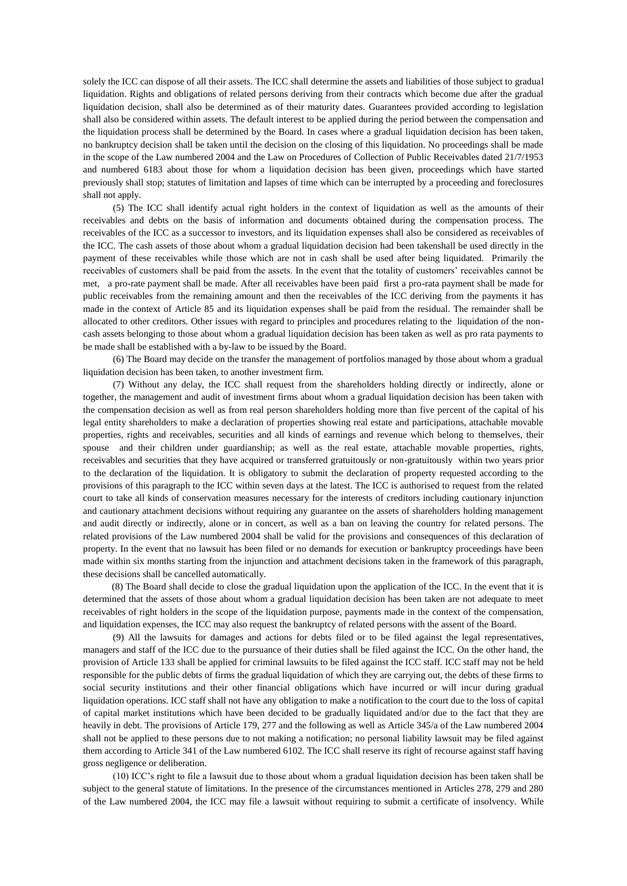solely the ICC can dispose of all their assets. The ICC shall determine the assets and liabilities of those subject to gradual liquidation. Rights and obligations of related persons deriving from their contracts which become due after the gradual liquidation decision, shall also be determined as of their maturity dates. Guarantees provided according to legislation shall also be considered within assets. The default interest to be applied during the period between the compensation and the liquidation process shall be determined by the Board. In cases where a gradual liquidation decision has been taken, no bankruptcy decision shall be taken until the decision on the closing of this liquidation. No proceedings shall be made in the scope of the Law numbered 2004 and the Law on Procedures of Collection of Public Receivables dated 21/7/1953 and numbered 6183 about those for whom a liquidation decision has been given, proceedings which have started previously shall stop; statutes of limitation and lapses of time which can be interrupted by a proceeding and foreclosures shall not apply.

(5) The ICC shall identify actual right holders in the context of liquidation as well as the amounts of their receivables and debts on the basis of information and documents obtained during the compensation process. The receivables of the ICC as a successor to investors, and its liquidation expenses shall also be considered as receivables of the ICC. The cash assets of those about whom a gradual liquidation decision had been takenshall be used directly in the payment of these receivables while those which are not in cash shall be used after being liquidated. Primarily the receivables of customers shall be paid from the assets. In the event that the totality of customers' receivables cannot be met, a pro-rate payment shall be made. After all receivables have been paid first a pro-rata payment shall be made for public receivables from the remaining amount and then the receivables of the ICC deriving from the payments it has made in the context of Article 85 and its liquidation expenses shall be paid from the residual. The remainder shall be allocated to other creditors. Other issues with regard to principles and procedures relating to the liquidation of the non-cash assets belonging to those about whom a gradual liquidation decision has been taken as well as pro rata payments to be made shall be established with a by-law to be issued by the Board.

(6) The Board may decide on the transfer the management of portfolios managed by those about whom a gradual liquidation decision has been taken, to another investment firm.

(7) Without any delay, the ICC shall request from the shareholders holding directly or indirectly, alone or together, the management and audit of investment firms about whom a gradual liquidation decision has been taken with the compensation decision as well as from real person shareholders holding more than five percent of the capital of his legal entity shareholders to make a declaration of properties showing real estate and participations, attachable movable properties, rights and receivables, securities and all kinds of earnings and revenue which belong to themselves, their spouse and their children under guardianship; as well as the real estate, attachable movable properties, rights, receivables and securities that they have acquired or transferred gratuitously or non-gratuitously within two years prior to the declaration of the liquidation. It is obligatory to submit the declaration of property requested according to the provisions of this paragraph to the ICC within seven days at the latest. The ICC is authorised to request from the related court to take all kinds of conservation measures necessary for the interests of creditors including cautionary injunction and cautionary attachment decisions without requiring any guarantee on the assets of shareholders holding management and audit directly or indirectly, alone or in concert, as well as a ban on leaving the country for related persons. The related provisions of the Law numbered 2004 shall be valid for the provisions and consequences of this declaration of property. In the event that no lawsuit has been filed or no demands for execution or bankruptcy proceedings have been made within six months starting from the injunction and attachment decisions taken in the framework of this paragraph, these decisions shall be cancelled automatically.

(8) The Board shall decide to close the gradual liquidation upon the application of the ICC. In the event that it is determined that the assets of those about whom a gradual liquidation decision has been taken are not adequate to meet receivables of right holders in the scope of the liquidation purpose, payments made in the context of the compensation, and liquidation expenses, the ICC may also request the bankruptcy of related persons with the assent of the Board.

(9) All the lawsuits for damages and actions for debts filed or to be filed against the legal representatives, managers and staff of the ICC due to the pursuance of their duties shall be filed against the ICC. On the other hand, the provision of Article 133 shall be applied for criminal lawsuits to be filed against the ICC staff. ICC staff may not be held responsible for the public debts of firms the gradual liquidation of which they are carrying out, the debts of these firms to social security institutions and their other financial obligations which have incurred or will incur during gradual liquidation operations. ICC staff shall not have any obligation to make a notification to the court due to the loss of capital of capital market institutions which have been decided to be gradually liquidated and/or due to the fact that they are heavily in debt. The provisions of Article 179, 277 and the following as well as Article 345/a of the Law numbered 2004 shall not be applied to these persons due to not making a notification; no personal liability lawsuit may be filed against them according to Article 341 of the Law numbered 6102. The ICC shall reserve its right of recourse against staff having gross negligence or deliberation.

(10) ICC's right to file a lawsuit due to those about whom a gradual liquidation decision has been taken shall be subject to the general statute of limitations. In the presence of the circumstances mentioned in Articles 278, 279 and 280 of the Law numbered 2004, the ICC may file a lawsuit without requiring to submit a certificate of insolvency. While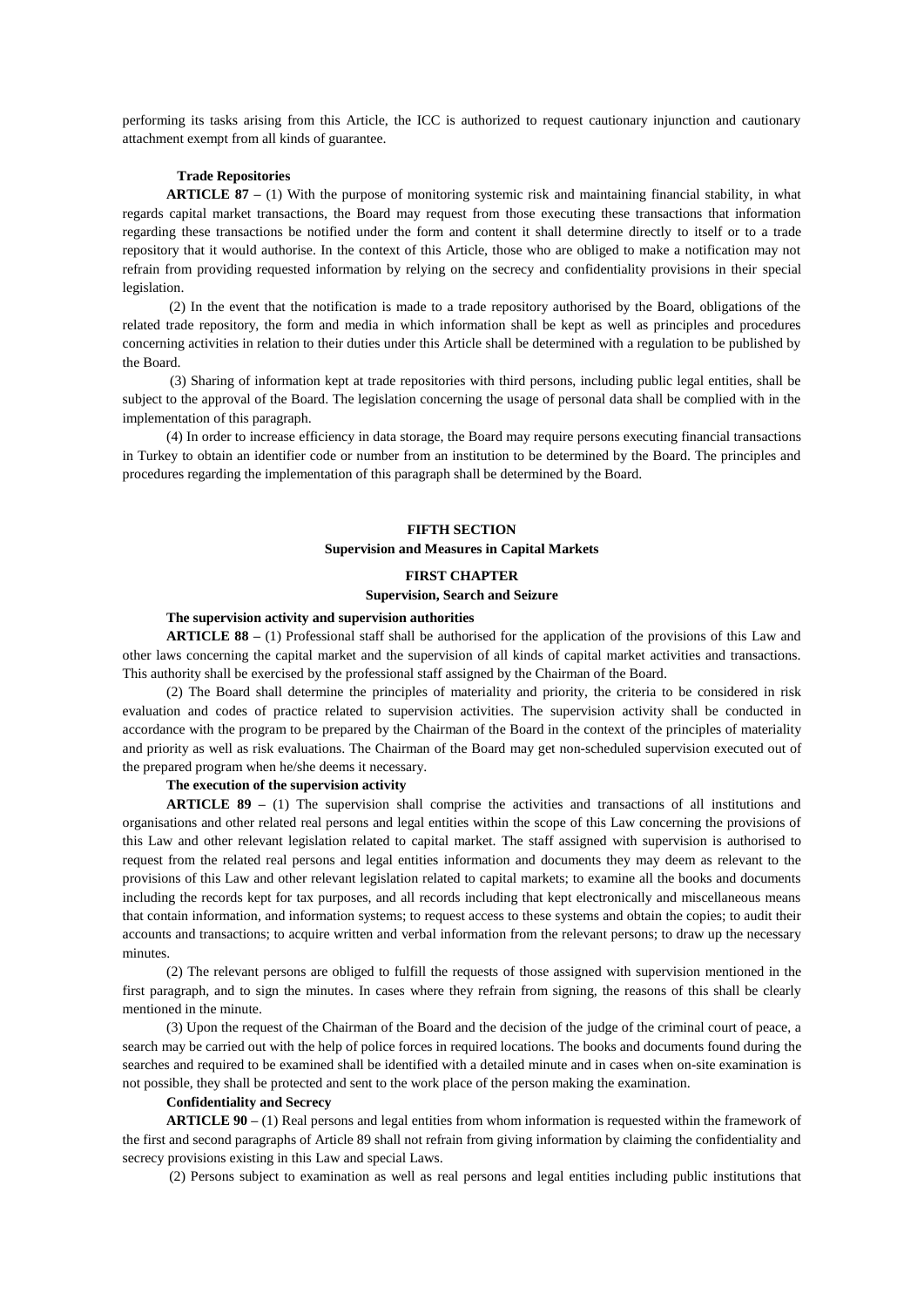performing its tasks arising from this Article, the ICC is authorized to request cautionary injunction and cautionary attachment exempt from all kinds of guarantee.

**Trade Repositories**

**ARTICLE 87 –** (1) With the purpose of monitoring systemic risk and maintaining financial stability, in what regards capital market transactions, the Board may request from those executing these transactions that information regarding these transactions be notified under the form and content it shall determine directly to itself or to a trade repository that it would authorise. In the context of this Article, those who are obliged to make a notification may not refrain from providing requested information by relying on the secrecy and confidentiality provisions in their special legislation.

(2) In the event that the notification is made to a trade repository authorised by the Board, obligations of the related trade repository, the form and media in which information shall be kept as well as principles and procedures concerning activities in relation to their duties under this Article shall be determined with a regulation to be published by the Board.

(3) Sharing of information kept at trade repositories with third persons, including public legal entities, shall be subject to the approval of the Board. The legislation concerning the usage of personal data shall be complied with in the implementation of this paragraph.

(4) In order to increase efficiency in data storage, the Board may require persons executing financial transactions in Turkey to obtain an identifier code or number from an institution to be determined by the Board. The principles and procedures regarding the implementation of this paragraph shall be determined by the Board.

## FIFTH SECTION
## Supervision and Measures in Capital Markets

### FIRST CHAPTER
### Supervision, Search and Seizure

**The supervision activity and supervision authorities**

**ARTICLE 88 –** (1) Professional staff shall be authorised for the application of the provisions of this Law and other laws concerning the capital market and the supervision of all kinds of capital market activities and transactions. This authority shall be exercised by the professional staff assigned by the Chairman of the Board.

(2) The Board shall determine the principles of materiality and priority, the criteria to be considered in risk evaluation and codes of practice related to supervision activities. The supervision activity shall be conducted in accordance with the program to be prepared by the Chairman of the Board in the context of the principles of materiality and priority as well as risk evaluations. The Chairman of the Board may get non-scheduled supervision executed out of the prepared program when he/she deems it necessary.

**The execution of the supervision activity**

**ARTICLE 89 –** (1) The supervision shall comprise the activities and transactions of all institutions and organisations and other related real persons and legal entities within the scope of this Law concerning the provisions of this Law and other relevant legislation related to capital market. The staff assigned with supervision is authorised to request from the related real persons and legal entities information and documents they may deem as relevant to the provisions of this Law and other relevant legislation related to capital markets; to examine all the books and documents including the records kept for tax purposes, and all records including that kept electronically and miscellaneous means that contain information, and information systems; to request access to these systems and obtain the copies; to audit their accounts and transactions; to acquire written and verbal information from the relevant persons; to draw up the necessary minutes.

(2) The relevant persons are obliged to fulfill the requests of those assigned with supervision mentioned in the first paragraph, and to sign the minutes. In cases where they refrain from signing, the reasons of this shall be clearly mentioned in the minute.

(3) Upon the request of the Chairman of the Board and the decision of the judge of the criminal court of peace, a search may be carried out with the help of police forces in required locations. The books and documents found during the searches and required to be examined shall be identified with a detailed minute and in cases when on-site examination is not possible, they shall be protected and sent to the work place of the person making the examination.

**Confidentiality and Secrecy**

**ARTICLE 90 –** (1) Real persons and legal entities from whom information is requested within the framework of the first and second paragraphs of Article 89 shall not refrain from giving information by claiming the confidentiality and secrecy provisions existing in this Law and special Laws.

(2) Persons subject to examination as well as real persons and legal entities including public institutions that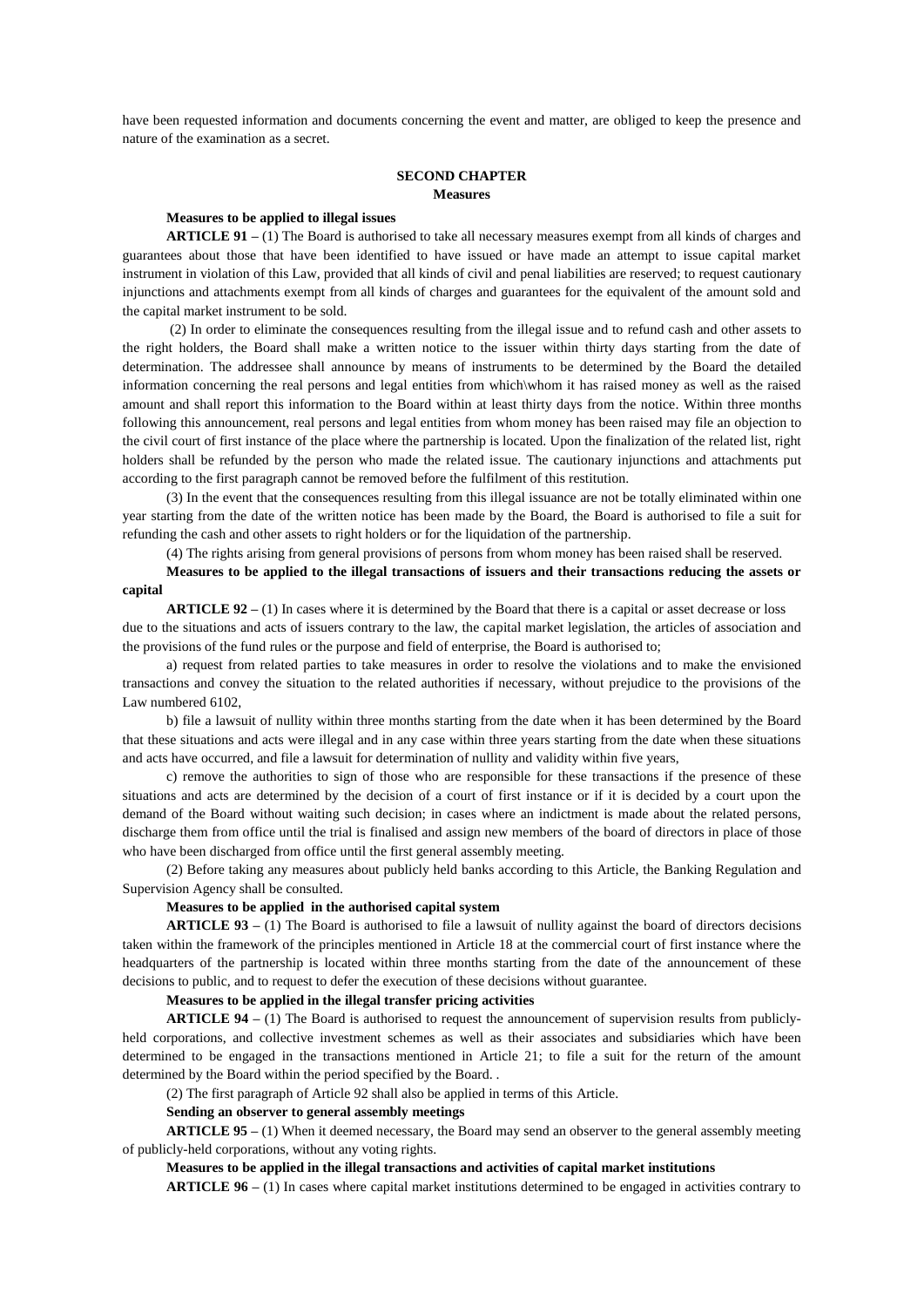have been requested information and documents concerning the event and matter, are obliged to keep the presence and nature of the examination as a secret.

## SECOND CHAPTER
## Measures

**Measures to be applied to illegal issues**

**ARTICLE 91 –** (1) The Board is authorised to take all necessary measures exempt from all kinds of charges and guarantees about those that have been identified to have issued or have made an attempt to issue capital market instrument in violation of this Law, provided that all kinds of civil and penal liabilities are reserved; to request cautionary injunctions and attachments exempt from all kinds of charges and guarantees for the equivalent of the amount sold and the capital market instrument to be sold.

(2) In order to eliminate the consequences resulting from the illegal issue and to refund cash and other assets to the right holders, the Board shall make a written notice to the issuer within thirty days starting from the date of determination. The addressee shall announce by means of instruments to be determined by the Board the detailed information concerning the real persons and legal entities from which\whom it has raised money as well as the raised amount and shall report this information to the Board within at least thirty days from the notice. Within three months following this announcement, real persons and legal entities from whom money has been raised may file an objection to the civil court of first instance of the place where the partnership is located. Upon the finalization of the related list, right holders shall be refunded by the person who made the related issue. The cautionary injunctions and attachments put according to the first paragraph cannot be removed before the fulfilment of this restitution.

(3) In the event that the consequences resulting from this illegal issuance are not be totally eliminated within one year starting from the date of the written notice has been made by the Board, the Board is authorised to file a suit for refunding the cash and other assets to right holders or for the liquidation of the partnership.

(4) The rights arising from general provisions of persons from whom money has been raised shall be reserved.

**Measures to be applied to the illegal transactions of issuers and their transactions reducing the assets or capital**

**ARTICLE 92 –** (1) In cases where it is determined by the Board that there is a capital or asset decrease or loss due to the situations and acts of issuers contrary to the law, the capital market legislation, the articles of association and the provisions of the fund rules or the purpose and field of enterprise, the Board is authorised to;

a) request from related parties to take measures in order to resolve the violations and to make the envisioned transactions and convey the situation to the related authorities if necessary, without prejudice to the provisions of the Law numbered 6102,

b) file a lawsuit of nullity within three months starting from the date when it has been determined by the Board that these situations and acts were illegal and in any case within three years starting from the date when these situations and acts have occurred, and file a lawsuit for determination of nullity and validity within five years,

c) remove the authorities to sign of those who are responsible for these transactions if the presence of these situations and acts are determined by the decision of a court of first instance or if it is decided by a court upon the demand of the Board without waiting such decision; in cases where an indictment is made about the related persons, discharge them from office until the trial is finalised and assign new members of the board of directors in place of those who have been discharged from office until the first general assembly meeting.

(2) Before taking any measures about publicly held banks according to this Article, the Banking Regulation and Supervision Agency shall be consulted.

**Measures to be applied in the authorised capital system**

**ARTICLE 93 –** (1) The Board is authorised to file a lawsuit of nullity against the board of directors decisions taken within the framework of the principles mentioned in Article 18 at the commercial court of first instance where the headquarters of the partnership is located within three months starting from the date of the announcement of these decisions to public, and to request to defer the execution of these decisions without guarantee.

**Measures to be applied in the illegal transfer pricing activities**

**ARTICLE 94 –** (1) The Board is authorised to request the announcement of supervision results from publicly-held corporations, and collective investment schemes as well as their associates and subsidiaries which have been determined to be engaged in the transactions mentioned in Article 21; to file a suit for the return of the amount determined by the Board within the period specified by the Board. .

(2) The first paragraph of Article 92 shall also be applied in terms of this Article.

**Sending an observer to general assembly meetings**

**ARTICLE 95 –** (1) When it deemed necessary, the Board may send an observer to the general assembly meeting of publicly-held corporations, without any voting rights.

**Measures to be applied in the illegal transactions and activities of capital market institutions**

**ARTICLE 96 –** (1) In cases where capital market institutions determined to be engaged in activities contrary to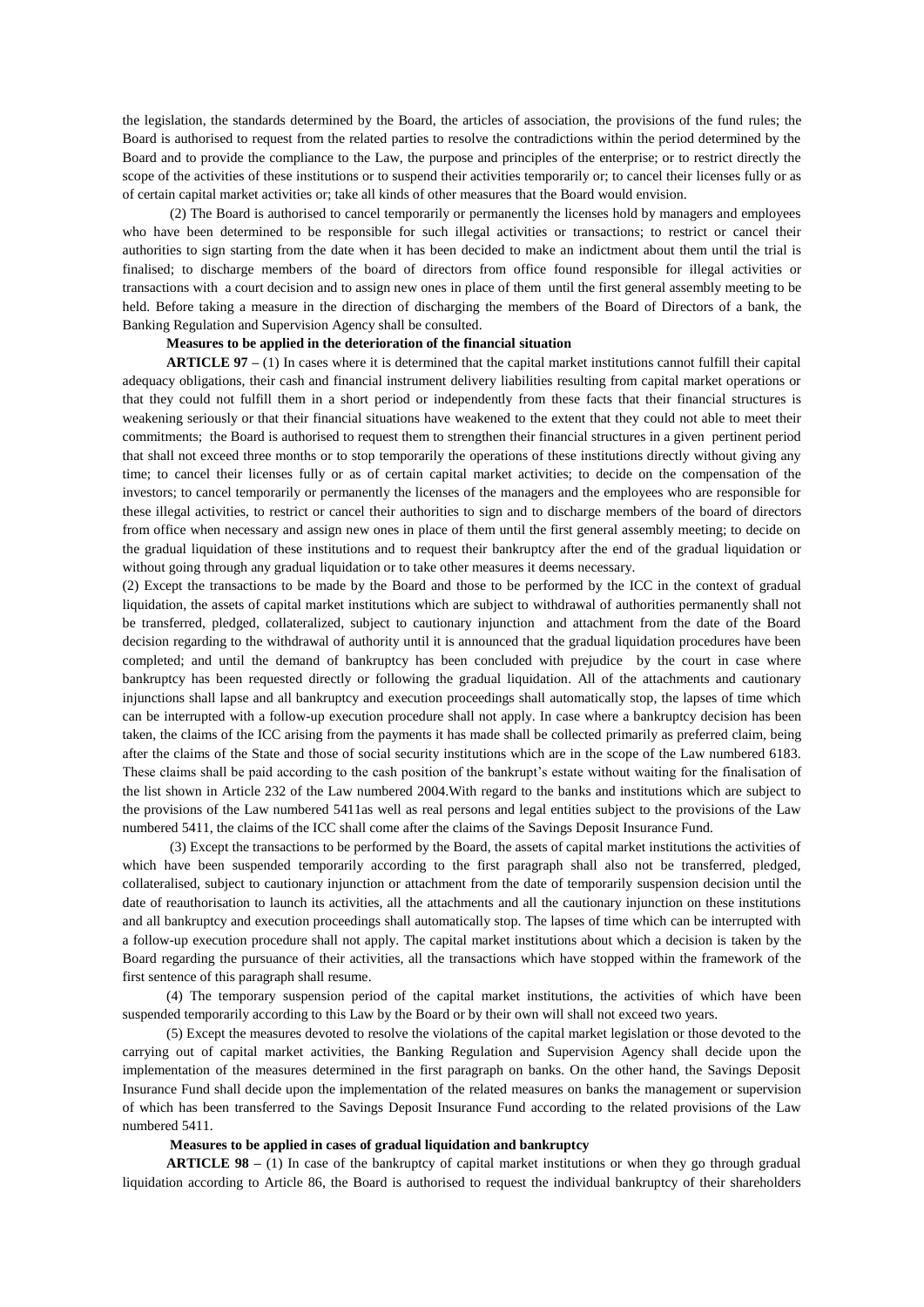the legislation, the standards determined by the Board, the articles of association, the provisions of the fund rules; the Board is authorised to request from the related parties to resolve the contradictions within the period determined by the Board and to provide the compliance to the Law, the purpose and principles of the enterprise; or to restrict directly the scope of the activities of these institutions or to suspend their activities temporarily or; to cancel their licenses fully or as of certain capital market activities or; take all kinds of other measures that the Board would envision.

(2) The Board is authorised to cancel temporarily or permanently the licenses hold by managers and employees who have been determined to be responsible for such illegal activities or transactions; to restrict or cancel their authorities to sign starting from the date when it has been decided to make an indictment about them until the trial is finalised; to discharge members of the board of directors from office found responsible for illegal activities or transactions with a court decision and to assign new ones in place of them until the first general assembly meeting to be held. Before taking a measure in the direction of discharging the members of the Board of Directors of a bank, the Banking Regulation and Supervision Agency shall be consulted.

**Measures to be applied in the deterioration of the financial situation**

**ARTICLE 97 –** (1) In cases where it is determined that the capital market institutions cannot fulfill their capital adequacy obligations, their cash and financial instrument delivery liabilities resulting from capital market operations or that they could not fulfill them in a short period or independently from these facts that their financial structures is weakening seriously or that their financial situations have weakened to the extent that they could not able to meet their commitments; the Board is authorised to request them to strengthen their financial structures in a given pertinent period that shall not exceed three months or to stop temporarily the operations of these institutions directly without giving any time; to cancel their licenses fully or as of certain capital market activities; to decide on the compensation of the investors; to cancel temporarily or permanently the licenses of the managers and the employees who are responsible for these illegal activities, to restrict or cancel their authorities to sign and to discharge members of the board of directors from office when necessary and assign new ones in place of them until the first general assembly meeting; to decide on the gradual liquidation of these institutions and to request their bankruptcy after the end of the gradual liquidation or without going through any gradual liquidation or to take other measures it deems necessary.

(2) Except the transactions to be made by the Board and those to be performed by the ICC in the context of gradual liquidation, the assets of capital market institutions which are subject to withdrawal of authorities permanently shall not be transferred, pledged, collateralized, subject to cautionary injunction and attachment from the date of the Board decision regarding to the withdrawal of authority until it is announced that the gradual liquidation procedures have been completed; and until the demand of bankruptcy has been concluded with prejudice by the court in case where bankruptcy has been requested directly or following the gradual liquidation. All of the attachments and cautionary injunctions shall lapse and all bankruptcy and execution proceedings shall automatically stop, the lapses of time which can be interrupted with a follow-up execution procedure shall not apply. In case where a bankruptcy decision has been taken, the claims of the ICC arising from the payments it has made shall be collected primarily as preferred claim, being after the claims of the State and those of social security institutions which are in the scope of the Law numbered 6183. These claims shall be paid according to the cash position of the bankrupt's estate without waiting for the finalisation of the list shown in Article 232 of the Law numbered 2004.With regard to the banks and institutions which are subject to the provisions of the Law numbered 5411as well as real persons and legal entities subject to the provisions of the Law numbered 5411, the claims of the ICC shall come after the claims of the Savings Deposit Insurance Fund.

(3) Except the transactions to be performed by the Board, the assets of capital market institutions the activities of which have been suspended temporarily according to the first paragraph shall also not be transferred, pledged, collateralised, subject to cautionary injunction or attachment from the date of temporarily suspension decision until the date of reauthorisation to launch its activities, all the attachments and all the cautionary injunction on these institutions and all bankruptcy and execution proceedings shall automatically stop. The lapses of time which can be interrupted with a follow-up execution procedure shall not apply. The capital market institutions about which a decision is taken by the Board regarding the pursuance of their activities, all the transactions which have stopped within the framework of the first sentence of this paragraph shall resume.

(4) The temporary suspension period of the capital market institutions, the activities of which have been suspended temporarily according to this Law by the Board or by their own will shall not exceed two years.

(5) Except the measures devoted to resolve the violations of the capital market legislation or those devoted to the carrying out of capital market activities, the Banking Regulation and Supervision Agency shall decide upon the implementation of the measures determined in the first paragraph on banks. On the other hand, the Savings Deposit Insurance Fund shall decide upon the implementation of the related measures on banks the management or supervision of which has been transferred to the Savings Deposit Insurance Fund according to the related provisions of the Law numbered 5411.

**Measures to be applied in cases of gradual liquidation and bankruptcy**

**ARTICLE 98 –** (1) In case of the bankruptcy of capital market institutions or when they go through gradual liquidation according to Article 86, the Board is authorised to request the individual bankruptcy of their shareholders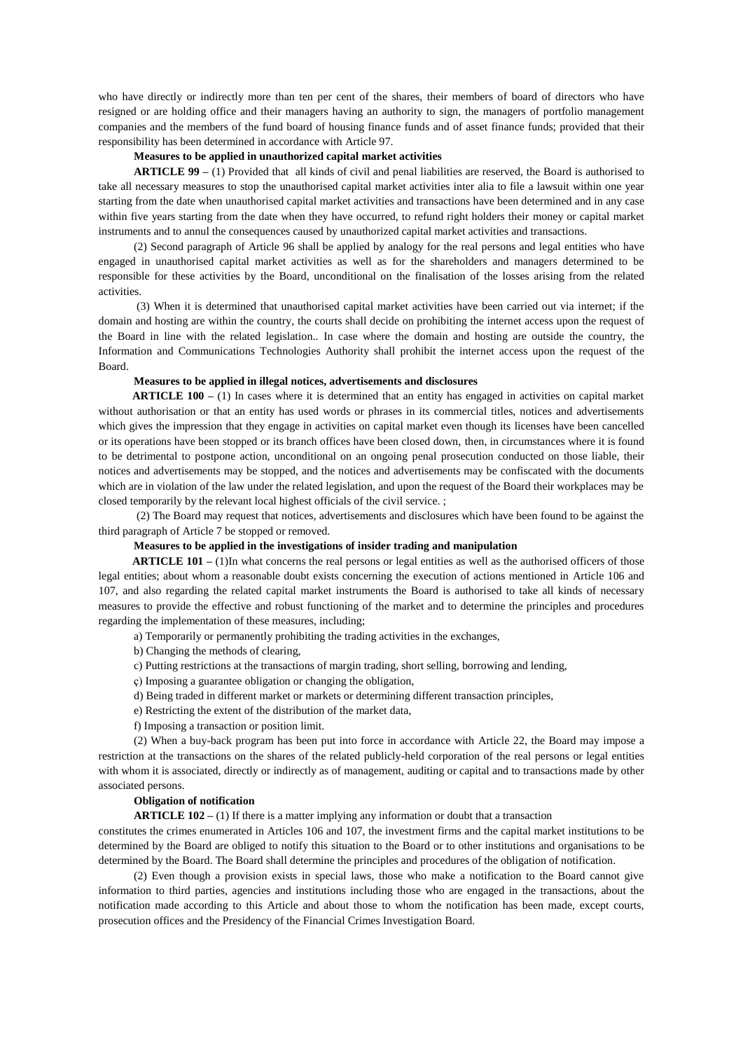who have directly or indirectly more than ten per cent of the shares, their members of board of directors who have resigned or are holding office and their managers having an authority to sign, the managers of portfolio management companies and the members of the fund board of housing finance funds and of asset finance funds; provided that their responsibility has been determined in accordance with Article 97.

**Measures to be applied in unauthorized capital market activities**

**ARTICLE 99 –** (1) Provided that all kinds of civil and penal liabilities are reserved, the Board is authorised to take all necessary measures to stop the unauthorised capital market activities inter alia to file a lawsuit within one year starting from the date when unauthorised capital market activities and transactions have been determined and in any case within five years starting from the date when they have occurred, to refund right holders their money or capital market instruments and to annul the consequences caused by unauthorized capital market activities and transactions.

(2) Second paragraph of Article 96 shall be applied by analogy for the real persons and legal entities who have engaged in unauthorised capital market activities as well as for the shareholders and managers determined to be responsible for these activities by the Board, unconditional on the finalisation of the losses arising from the related activities.

(3) When it is determined that unauthorised capital market activities have been carried out via internet; if the domain and hosting are within the country, the courts shall decide on prohibiting the internet access upon the request of the Board in line with the related legislation.. In case where the domain and hosting are outside the country, the Information and Communications Technologies Authority shall prohibit the internet access upon the request of the Board.

**Measures to be applied in illegal notices, advertisements and disclosures**

**ARTICLE 100 –** (1) In cases where it is determined that an entity has engaged in activities on capital market without authorisation or that an entity has used words or phrases in its commercial titles, notices and advertisements which gives the impression that they engage in activities on capital market even though its licenses have been cancelled or its operations have been stopped or its branch offices have been closed down, then, in circumstances where it is found to be detrimental to postpone action, unconditional on an ongoing penal prosecution conducted on those liable, their notices and advertisements may be stopped, and the notices and advertisements may be confiscated with the documents which are in violation of the law under the related legislation, and upon the request of the Board their workplaces may be closed temporarily by the relevant local highest officials of the civil service. ;

(2) The Board may request that notices, advertisements and disclosures which have been found to be against the third paragraph of Article 7 be stopped or removed.

**Measures to be applied in the investigations of insider trading and manipulation**

**ARTICLE 101 –** (1)In what concerns the real persons or legal entities as well as the authorised officers of those legal entities; about whom a reasonable doubt exists concerning the execution of actions mentioned in Article 106 and 107, and also regarding the related capital market instruments the Board is authorised to take all kinds of necessary measures to provide the effective and robust functioning of the market and to determine the principles and procedures regarding the implementation of these measures, including;

a) Temporarily or permanently prohibiting the trading activities in the exchanges,

b) Changing the methods of clearing,

c) Putting restrictions at the transactions of margin trading, short selling, borrowing and lending,

ç) Imposing a guarantee obligation or changing the obligation,

d) Being traded in different market or markets or determining different transaction principles,

e) Restricting the extent of the distribution of the market data,

f) Imposing a transaction or position limit.

(2) When a buy-back program has been put into force in accordance with Article 22, the Board may impose a restriction at the transactions on the shares of the related publicly-held corporation of the real persons or legal entities with whom it is associated, directly or indirectly as of management, auditing or capital and to transactions made by other associated persons.

**Obligation of notification**

**ARTICLE 102 –** (1) If there is a matter implying any information or doubt that a transaction constitutes the crimes enumerated in Articles 106 and 107, the investment firms and the capital market institutions to be determined by the Board are obliged to notify this situation to the Board or to other institutions and organisations to be determined by the Board. The Board shall determine the principles and procedures of the obligation of notification.

(2) Even though a provision exists in special laws, those who make a notification to the Board cannot give information to third parties, agencies and institutions including those who are engaged in the transactions, about the notification made according to this Article and about those to whom the notification has been made, except courts, prosecution offices and the Presidency of the Financial Crimes Investigation Board.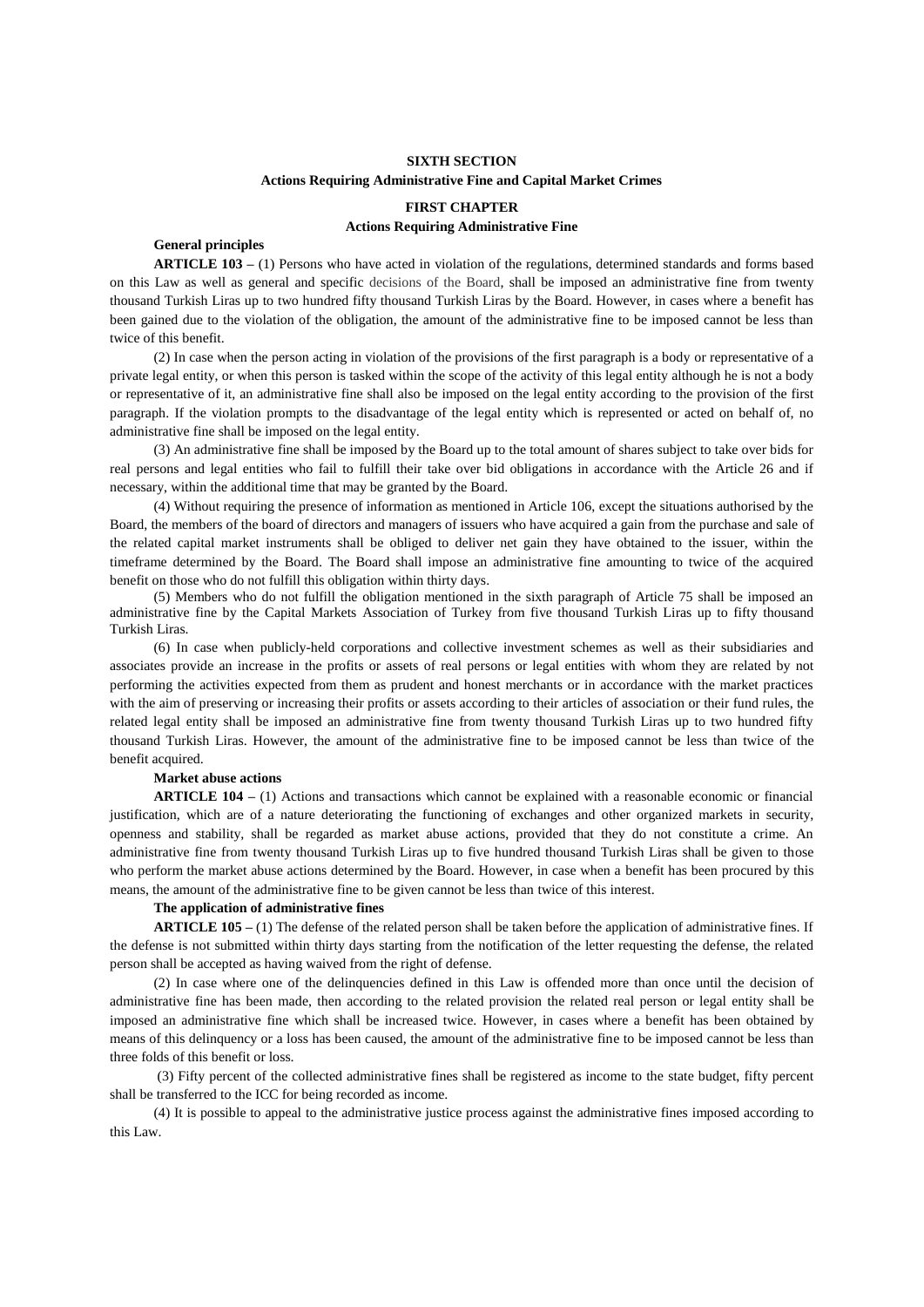## SIXTH SECTION

## Actions Requiring Administrative Fine and Capital Market Crimes

### FIRST CHAPTER

### Actions Requiring Administrative Fine

**General principles**

**ARTICLE 103 –** (1) Persons who have acted in violation of the regulations, determined standards and forms based on this Law as well as general and specific decisions of the Board, shall be imposed an administrative fine from twenty thousand Turkish Liras up to two hundred fifty thousand Turkish Liras by the Board. However, in cases where a benefit has been gained due to the violation of the obligation, the amount of the administrative fine to be imposed cannot be less than twice of this benefit.

(2) In case when the person acting in violation of the provisions of the first paragraph is a body or representative of a private legal entity, or when this person is tasked within the scope of the activity of this legal entity although he is not a body or representative of it, an administrative fine shall also be imposed on the legal entity according to the provision of the first paragraph. If the violation prompts to the disadvantage of the legal entity which is represented or acted on behalf of, no administrative fine shall be imposed on the legal entity.

(3) An administrative fine shall be imposed by the Board up to the total amount of shares subject to take over bids for real persons and legal entities who fail to fulfill their take over bid obligations in accordance with the Article 26 and if necessary, within the additional time that may be granted by the Board.

(4) Without requiring the presence of information as mentioned in Article 106, except the situations authorised by the Board, the members of the board of directors and managers of issuers who have acquired a gain from the purchase and sale of the related capital market instruments shall be obliged to deliver net gain they have obtained to the issuer, within the timeframe determined by the Board. The Board shall impose an administrative fine amounting to twice of the acquired benefit on those who do not fulfill this obligation within thirty days.

(5) Members who do not fulfill the obligation mentioned in the sixth paragraph of Article 75 shall be imposed an administrative fine by the Capital Markets Association of Turkey from five thousand Turkish Liras up to fifty thousand Turkish Liras.

(6) In case when publicly-held corporations and collective investment schemes as well as their subsidiaries and associates provide an increase in the profits or assets of real persons or legal entities with whom they are related by not performing the activities expected from them as prudent and honest merchants or in accordance with the market practices with the aim of preserving or increasing their profits or assets according to their articles of association or their fund rules, the related legal entity shall be imposed an administrative fine from twenty thousand Turkish Liras up to two hundred fifty thousand Turkish Liras. However, the amount of the administrative fine to be imposed cannot be less than twice of the benefit acquired.

**Market abuse actions**

**ARTICLE 104 –** (1) Actions and transactions which cannot be explained with a reasonable economic or financial justification, which are of a nature deteriorating the functioning of exchanges and other organized markets in security, openness and stability, shall be regarded as market abuse actions, provided that they do not constitute a crime. An administrative fine from twenty thousand Turkish Liras up to five hundred thousand Turkish Liras shall be given to those who perform the market abuse actions determined by the Board. However, in case when a benefit has been procured by this means, the amount of the administrative fine to be given cannot be less than twice of this interest.

**The application of administrative fines**

**ARTICLE 105 –** (1) The defense of the related person shall be taken before the application of administrative fines. If the defense is not submitted within thirty days starting from the notification of the letter requesting the defense, the related person shall be accepted as having waived from the right of defense.

(2) In case where one of the delinquencies defined in this Law is offended more than once until the decision of administrative fine has been made, then according to the related provision the related real person or legal entity shall be imposed an administrative fine which shall be increased twice. However, in cases where a benefit has been obtained by means of this delinquency or a loss has been caused, the amount of the administrative fine to be imposed cannot be less than three folds of this benefit or loss.

(3) Fifty percent of the collected administrative fines shall be registered as income to the state budget, fifty percent shall be transferred to the ICC for being recorded as income.

(4) It is possible to appeal to the administrative justice process against the administrative fines imposed according to this Law.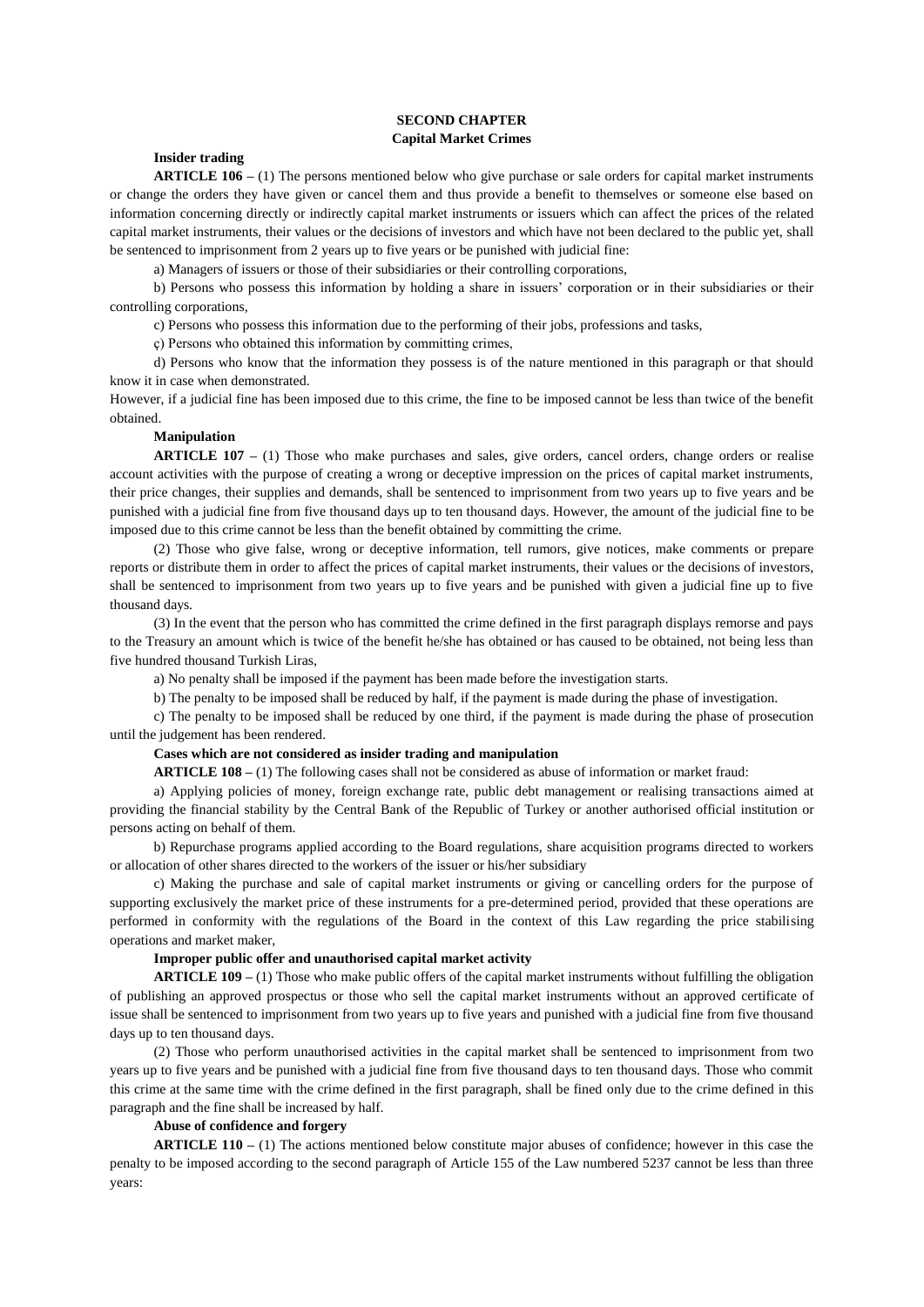## SECOND CHAPTER
## Capital Market Crimes

**Insider trading**

**ARTICLE 106 –** (1) The persons mentioned below who give purchase or sale orders for capital market instruments or change the orders they have given or cancel them and thus provide a benefit to themselves or someone else based on information concerning directly or indirectly capital market instruments or issuers which can affect the prices of the related capital market instruments, their values or the decisions of investors and which have not been declared to the public yet, shall be sentenced to imprisonment from 2 years up to five years or be punished with judicial fine:

a) Managers of issuers or those of their subsidiaries or their controlling corporations,

b) Persons who possess this information by holding a share in issuers' corporation or in their subsidiaries or their controlling corporations,

c) Persons who possess this information due to the performing of their jobs, professions and tasks,

ç) Persons who obtained this information by committing crimes,

d) Persons who know that the information they possess is of the nature mentioned in this paragraph or that should know it in case when demonstrated.

However, if a judicial fine has been imposed due to this crime, the fine to be imposed cannot be less than twice of the benefit obtained.

**Manipulation**

**ARTICLE 107 –** (1) Those who make purchases and sales, give orders, cancel orders, change orders or realise account activities with the purpose of creating a wrong or deceptive impression on the prices of capital market instruments, their price changes, their supplies and demands, shall be sentenced to imprisonment from two years up to five years and be punished with a judicial fine from five thousand days up to ten thousand days. However, the amount of the judicial fine to be imposed due to this crime cannot be less than the benefit obtained by committing the crime.

(2) Those who give false, wrong or deceptive information, tell rumors, give notices, make comments or prepare reports or distribute them in order to affect the prices of capital market instruments, their values or the decisions of investors, shall be sentenced to imprisonment from two years up to five years and be punished with given a judicial fine up to five thousand days.

(3) In the event that the person who has committed the crime defined in the first paragraph displays remorse and pays to the Treasury an amount which is twice of the benefit he/she has obtained or has caused to be obtained, not being less than five hundred thousand Turkish Liras,

a) No penalty shall be imposed if the payment has been made before the investigation starts.

b) The penalty to be imposed shall be reduced by half, if the payment is made during the phase of investigation.

c) The penalty to be imposed shall be reduced by one third, if the payment is made during the phase of prosecution until the judgement has been rendered.

**Cases which are not considered as insider trading and manipulation**

**ARTICLE 108 –** (1) The following cases shall not be considered as abuse of information or market fraud:

a) Applying policies of money, foreign exchange rate, public debt management or realising transactions aimed at providing the financial stability by the Central Bank of the Republic of Turkey or another authorised official institution or persons acting on behalf of them.

b) Repurchase programs applied according to the Board regulations, share acquisition programs directed to workers or allocation of other shares directed to the workers of the issuer or his/her subsidiary

c) Making the purchase and sale of capital market instruments or giving or cancelling orders for the purpose of supporting exclusively the market price of these instruments for a pre-determined period, provided that these operations are performed in conformity with the regulations of the Board in the context of this Law regarding the price stabilising operations and market maker,

**Improper public offer and unauthorised capital market activity**

**ARTICLE 109 –** (1) Those who make public offers of the capital market instruments without fulfilling the obligation of publishing an approved prospectus or those who sell the capital market instruments without an approved certificate of issue shall be sentenced to imprisonment from two years up to five years and punished with a judicial fine from five thousand days up to ten thousand days.

(2) Those who perform unauthorised activities in the capital market shall be sentenced to imprisonment from two years up to five years and be punished with a judicial fine from five thousand days to ten thousand days. Those who commit this crime at the same time with the crime defined in the first paragraph, shall be fined only due to the crime defined in this paragraph and the fine shall be increased by half.

**Abuse of confidence and forgery**

**ARTICLE 110 –** (1) The actions mentioned below constitute major abuses of confidence; however in this case the penalty to be imposed according to the second paragraph of Article 155 of the Law numbered 5237 cannot be less than three years: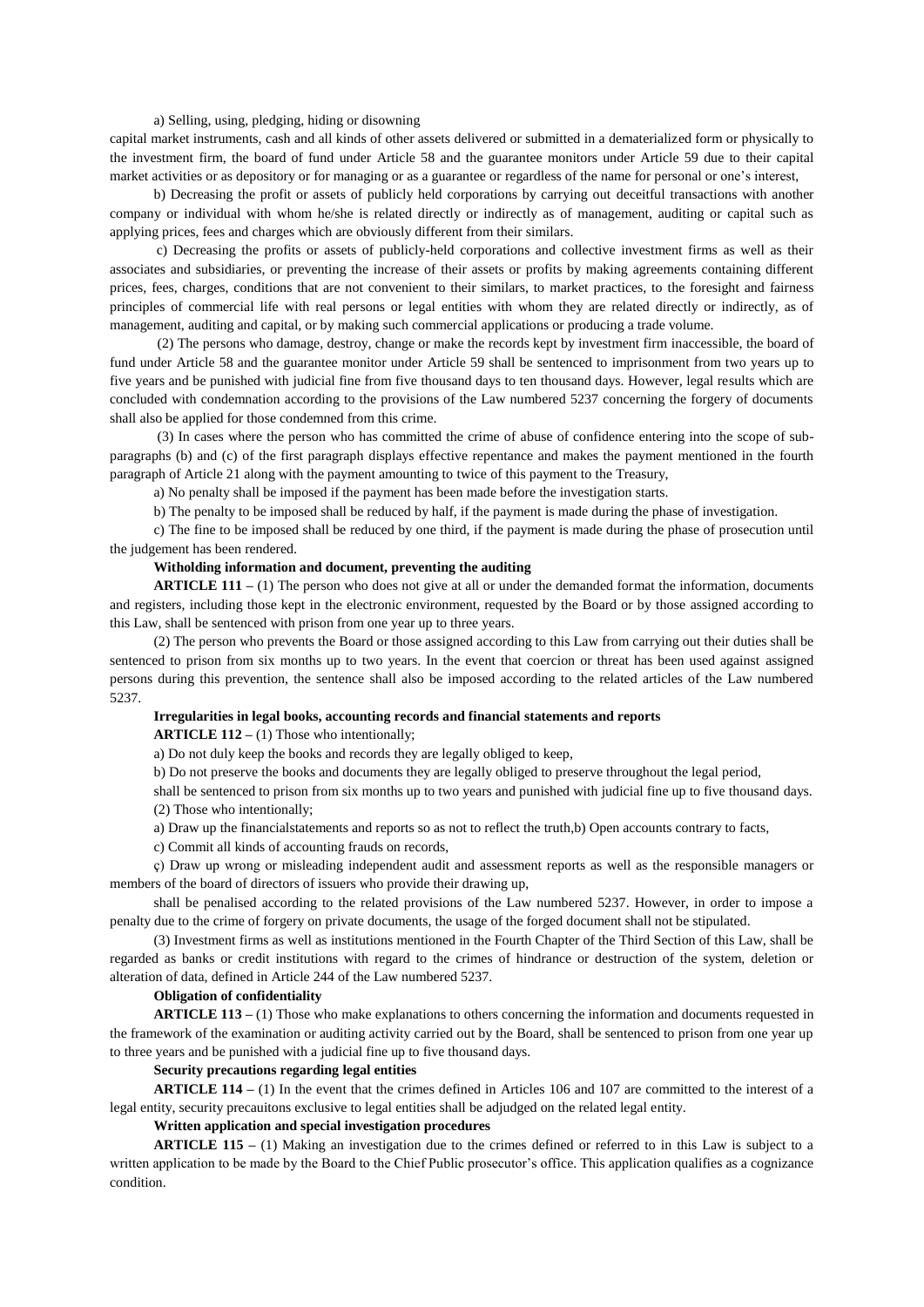a) Selling, using, pledging, hiding or disowning

capital market instruments, cash and all kinds of other assets delivered or submitted in a dematerialized form or physically to the investment firm, the board of fund under Article 58 and the guarantee monitors under Article 59 due to their capital market activities or as depository or for managing or as a guarantee or regardless of the name for personal or one's interest,

b) Decreasing the profit or assets of publicly held corporations by carrying out deceitful transactions with another company or individual with whom he/she is related directly or indirectly as of management, auditing or capital such as applying prices, fees and charges which are obviously different from their similars.

c) Decreasing the profits or assets of publicly-held corporations and collective investment firms as well as their associates and subsidiaries, or preventing the increase of their assets or profits by making agreements containing different prices, fees, charges, conditions that are not convenient to their similars, to market practices, to the foresight and fairness principles of commercial life with real persons or legal entities with whom they are related directly or indirectly, as of management, auditing and capital, or by making such commercial applications or producing a trade volume.

(2) The persons who damage, destroy, change or make the records kept by investment firm inaccessible, the board of fund under Article 58 and the guarantee monitor under Article 59 shall be sentenced to imprisonment from two years up to five years and be punished with judicial fine from five thousand days to ten thousand days. However, legal results which are concluded with condemnation according to the provisions of the Law numbered 5237 concerning the forgery of documents shall also be applied for those condemned from this crime.

(3) In cases where the person who has committed the crime of abuse of confidence entering into the scope of sub-paragraphs (b) and (c) of the first paragraph displays effective repentance and makes the payment mentioned in the fourth paragraph of Article 21 along with the payment amounting to twice of this payment to the Treasury,

a) No penalty shall be imposed if the payment has been made before the investigation starts.

b) The penalty to be imposed shall be reduced by half, if the payment is made during the phase of investigation.

c) The fine to be imposed shall be reduced by one third, if the payment is made during the phase of prosecution until the judgement has been rendered.

**Witholding information and document, preventing the auditing**

**ARTICLE 111 –** (1) The person who does not give at all or under the demanded format the information, documents and registers, including those kept in the electronic environment, requested by the Board or by those assigned according to this Law, shall be sentenced with prison from one year up to three years.

(2) The person who prevents the Board or those assigned according to this Law from carrying out their duties shall be sentenced to prison from six months up to two years. In the event that coercion or threat has been used against assigned persons during this prevention, the sentence shall also be imposed according to the related articles of the Law numbered 5237.

**Irregularities in legal books, accounting records and financial statements and reports**

**ARTICLE 112 –** (1) Those who intentionally;

a) Do not duly keep the books and records they are legally obliged to keep,

b) Do not preserve the books and documents they are legally obliged to preserve throughout the legal period,

shall be sentenced to prison from six months up to two years and punished with judicial fine up to five thousand days.

(2) Those who intentionally;

a) Draw up the financialstatements and reports so as not to reflect the truth,b) Open accounts contrary to facts,

c) Commit all kinds of accounting frauds on records,

ç) Draw up wrong or misleading independent audit and assessment reports as well as the responsible managers or members of the board of directors of issuers who provide their drawing up,

shall be penalised according to the related provisions of the Law numbered 5237. However, in order to impose a penalty due to the crime of forgery on private documents, the usage of the forged document shall not be stipulated.

(3) Investment firms as well as institutions mentioned in the Fourth Chapter of the Third Section of this Law, shall be regarded as banks or credit institutions with regard to the crimes of hindrance or destruction of the system, deletion or alteration of data, defined in Article 244 of the Law numbered 5237.

**Obligation of confidentiality**

**ARTICLE 113 –** (1) Those who make explanations to others concerning the information and documents requested in the framework of the examination or auditing activity carried out by the Board, shall be sentenced to prison from one year up to three years and be punished with a judicial fine up to five thousand days.

**Security precautions regarding legal entities**

**ARTICLE 114 –** (1) In the event that the crimes defined in Articles 106 and 107 are committed to the interest of a legal entity, security precauitons exclusive to legal entities shall be adjudged on the related legal entity.

**Written application and special investigation procedures**

**ARTICLE 115 –** (1) Making an investigation due to the crimes defined or referred to in this Law is subject to a written application to be made by the Board to the Chief Public prosecutor's office. This application qualifies as a cognizance condition.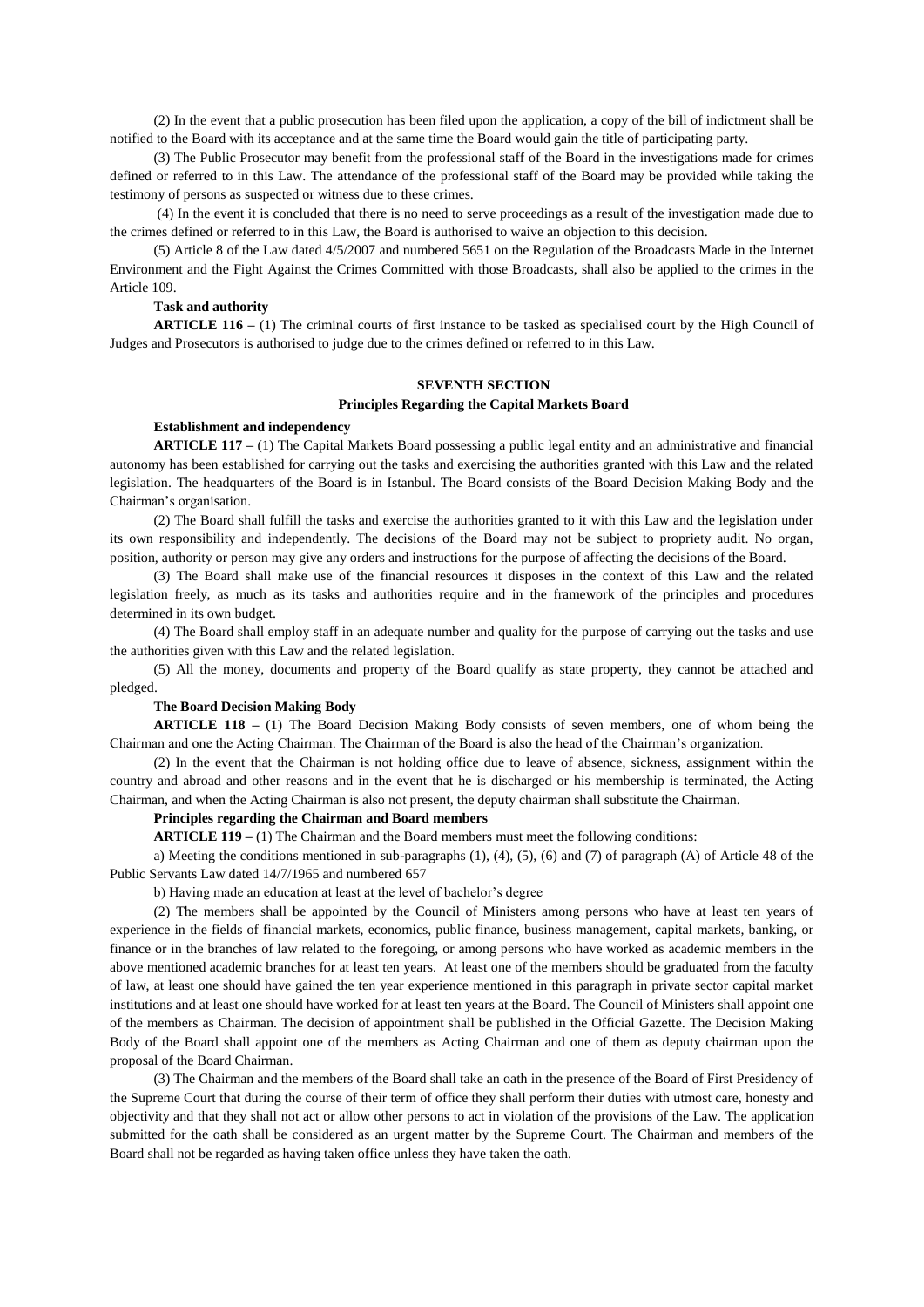(2) In the event that a public prosecution has been filed upon the application, a copy of the bill of indictment shall be notified to the Board with its acceptance and at the same time the Board would gain the title of participating party.

(3) The Public Prosecutor may benefit from the professional staff of the Board in the investigations made for crimes defined or referred to in this Law. The attendance of the professional staff of the Board may be provided while taking the testimony of persons as suspected or witness due to these crimes.

(4) In the event it is concluded that there is no need to serve proceedings as a result of the investigation made due to the crimes defined or referred to in this Law, the Board is authorised to waive an objection to this decision.

(5) Article 8 of the Law dated 4/5/2007 and numbered 5651 on the Regulation of the Broadcasts Made in the Internet Environment and the Fight Against the Crimes Committed with those Broadcasts, shall also be applied to the crimes in the Article 109.

**Task and authority**

**ARTICLE 116 –** (1) The criminal courts of first instance to be tasked as specialised court by the High Council of Judges and Prosecutors is authorised to judge due to the crimes defined or referred to in this Law.

## SEVENTH SECTION

### Principles Regarding the Capital Markets Board

**Establishment and independency**

**ARTICLE 117 –** (1) The Capital Markets Board possessing a public legal entity and an administrative and financial autonomy has been established for carrying out the tasks and exercising the authorities granted with this Law and the related legislation. The headquarters of the Board is in Istanbul. The Board consists of the Board Decision Making Body and the Chairman's organisation.

(2) The Board shall fulfill the tasks and exercise the authorities granted to it with this Law and the legislation under its own responsibility and independently. The decisions of the Board may not be subject to propriety audit. No organ, position, authority or person may give any orders and instructions for the purpose of affecting the decisions of the Board.

(3) The Board shall make use of the financial resources it disposes in the context of this Law and the related legislation freely, as much as its tasks and authorities require and in the framework of the principles and procedures determined in its own budget.

(4) The Board shall employ staff in an adequate number and quality for the purpose of carrying out the tasks and use the authorities given with this Law and the related legislation.

(5) All the money, documents and property of the Board qualify as state property, they cannot be attached and pledged.

**The Board Decision Making Body**

**ARTICLE 118 –** (1) The Board Decision Making Body consists of seven members, one of whom being the Chairman and one the Acting Chairman. The Chairman of the Board is also the head of the Chairman's organization.

(2) In the event that the Chairman is not holding office due to leave of absence, sickness, assignment within the country and abroad and other reasons and in the event that he is discharged or his membership is terminated, the Acting Chairman, and when the Acting Chairman is also not present, the deputy chairman shall substitute the Chairman.

**Principles regarding the Chairman and Board members**

**ARTICLE 119 –** (1) The Chairman and the Board members must meet the following conditions:

a) Meeting the conditions mentioned in sub-paragraphs (1), (4), (5), (6) and (7) of paragraph (A) of Article 48 of the Public Servants Law dated 14/7/1965 and numbered 657

b) Having made an education at least at the level of bachelor's degree

(2) The members shall be appointed by the Council of Ministers among persons who have at least ten years of experience in the fields of financial markets, economics, public finance, business management, capital markets, banking, or finance or in the branches of law related to the foregoing, or among persons who have worked as academic members in the above mentioned academic branches for at least ten years. At least one of the members should be graduated from the faculty of law, at least one should have gained the ten year experience mentioned in this paragraph in private sector capital market institutions and at least one should have worked for at least ten years at the Board. The Council of Ministers shall appoint one of the members as Chairman. The decision of appointment shall be published in the Official Gazette. The Decision Making Body of the Board shall appoint one of the members as Acting Chairman and one of them as deputy chairman upon the proposal of the Board Chairman.

(3) The Chairman and the members of the Board shall take an oath in the presence of the Board of First Presidency of the Supreme Court that during the course of their term of office they shall perform their duties with utmost care, honesty and objectivity and that they shall not act or allow other persons to act in violation of the provisions of the Law. The application submitted for the oath shall be considered as an urgent matter by the Supreme Court. The Chairman and members of the Board shall not be regarded as having taken office unless they have taken the oath.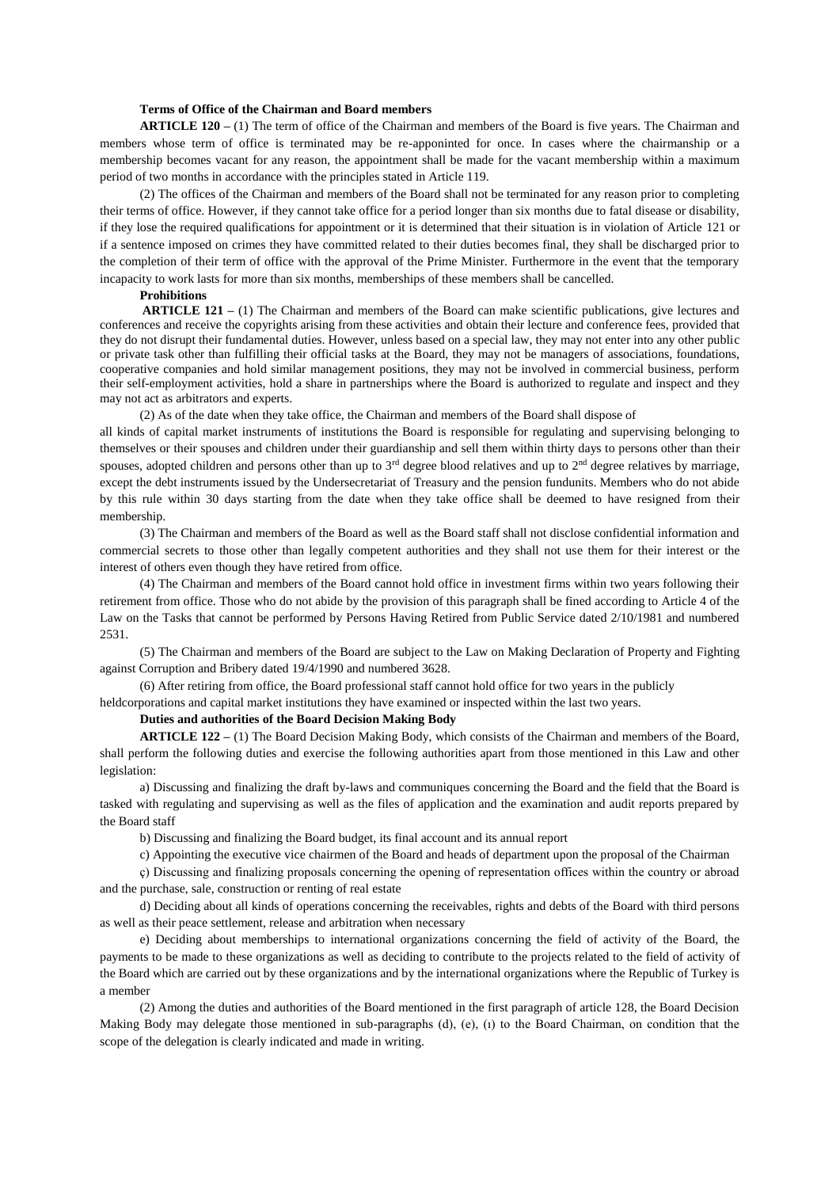**Terms of Office of the Chairman and Board members**

**ARTICLE 120 –** (1) The term of office of the Chairman and members of the Board is five years. The Chairman and members whose term of office is terminated may be re-apponinted for once. In cases where the chairmanship or a membership becomes vacant for any reason, the appointment shall be made for the vacant membership within a maximum period of two months in accordance with the principles stated in Article 119.

(2) The offices of the Chairman and members of the Board shall not be terminated for any reason prior to completing their terms of office. However, if they cannot take office for a period longer than six months due to fatal disease or disability, if they lose the required qualifications for appointment or it is determined that their situation is in violation of Article 121 or if a sentence imposed on crimes they have committed related to their duties becomes final, they shall be discharged prior to the completion of their term of office with the approval of the Prime Minister. Furthermore in the event that the temporary incapacity to work lasts for more than six months, memberships of these members shall be cancelled.

**Prohibitions**

**ARTICLE 121 –** (1) The Chairman and members of the Board can make scientific publications, give lectures and conferences and receive the copyrights arising from these activities and obtain their lecture and conference fees, provided that they do not disrupt their fundamental duties. However, unless based on a special law, they may not enter into any other public or private task other than fulfilling their official tasks at the Board, they may not be managers of associations, foundations, cooperative companies and hold similar management positions, they may not be involved in commercial business, perform their self-employment activities, hold a share in partnerships where the Board is authorized to regulate and inspect and they may not act as arbitrators and experts.

(2) As of the date when they take office, the Chairman and members of the Board shall dispose of all kinds of capital market instruments of institutions the Board is responsible for regulating and supervising belonging to themselves or their spouses and children under their guardianship and sell them within thirty days to persons other than their spouses, adopted children and persons other than up to 3rd degree blood relatives and up to 2nd degree relatives by marriage, except the debt instruments issued by the Undersecretariat of Treasury and the pension fundunits. Members who do not abide by this rule within 30 days starting from the date when they take office shall be deemed to have resigned from their membership.

(3) The Chairman and members of the Board as well as the Board staff shall not disclose confidential information and commercial secrets to those other than legally competent authorities and they shall not use them for their interest or the interest of others even though they have retired from office.

(4) The Chairman and members of the Board cannot hold office in investment firms within two years following their retirement from office. Those who do not abide by the provision of this paragraph shall be fined according to Article 4 of the Law on the Tasks that cannot be performed by Persons Having Retired from Public Service dated 2/10/1981 and numbered 2531.

(5) The Chairman and members of the Board are subject to the Law on Making Declaration of Property and Fighting against Corruption and Bribery dated 19/4/1990 and numbered 3628.

(6) After retiring from office, the Board professional staff cannot hold office for two years in the publicly heldcorporations and capital market institutions they have examined or inspected within the last two years.

**Duties and authorities of the Board Decision Making Body**

**ARTICLE 122 –** (1) The Board Decision Making Body, which consists of the Chairman and members of the Board, shall perform the following duties and exercise the following authorities apart from those mentioned in this Law and other legislation:

a) Discussing and finalizing the draft by-laws and communiques concerning the Board and the field that the Board is tasked with regulating and supervising as well as the files of application and the examination and audit reports prepared by the Board staff

b) Discussing and finalizing the Board budget, its final account and its annual report

c) Appointing the executive vice chairmen of the Board and heads of department upon the proposal of the Chairman

ç) Discussing and finalizing proposals concerning the opening of representation offices within the country or abroad and the purchase, sale, construction or renting of real estate

d) Deciding about all kinds of operations concerning the receivables, rights and debts of the Board with third persons as well as their peace settlement, release and arbitration when necessary

e) Deciding about memberships to international organizations concerning the field of activity of the Board, the payments to be made to these organizations as well as deciding to contribute to the projects related to the field of activity of the Board which are carried out by these organizations and by the international organizations where the Republic of Turkey is a member

(2) Among the duties and authorities of the Board mentioned in the first paragraph of article 128, the Board Decision Making Body may delegate those mentioned in sub-paragraphs (d), (e), (ı) to the Board Chairman, on condition that the scope of the delegation is clearly indicated and made in writing.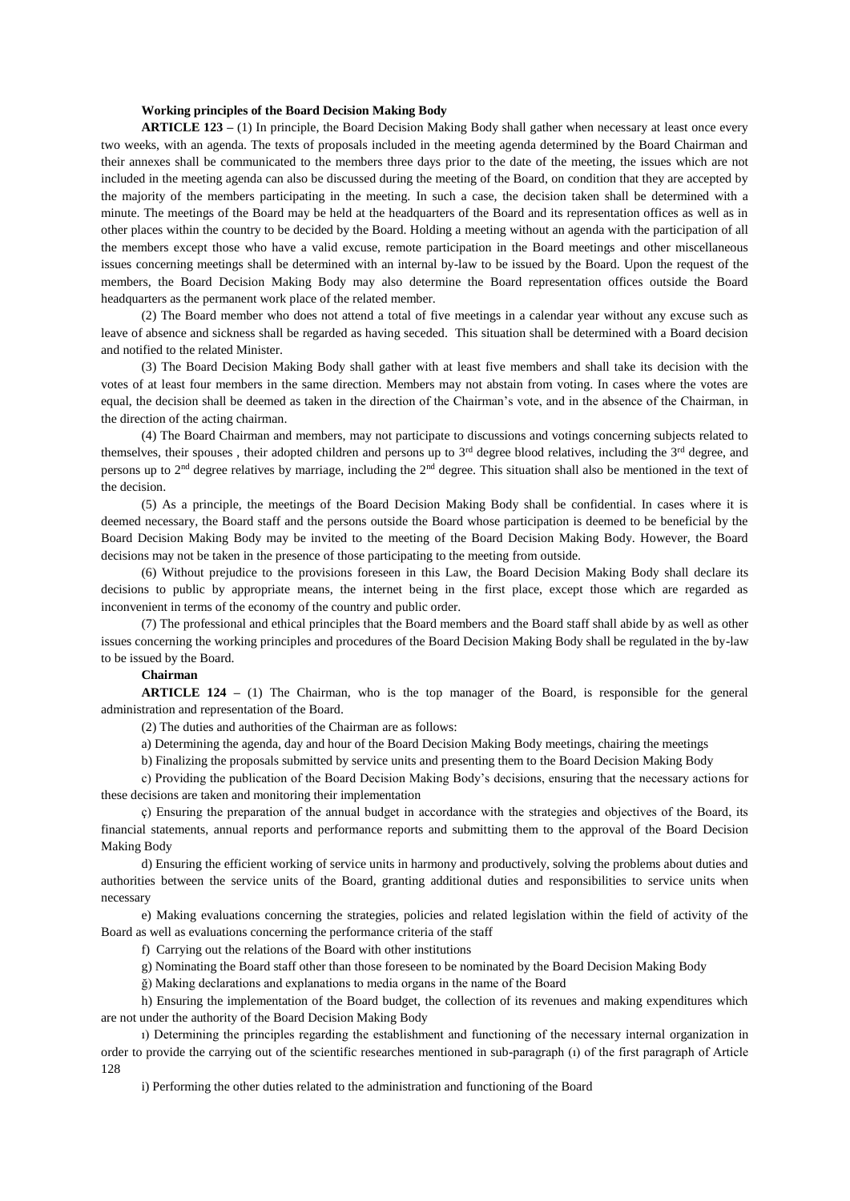**Working principles of the Board Decision Making Body**

**ARTICLE 123 –** (1) In principle, the Board Decision Making Body shall gather when necessary at least once every two weeks, with an agenda. The texts of proposals included in the meeting agenda determined by the Board Chairman and their annexes shall be communicated to the members three days prior to the date of the meeting, the issues which are not included in the meeting agenda can also be discussed during the meeting of the Board, on condition that they are accepted by the majority of the members participating in the meeting. In such a case, the decision taken shall be determined with a minute. The meetings of the Board may be held at the headquarters of the Board and its representation offices as well as in other places within the country to be decided by the Board. Holding a meeting without an agenda with the participation of all the members except those who have a valid excuse, remote participation in the Board meetings and other miscellaneous issues concerning meetings shall be determined with an internal by-law to be issued by the Board. Upon the request of the members, the Board Decision Making Body may also determine the Board representation offices outside the Board headquarters as the permanent work place of the related member.

(2) The Board member who does not attend a total of five meetings in a calendar year without any excuse such as leave of absence and sickness shall be regarded as having seceded. This situation shall be determined with a Board decision and notified to the related Minister.

(3) The Board Decision Making Body shall gather with at least five members and shall take its decision with the votes of at least four members in the same direction. Members may not abstain from voting. In cases where the votes are equal, the decision shall be deemed as taken in the direction of the Chairman's vote, and in the absence of the Chairman, in the direction of the acting chairman.

(4) The Board Chairman and members, may not participate to discussions and votings concerning subjects related to themselves, their spouses , their adopted children and persons up to 3rd degree blood relatives, including the 3rd degree, and persons up to 2nd degree relatives by marriage, including the 2nd degree. This situation shall also be mentioned in the text of the decision.

(5) As a principle, the meetings of the Board Decision Making Body shall be confidential. In cases where it is deemed necessary, the Board staff and the persons outside the Board whose participation is deemed to be beneficial by the Board Decision Making Body may be invited to the meeting of the Board Decision Making Body. However, the Board decisions may not be taken in the presence of those participating to the meeting from outside.

(6) Without prejudice to the provisions foreseen in this Law, the Board Decision Making Body shall declare its decisions to public by appropriate means, the internet being in the first place, except those which are regarded as inconvenient in terms of the economy of the country and public order.

(7) The professional and ethical principles that the Board members and the Board staff shall abide by as well as other issues concerning the working principles and procedures of the Board Decision Making Body shall be regulated in the by-law to be issued by the Board.

**Chairman**

**ARTICLE 124 –** (1) The Chairman, who is the top manager of the Board, is responsible for the general administration and representation of the Board.

(2) The duties and authorities of the Chairman are as follows:

a) Determining the agenda, day and hour of the Board Decision Making Body meetings, chairing the meetings

b) Finalizing the proposals submitted by service units and presenting them to the Board Decision Making Body

c) Providing the publication of the Board Decision Making Body's decisions, ensuring that the necessary actions for these decisions are taken and monitoring their implementation

ç) Ensuring the preparation of the annual budget in accordance with the strategies and objectives of the Board, its financial statements, annual reports and performance reports and submitting them to the approval of the Board Decision Making Body

d) Ensuring the efficient working of service units in harmony and productively, solving the problems about duties and authorities between the service units of the Board, granting additional duties and responsibilities to service units when necessary

e) Making evaluations concerning the strategies, policies and related legislation within the field of activity of the Board as well as evaluations concerning the performance criteria of the staff

f) Carrying out the relations of the Board with other institutions

g) Nominating the Board staff other than those foreseen to be nominated by the Board Decision Making Body

ğ) Making declarations and explanations to media organs in the name of the Board

h) Ensuring the implementation of the Board budget, the collection of its revenues and making expenditures which are not under the authority of the Board Decision Making Body

ı) Determining the principles regarding the establishment and functioning of the necessary internal organization in order to provide the carrying out of the scientific researches mentioned in sub-paragraph (ı) of the first paragraph of Article 128

i) Performing the other duties related to the administration and functioning of the Board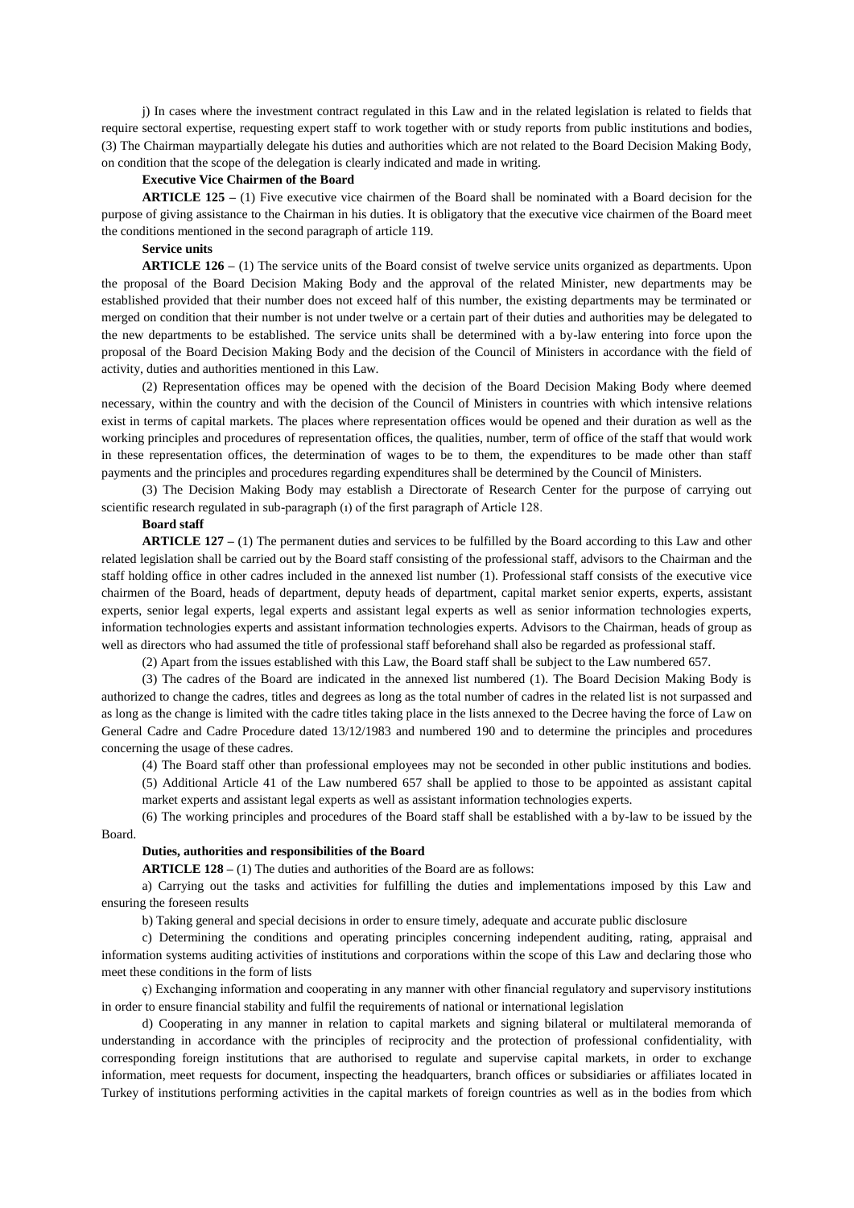j) In cases where the investment contract regulated in this Law and in the related legislation is related to fields that require sectoral expertise, requesting expert staff to work together with or study reports from public institutions and bodies,

(3) The Chairman maypartially delegate his duties and authorities which are not related to the Board Decision Making Body, on condition that the scope of the delegation is clearly indicated and made in writing.

**Executive Vice Chairmen of the Board**

**ARTICLE 125 –** (1) Five executive vice chairmen of the Board shall be nominated with a Board decision for the purpose of giving assistance to the Chairman in his duties. It is obligatory that the executive vice chairmen of the Board meet the conditions mentioned in the second paragraph of article 119.

**Service units**

**ARTICLE 126 –** (1) The service units of the Board consist of twelve service units organized as departments. Upon the proposal of the Board Decision Making Body and the approval of the related Minister, new departments may be established provided that their number does not exceed half of this number, the existing departments may be terminated or merged on condition that their number is not under twelve or a certain part of their duties and authorities may be delegated to the new departments to be established. The service units shall be determined with a by-law entering into force upon the proposal of the Board Decision Making Body and the decision of the Council of Ministers in accordance with the field of activity, duties and authorities mentioned in this Law.

(2) Representation offices may be opened with the decision of the Board Decision Making Body where deemed necessary, within the country and with the decision of the Council of Ministers in countries with which intensive relations exist in terms of capital markets. The places where representation offices would be opened and their duration as well as the working principles and procedures of representation offices, the qualities, number, term of office of the staff that would work in these representation offices, the determination of wages to be to them, the expenditures to be made other than staff payments and the principles and procedures regarding expenditures shall be determined by the Council of Ministers.

(3) The Decision Making Body may establish a Directorate of Research Center for the purpose of carrying out scientific research regulated in sub-paragraph (ı) of the first paragraph of Article 128.

**Board staff**

**ARTICLE 127 –** (1) The permanent duties and services to be fulfilled by the Board according to this Law and other related legislation shall be carried out by the Board staff consisting of the professional staff, advisors to the Chairman and the staff holding office in other cadres included in the annexed list number (1). Professional staff consists of the executive vice chairmen of the Board, heads of department, deputy heads of department, capital market senior experts, experts, assistant experts, senior legal experts, legal experts and assistant legal experts as well as senior information technologies experts, information technologies experts and assistant information technologies experts. Advisors to the Chairman, heads of group as well as directors who had assumed the title of professional staff beforehand shall also be regarded as professional staff.

(2) Apart from the issues established with this Law, the Board staff shall be subject to the Law numbered 657.

(3) The cadres of the Board are indicated in the annexed list numbered (1). The Board Decision Making Body is authorized to change the cadres, titles and degrees as long as the total number of cadres in the related list is not surpassed and as long as the change is limited with the cadre titles taking place in the lists annexed to the Decree having the force of Law on General Cadre and Cadre Procedure dated 13/12/1983 and numbered 190 and to determine the principles and procedures concerning the usage of these cadres.

(4) The Board staff other than professional employees may not be seconded in other public institutions and bodies.

(5) Additional Article 41 of the Law numbered 657 shall be applied to those to be appointed as assistant capital market experts and assistant legal experts as well as assistant information technologies experts.

(6) The working principles and procedures of the Board staff shall be established with a by-law to be issued by the Board.

**Duties, authorities and responsibilities of the Board**

**ARTICLE 128 –** (1) The duties and authorities of the Board are as follows:

a) Carrying out the tasks and activities for fulfilling the duties and implementations imposed by this Law and ensuring the foreseen results

b) Taking general and special decisions in order to ensure timely, adequate and accurate public disclosure

c) Determining the conditions and operating principles concerning independent auditing, rating, appraisal and information systems auditing activities of institutions and corporations within the scope of this Law and declaring those who meet these conditions in the form of lists

ç) Exchanging information and cooperating in any manner with other financial regulatory and supervisory institutions in order to ensure financial stability and fulfil the requirements of national or international legislation

d) Cooperating in any manner in relation to capital markets and signing bilateral or multilateral memoranda of understanding in accordance with the principles of reciprocity and the protection of professional confidentiality, with corresponding foreign institutions that are authorised to regulate and supervise capital markets, in order to exchange information, meet requests for document, inspecting the headquarters, branch offices or subsidiaries or affiliates located in Turkey of institutions performing activities in the capital markets of foreign countries as well as in the bodies from which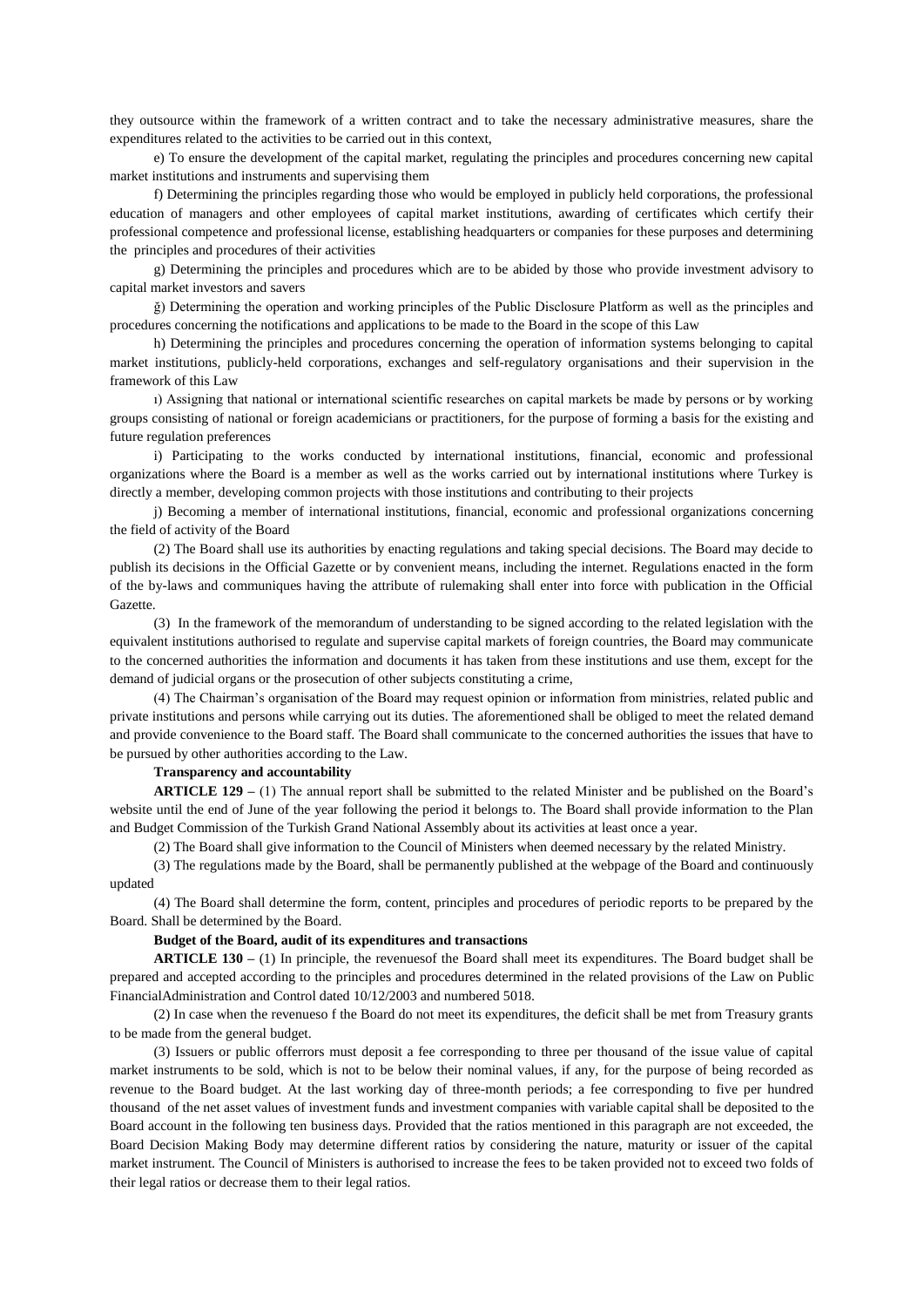they outsource within the framework of a written contract and to take the necessary administrative measures, share the expenditures related to the activities to be carried out in this context,

e) To ensure the development of the capital market, regulating the principles and procedures concerning new capital market institutions and instruments and supervising them

f) Determining the principles regarding those who would be employed in publicly held corporations, the professional education of managers and other employees of capital market institutions, awarding of certificates which certify their professional competence and professional license, establishing headquarters or companies for these purposes and determining the principles and procedures of their activities

g) Determining the principles and procedures which are to be abided by those who provide investment advisory to capital market investors and savers

ğ) Determining the operation and working principles of the Public Disclosure Platform as well as the principles and procedures concerning the notifications and applications to be made to the Board in the scope of this Law

h) Determining the principles and procedures concerning the operation of information systems belonging to capital market institutions, publicly-held corporations, exchanges and self-regulatory organisations and their supervision in the framework of this Law

ı) Assigning that national or international scientific researches on capital markets be made by persons or by working groups consisting of national or foreign academicians or practitioners, for the purpose of forming a basis for the existing and future regulation preferences

i) Participating to the works conducted by international institutions, financial, economic and professional organizations where the Board is a member as well as the works carried out by international institutions where Turkey is directly a member, developing common projects with those institutions and contributing to their projects

j) Becoming a member of international institutions, financial, economic and professional organizations concerning the field of activity of the Board

(2) The Board shall use its authorities by enacting regulations and taking special decisions. The Board may decide to publish its decisions in the Official Gazette or by convenient means, including the internet. Regulations enacted in the form of the by-laws and communiques having the attribute of rulemaking shall enter into force with publication in the Official Gazette.

(3) In the framework of the memorandum of understanding to be signed according to the related legislation with the equivalent institutions authorised to regulate and supervise capital markets of foreign countries, the Board may communicate to the concerned authorities the information and documents it has taken from these institutions and use them, except for the demand of judicial organs or the prosecution of other subjects constituting a crime,

(4) The Chairman's organisation of the Board may request opinion or information from ministries, related public and private institutions and persons while carrying out its duties. The aforementioned shall be obliged to meet the related demand and provide convenience to the Board staff. The Board shall communicate to the concerned authorities the issues that have to be pursued by other authorities according to the Law.

**Transparency and accountability**

**ARTICLE 129 –** (1) The annual report shall be submitted to the related Minister and be published on the Board's website until the end of June of the year following the period it belongs to. The Board shall provide information to the Plan and Budget Commission of the Turkish Grand National Assembly about its activities at least once a year.

(2) The Board shall give information to the Council of Ministers when deemed necessary by the related Ministry.

(3) The regulations made by the Board, shall be permanently published at the webpage of the Board and continuously updated

(4) The Board shall determine the form, content, principles and procedures of periodic reports to be prepared by the Board. Shall be determined by the Board.

**Budget of the Board, audit of its expenditures and transactions**

**ARTICLE 130 –** (1) In principle, the revenuesof the Board shall meet its expenditures. The Board budget shall be prepared and accepted according to the principles and procedures determined in the related provisions of the Law on Public FinancialAdministration and Control dated 10/12/2003 and numbered 5018.

(2) In case when the revenueso f the Board do not meet its expenditures, the deficit shall be met from Treasury grants to be made from the general budget.

(3) Issuers or public offerrors must deposit a fee corresponding to three per thousand of the issue value of capital market instruments to be sold, which is not to be below their nominal values, if any, for the purpose of being recorded as revenue to the Board budget. At the last working day of three-month periods; a fee corresponding to five per hundred thousand of the net asset values of investment funds and investment companies with variable capital shall be deposited to the Board account in the following ten business days. Provided that the ratios mentioned in this paragraph are not exceeded, the Board Decision Making Body may determine different ratios by considering the nature, maturity or issuer of the capital market instrument. The Council of Ministers is authorised to increase the fees to be taken provided not to exceed two folds of their legal ratios or decrease them to their legal ratios.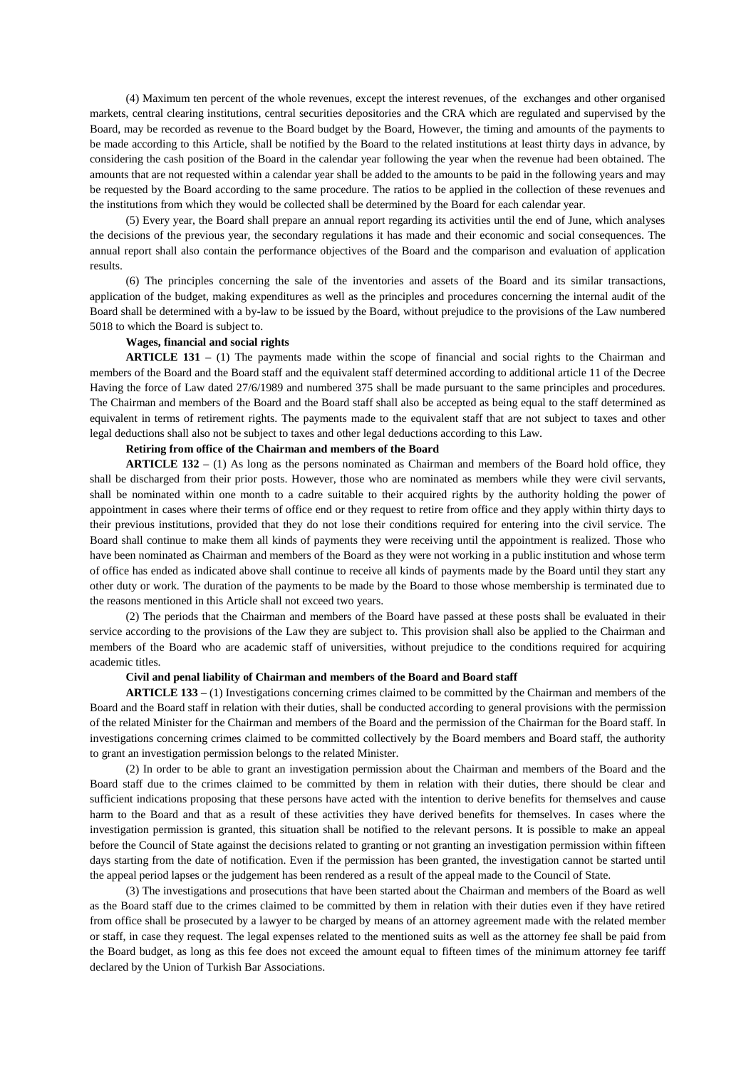(4) Maximum ten percent of the whole revenues, except the interest revenues, of the exchanges and other organised markets, central clearing institutions, central securities depositories and the CRA which are regulated and supervised by the Board, may be recorded as revenue to the Board budget by the Board, However, the timing and amounts of the payments to be made according to this Article, shall be notified by the Board to the related institutions at least thirty days in advance, by considering the cash position of the Board in the calendar year following the year when the revenue had been obtained. The amounts that are not requested within a calendar year shall be added to the amounts to be paid in the following years and may be requested by the Board according to the same procedure. The ratios to be applied in the collection of these revenues and the institutions from which they would be collected shall be determined by the Board for each calendar year.

(5) Every year, the Board shall prepare an annual report regarding its activities until the end of June, which analyses the decisions of the previous year, the secondary regulations it has made and their economic and social consequences. The annual report shall also contain the performance objectives of the Board and the comparison and evaluation of application results.

(6) The principles concerning the sale of the inventories and assets of the Board and its similar transactions, application of the budget, making expenditures as well as the principles and procedures concerning the internal audit of the Board shall be determined with a by-law to be issued by the Board, without prejudice to the provisions of the Law numbered 5018 to which the Board is subject to.

**Wages, financial and social rights**

**ARTICLE 131 –** (1) The payments made within the scope of financial and social rights to the Chairman and members of the Board and the Board staff and the equivalent staff determined according to additional article 11 of the Decree Having the force of Law dated 27/6/1989 and numbered 375 shall be made pursuant to the same principles and procedures. The Chairman and members of the Board and the Board staff shall also be accepted as being equal to the staff determined as equivalent in terms of retirement rights. The payments made to the equivalent staff that are not subject to taxes and other legal deductions shall also not be subject to taxes and other legal deductions according to this Law.

**Retiring from office of the Chairman and members of the Board**

**ARTICLE 132 –** (1) As long as the persons nominated as Chairman and members of the Board hold office, they shall be discharged from their prior posts. However, those who are nominated as members while they were civil servants, shall be nominated within one month to a cadre suitable to their acquired rights by the authority holding the power of appointment in cases where their terms of office end or they request to retire from office and they apply within thirty days to their previous institutions, provided that they do not lose their conditions required for entering into the civil service. The Board shall continue to make them all kinds of payments they were receiving until the appointment is realized. Those who have been nominated as Chairman and members of the Board as they were not working in a public institution and whose term of office has ended as indicated above shall continue to receive all kinds of payments made by the Board until they start any other duty or work. The duration of the payments to be made by the Board to those whose membership is terminated due to the reasons mentioned in this Article shall not exceed two years.

(2) The periods that the Chairman and members of the Board have passed at these posts shall be evaluated in their service according to the provisions of the Law they are subject to. This provision shall also be applied to the Chairman and members of the Board who are academic staff of universities, without prejudice to the conditions required for acquiring academic titles.

**Civil and penal liability of Chairman and members of the Board and Board staff**

**ARTICLE 133 –** (1) Investigations concerning crimes claimed to be committed by the Chairman and members of the Board and the Board staff in relation with their duties, shall be conducted according to general provisions with the permission of the related Minister for the Chairman and members of the Board and the permission of the Chairman for the Board staff. In investigations concerning crimes claimed to be committed collectively by the Board members and Board staff, the authority to grant an investigation permission belongs to the related Minister.

(2) In order to be able to grant an investigation permission about the Chairman and members of the Board and the Board staff due to the crimes claimed to be committed by them in relation with their duties, there should be clear and sufficient indications proposing that these persons have acted with the intention to derive benefits for themselves and cause harm to the Board and that as a result of these activities they have derived benefits for themselves. In cases where the investigation permission is granted, this situation shall be notified to the relevant persons. It is possible to make an appeal before the Council of State against the decisions related to granting or not granting an investigation permission within fifteen days starting from the date of notification. Even if the permission has been granted, the investigation cannot be started until the appeal period lapses or the judgement has been rendered as a result of the appeal made to the Council of State.

(3) The investigations and prosecutions that have been started about the Chairman and members of the Board as well as the Board staff due to the crimes claimed to be committed by them in relation with their duties even if they have retired from office shall be prosecuted by a lawyer to be charged by means of an attorney agreement made with the related member or staff, in case they request. The legal expenses related to the mentioned suits as well as the attorney fee shall be paid from the Board budget, as long as this fee does not exceed the amount equal to fifteen times of the minimum attorney fee tariff declared by the Union of Turkish Bar Associations.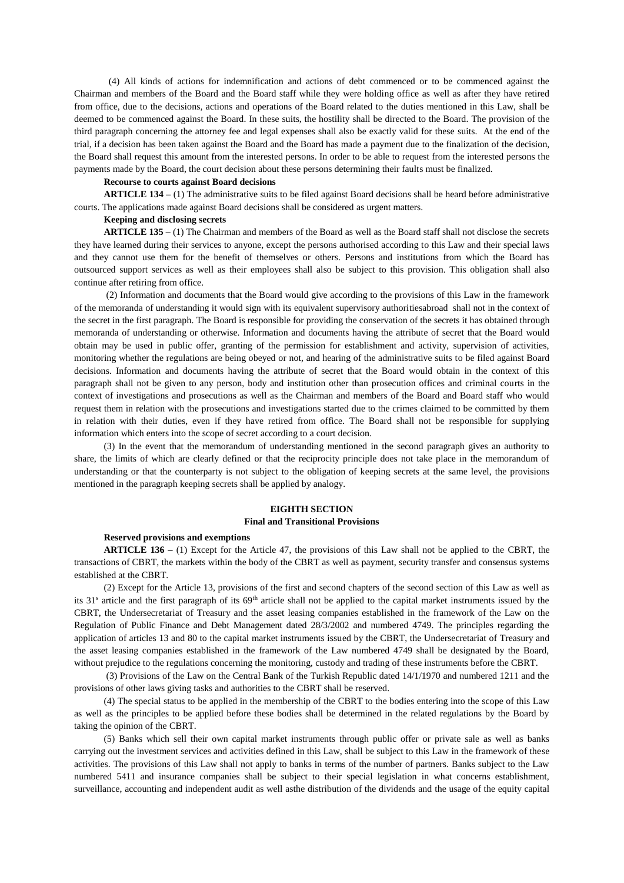(4) All kinds of actions for indemnification and actions of debt commenced or to be commenced against the Chairman and members of the Board and the Board staff while they were holding office as well as after they have retired from office, due to the decisions, actions and operations of the Board related to the duties mentioned in this Law, shall be deemed to be commenced against the Board. In these suits, the hostility shall be directed to the Board. The provision of the third paragraph concerning the attorney fee and legal expenses shall also be exactly valid for these suits. At the end of the trial, if a decision has been taken against the Board and the Board has made a payment due to the finalization of the decision, the Board shall request this amount from the interested persons. In order to be able to request from the interested persons the payments made by the Board, the court decision about these persons determining their faults must be finalized.

**Recourse to courts against Board decisions**

**ARTICLE 134 –** (1) The administrative suits to be filed against Board decisions shall be heard before administrative courts. The applications made against Board decisions shall be considered as urgent matters.

**Keeping and disclosing secrets**

**ARTICLE 135 –** (1) The Chairman and members of the Board as well as the Board staff shall not disclose the secrets they have learned during their services to anyone, except the persons authorised according to this Law and their special laws and they cannot use them for the benefit of themselves or others. Persons and institutions from which the Board has outsourced support services as well as their employees shall also be subject to this provision. This obligation shall also continue after retiring from office.

(2) Information and documents that the Board would give according to the provisions of this Law in the framework of the memoranda of understanding it would sign with its equivalent supervisory authoritiesabroad shall not in the context of the secret in the first paragraph. The Board is responsible for providing the conservation of the secrets it has obtained through memoranda of understanding or otherwise. Information and documents having the attribute of secret that the Board would obtain may be used in public offer, granting of the permission for establishment and activity, supervision of activities, monitoring whether the regulations are being obeyed or not, and hearing of the administrative suits to be filed against Board decisions. Information and documents having the attribute of secret that the Board would obtain in the context of this paragraph shall not be given to any person, body and institution other than prosecution offices and criminal courts in the context of investigations and prosecutions as well as the Chairman and members of the Board and Board staff who would request them in relation with the prosecutions and investigations started due to the crimes claimed to be committed by them in relation with their duties, even if they have retired from office. The Board shall not be responsible for supplying information which enters into the scope of secret according to a court decision.

(3) In the event that the memorandum of understanding mentioned in the second paragraph gives an authority to share, the limits of which are clearly defined or that the reciprocity principle does not take place in the memorandum of understanding or that the counterparty is not subject to the obligation of keeping secrets at the same level, the provisions mentioned in the paragraph keeping secrets shall be applied by analogy.

## EIGHTH SECTION
## Final and Transitional Provisions

**Reserved provisions and exemptions**

**ARTICLE 136 –** (1) Except for the Article 47, the provisions of this Law shall not be applied to the CBRT, the transactions of CBRT, the markets within the body of the CBRT as well as payment, security transfer and consensus systems established at the CBRT.

(2) Except for the Article 13, provisions of the first and second chapters of the second section of this Law as well as its 31[s] article and the first paragraph of its 69[th] article shall not be applied to the capital market instruments issued by the CBRT, the Undersecretariat of Treasury and the asset leasing companies established in the framework of the Law on the Regulation of Public Finance and Debt Management dated 28/3/2002 and numbered 4749. The principles regarding the application of articles 13 and 80 to the capital market instruments issued by the CBRT, the Undersecretariat of Treasury and the asset leasing companies established in the framework of the Law numbered 4749 shall be designated by the Board, without prejudice to the regulations concerning the monitoring, custody and trading of these instruments before the CBRT.

(3) Provisions of the Law on the Central Bank of the Turkish Republic dated 14/1/1970 and numbered 1211 and the provisions of other laws giving tasks and authorities to the CBRT shall be reserved.

(4) The special status to be applied in the membership of the CBRT to the bodies entering into the scope of this Law as well as the principles to be applied before these bodies shall be determined in the related regulations by the Board by taking the opinion of the CBRT.

(5) Banks which sell their own capital market instruments through public offer or private sale as well as banks carrying out the investment services and activities defined in this Law, shall be subject to this Law in the framework of these activities. The provisions of this Law shall not apply to banks in terms of the number of partners. Banks subject to the Law numbered 5411 and insurance companies shall be subject to their special legislation in what concerns establishment, surveillance, accounting and independent audit as well asthe distribution of the dividends and the usage of the equity capital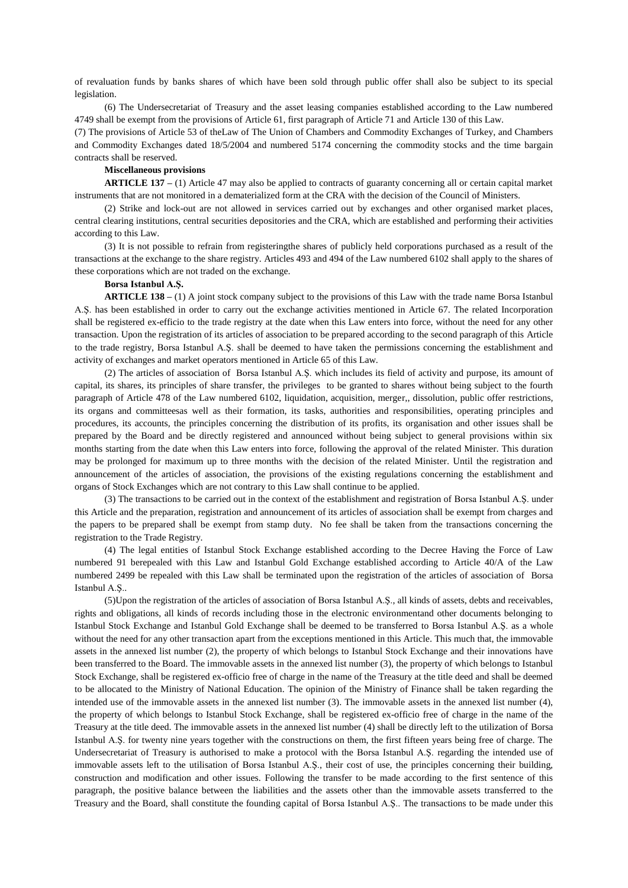of revaluation funds by banks shares of which have been sold through public offer shall also be subject to its special legislation.

(6) The Undersecretariat of Treasury and the asset leasing companies established according to the Law numbered 4749 shall be exempt from the provisions of Article 61, first paragraph of Article 71 and Article 130 of this Law.

(7) The provisions of Article 53 of theLaw of The Union of Chambers and Commodity Exchanges of Turkey, and Chambers and Commodity Exchanges dated 18/5/2004 and numbered 5174 concerning the commodity stocks and the time bargain contracts shall be reserved.

**Miscellaneous provisions**

**ARTICLE 137 –** (1) Article 47 may also be applied to contracts of guaranty concerning all or certain capital market instruments that are not monitored in a dematerialized form at the CRA with the decision of the Council of Ministers.

(2) Strike and lock-out are not allowed in services carried out by exchanges and other organised market places, central clearing institutions, central securities depositories and the CRA, which are established and performing their activities according to this Law.

(3) It is not possible to refrain from registeringthe shares of publicly held corporations purchased as a result of the transactions at the exchange to the share registry. Articles 493 and 494 of the Law numbered 6102 shall apply to the shares of these corporations which are not traded on the exchange.

**Borsa Istanbul A.Ş.**

**ARTICLE 138 –** (1) A joint stock company subject to the provisions of this Law with the trade name Borsa Istanbul A.Ş. has been established in order to carry out the exchange activities mentioned in Article 67. The related Incorporation shall be registered ex-efficio to the trade registry at the date when this Law enters into force, without the need for any other transaction. Upon the registration of its articles of association to be prepared according to the second paragraph of this Article to the trade registry, Borsa Istanbul A.Ş. shall be deemed to have taken the permissions concerning the establishment and activity of exchanges and market operators mentioned in Article 65 of this Law.

(2) The articles of association of Borsa Istanbul A.Ş. which includes its field of activity and purpose, its amount of capital, its shares, its principles of share transfer, the privileges to be granted to shares without being subject to the fourth paragraph of Article 478 of the Law numbered 6102, liquidation, acquisition, merger,, dissolution, public offer restrictions, its organs and committeesas well as their formation, its tasks, authorities and responsibilities, operating principles and procedures, its accounts, the principles concerning the distribution of its profits, its organisation and other issues shall be prepared by the Board and be directly registered and announced without being subject to general provisions within six months starting from the date when this Law enters into force, following the approval of the related Minister. This duration may be prolonged for maximum up to three months with the decision of the related Minister. Until the registration and announcement of the articles of association, the provisions of the existing regulations concerning the establishment and organs of Stock Exchanges which are not contrary to this Law shall continue to be applied.

(3) The transactions to be carried out in the context of the establishment and registration of Borsa Istanbul A.Ş. under this Article and the preparation, registration and announcement of its articles of association shall be exempt from charges and the papers to be prepared shall be exempt from stamp duty. No fee shall be taken from the transactions concerning the registration to the Trade Registry.

(4) The legal entities of Istanbul Stock Exchange established according to the Decree Having the Force of Law numbered 91 berepealed with this Law and Istanbul Gold Exchange established according to Article 40/A of the Law numbered 2499 be repealed with this Law shall be terminated upon the registration of the articles of association of Borsa Istanbul A.Ş..

(5)Upon the registration of the articles of association of Borsa Istanbul A.Ş., all kinds of assets, debts and receivables, rights and obligations, all kinds of records including those in the electronic environmentand other documents belonging to Istanbul Stock Exchange and Istanbul Gold Exchange shall be deemed to be transferred to Borsa Istanbul A.Ş. as a whole without the need for any other transaction apart from the exceptions mentioned in this Article. This much that, the immovable assets in the annexed list number (2), the property of which belongs to Istanbul Stock Exchange and their innovations have been transferred to the Board. The immovable assets in the annexed list number (3), the property of which belongs to Istanbul Stock Exchange, shall be registered ex-officio free of charge in the name of the Treasury at the title deed and shall be deemed to be allocated to the Ministry of National Education. The opinion of the Ministry of Finance shall be taken regarding the intended use of the immovable assets in the annexed list number (3). The immovable assets in the annexed list number (4), the property of which belongs to Istanbul Stock Exchange, shall be registered ex-officio free of charge in the name of the Treasury at the title deed. The immovable assets in the annexed list number (4) shall be directly left to the utilization of Borsa Istanbul A.Ş. for twenty nine years together with the constructions on them, the first fifteen years being free of charge. The Undersecretariat of Treasury is authorised to make a protocol with the Borsa Istanbul A.Ş. regarding the intended use of immovable assets left to the utilisation of Borsa Istanbul A.Ş., their cost of use, the principles concerning their building, construction and modification and other issues. Following the transfer to be made according to the first sentence of this paragraph, the positive balance between the liabilities and the assets other than the immovable assets transferred to the Treasury and the Board, shall constitute the founding capital of Borsa Istanbul A.Ş.. The transactions to be made under this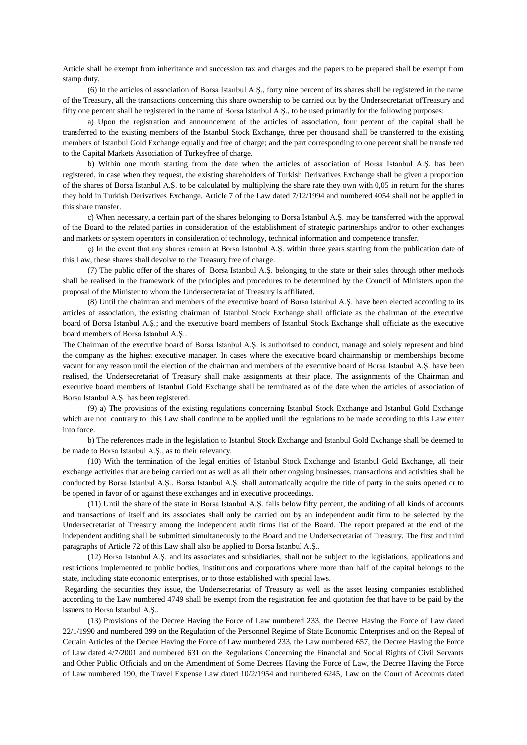Article shall be exempt from inheritance and succession tax and charges and the papers to be prepared shall be exempt from stamp duty.

(6) In the articles of association of Borsa Istanbul A.Ş., forty nine percent of its shares shall be registered in the name of the Treasury, all the transactions concerning this share ownership to be carried out by the Undersecretariat ofTreasury and fifty one percent shall be registered in the name of Borsa Istanbul A.Ş., to be used primarily for the following purposes:

a) Upon the registration and announcement of the articles of association, four percent of the capital shall be transferred to the existing members of the Istanbul Stock Exchange, three per thousand shall be transferred to the existing members of Istanbul Gold Exchange equally and free of charge; and the part corresponding to one percent shall be transferred to the Capital Markets Association of Turkeyfree of charge.

b) Within one month starting from the date when the articles of association of Borsa Istanbul A.Ş. has been registered, in case when they request, the existing shareholders of Turkish Derivatives Exchange shall be given a proportion of the shares of Borsa Istanbul A.Ş. to be calculated by multiplying the share rate they own with 0,05 in return for the shares they hold in Turkish Derivatives Exchange. Article 7 of the Law dated 7/12/1994 and numbered 4054 shall not be applied in this share transfer.

c) When necessary, a certain part of the shares belonging to Borsa Istanbul A.Ş. may be transferred with the approval of the Board to the related parties in consideration of the establishment of strategic partnerships and/or to other exchanges and markets or system operators in consideration of technology, technical information and competence transfer.

ç) In the event that any shares remain at Borsa Istanbul A.Ş. within three years starting from the publication date of this Law, these shares shall devolve to the Treasury free of charge.

(7) The public offer of the shares of Borsa Istanbul A.Ş. belonging to the state or their sales through other methods shall be realised in the framework of the principles and procedures to be determined by the Council of Ministers upon the proposal of the Minister to whom the Undersecretariat of Treasury is affiliated.

(8) Until the chairman and members of the executive board of Borsa Istanbul A.Ş. have been elected according to its articles of association, the existing chairman of Istanbul Stock Exchange shall officiate as the chairman of the executive board of Borsa Istanbul A.Ş.; and the executive board members of Istanbul Stock Exchange shall officiate as the executive board members of Borsa Istanbul A.Ş..

The Chairman of the executive board of Borsa Istanbul A.Ş. is authorised to conduct, manage and solely represent and bind the company as the highest executive manager. In cases where the executive board chairmanship or memberships become vacant for any reason until the election of the chairman and members of the executive board of Borsa Istanbul A.Ş. have been realised, the Undersecretariat of Treasury shall make assignments at their place. The assignments of the Chairman and executive board members of Istanbul Gold Exchange shall be terminated as of the date when the articles of association of Borsa Istanbul A.Ş. has been registered.

(9) a) The provisions of the existing regulations concerning Istanbul Stock Exchange and Istanbul Gold Exchange which are not contrary to this Law shall continue to be applied until the regulations to be made according to this Law enter into force.

b) The references made in the legislation to Istanbul Stock Exchange and Istanbul Gold Exchange shall be deemed to be made to Borsa Istanbul A.Ş., as to their relevancy.

(10) With the termination of the legal entities of Istanbul Stock Exchange and Istanbul Gold Exchange, all their exchange activities that are being carried out as well as all their other ongoing businesses, transactions and activities shall be conducted by Borsa Istanbul A.Ş.. Borsa Istanbul A.Ş. shall automatically acquire the title of party in the suits opened or to be opened in favor of or against these exchanges and in executive proceedings.

(11) Until the share of the state in Borsa Istanbul A.Ş. falls below fifty percent, the auditing of all kinds of accounts and transactions of itself and its associates shall only be carried out by an independent audit firm to be selected by the Undersecretariat of Treasury among the independent audit firms list of the Board. The report prepared at the end of the independent auditing shall be submitted simultaneously to the Board and the Undersecretariat of Treasury. The first and third paragraphs of Article 72 of this Law shall also be applied to Borsa Istanbul A.Ş..

(12) Borsa Istanbul A.Ş. and its associates and subsidiaries, shall not be subject to the legislations, applications and restrictions implemented to public bodies, institutions and corporations where more than half of the capital belongs to the state, including state economic enterprises, or to those established with special laws.

Regarding the securities they issue, the Undersecretariat of Treasury as well as the asset leasing companies established according to the Law numbered 4749 shall be exempt from the registration fee and quotation fee that have to be paid by the issuers to Borsa Istanbul A.Ş..

(13) Provisions of the Decree Having the Force of Law numbered 233, the Decree Having the Force of Law dated 22/1/1990 and numbered 399 on the Regulation of the Personnel Regime of State Economic Enterprises and on the Repeal of Certain Articles of the Decree Having the Force of Law numbered 233, the Law numbered 657, the Decree Having the Force of Law dated 4/7/2001 and numbered 631 on the Regulations Concerning the Financial and Social Rights of Civil Servants and Other Public Officials and on the Amendment of Some Decrees Having the Force of Law, the Decree Having the Force of Law numbered 190, the Travel Expense Law dated 10/2/1954 and numbered 6245, Law on the Court of Accounts dated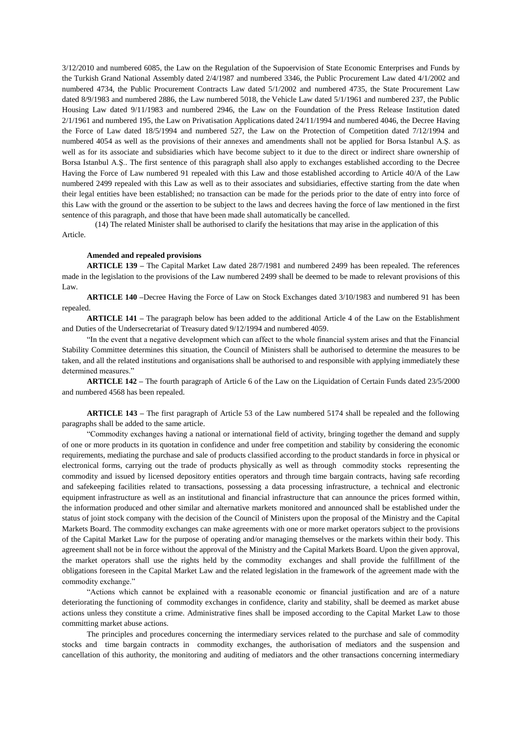3/12/2010 and numbered 6085, the Law on the Regulation of the Supoervision of State Economic Enterprises and Funds by the Turkish Grand National Assembly dated 2/4/1987 and numbered 3346, the Public Procurement Law dated 4/1/2002 and numbered 4734, the Public Procurement Contracts Law dated 5/1/2002 and numbered 4735, the State Procurement Law dated 8/9/1983 and numbered 2886, the Law numbered 5018, the Vehicle Law dated 5/1/1961 and numbered 237, the Public Housing Law dated 9/11/1983 and numbered 2946, the Law on the Foundation of the Press Release Institution dated 2/1/1961 and numbered 195, the Law on Privatisation Applications dated 24/11/1994 and numbered 4046, the Decree Having the Force of Law dated 18/5/1994 and numbered 527, the Law on the Protection of Competition dated 7/12/1994 and numbered 4054 as well as the provisions of their annexes and amendments shall not be applied for Borsa Istanbul A.Ş. as well as for its associate and subsidiaries which have become subject to it due to the direct or indirect share ownership of Borsa Istanbul A.Ş.. The first sentence of this paragraph shall also apply to exchanges established according to the Decree Having the Force of Law numbered 91 repealed with this Law and those established according to Article 40/A of the Law numbered 2499 repealed with this Law as well as to their associates and subsidiaries, effective starting from the date when their legal entities have been established; no transaction can be made for the periods prior to the date of entry into force of this Law with the ground or the assertion to be subject to the laws and decrees having the force of law mentioned in the first sentence of this paragraph, and those that have been made shall automatically be cancelled.

(14) The related Minister shall be authorised to clarify the hesitations that may arise in the application of this Article.

**Amended and repealed provisions**

**ARTICLE 139 –** The Capital Market Law dated 28/7/1981 and numbered 2499 has been repealed. The references made in the legislation to the provisions of the Law numbered 2499 shall be deemed to be made to relevant provisions of this Law.

**ARTICLE 140 –**Decree Having the Force of Law on Stock Exchanges dated 3/10/1983 and numbered 91 has been repealed.

**ARTICLE 141 –** The paragraph below has been added to the additional Article 4 of the Law on the Establishment and Duties of the Undersecretariat of Treasury dated 9/12/1994 and numbered 4059.

"In the event that a negative development which can affect to the whole financial system arises and that the Financial Stability Committee determines this situation, the Council of Ministers shall be authorised to determine the measures to be taken, and all the related institutions and organisations shall be authorised to and responsible with applying immediately these determined measures."

**ARTICLE 142 –** The fourth paragraph of Article 6 of the Law on the Liquidation of Certain Funds dated 23/5/2000 and numbered 4568 has been repealed.

**ARTICLE 143 –** The first paragraph of Article 53 of the Law numbered 5174 shall be repealed and the following paragraphs shall be added to the same article.

"Commodity exchanges having a national or international field of activity, bringing together the demand and supply of one or more products in its quotation in confidence and under free competition and stability by considering the economic requirements, mediating the purchase and sale of products classified according to the product standards in force in physical or electronical forms, carrying out the trade of products physically as well as through commodity stocks representing the commodity and issued by licensed depository entities operators and through time bargain contracts, having safe recording and safekeeping facilities related to transactions, possessing a data processing infrastructure, a technical and electronic equipment infrastructure as well as an institutional and financial infrastructure that can announce the prices formed within, the information produced and other similar and alternative markets monitored and announced shall be established under the status of joint stock company with the decision of the Council of Ministers upon the proposal of the Ministry and the Capital Markets Board. The commodity exchanges can make agreements with one or more market operators subject to the provisions of the Capital Market Law for the purpose of operating and/or managing themselves or the markets within their body. This agreement shall not be in force without the approval of the Ministry and the Capital Markets Board. Upon the given approval, the market operators shall use the rights held by the commodity exchanges and shall provide the fulfillment of the obligations foreseen in the Capital Market Law and the related legislation in the framework of the agreement made with the commodity exchange."

"Actions which cannot be explained with a reasonable economic or financial justification and are of a nature deteriorating the functioning of commodity exchanges in confidence, clarity and stability, shall be deemed as market abuse actions unless they constitute a crime. Administrative fines shall be imposed according to the Capital Market Law to those committing market abuse actions.

The principles and procedures concerning the intermediary services related to the purchase and sale of commodity stocks and time bargain contracts in commodity exchanges, the authorisation of mediators and the suspension and cancellation of this authority, the monitoring and auditing of mediators and the other transactions concerning intermediary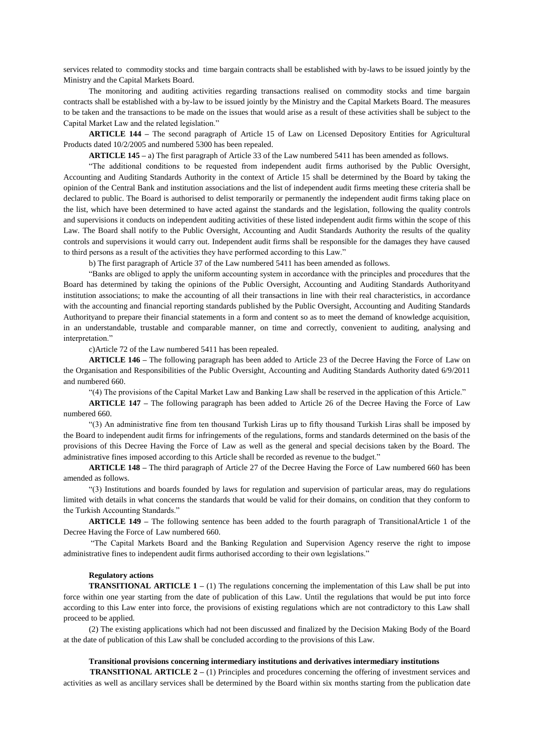services related to commodity stocks and time bargain contracts shall be established with by-laws to be issued jointly by the Ministry and the Capital Markets Board.

The monitoring and auditing activities regarding transactions realised on commodity stocks and time bargain contracts shall be established with a by-law to be issued jointly by the Ministry and the Capital Markets Board. The measures to be taken and the transactions to be made on the issues that would arise as a result of these activities shall be subject to the Capital Market Law and the related legislation."

**ARTICLE 144 –** The second paragraph of Article 15 of Law on Licensed Depository Entities for Agricultural Products dated 10/2/2005 and numbered 5300 has been repealed.

**ARTICLE 145 –** a) The first paragraph of Article 33 of the Law numbered 5411 has been amended as follows.

"The additional conditions to be requested from independent audit firms authorised by the Public Oversight, Accounting and Auditing Standards Authority in the context of Article 15 shall be determined by the Board by taking the opinion of the Central Bank and institution associations and the list of independent audit firms meeting these criteria shall be declared to public. The Board is authorised to delist temporarily or permanently the independent audit firms taking place on the list, which have been determined to have acted against the standards and the legislation, following the quality controls and supervisions it conducts on independent auditing activities of these listed independent audit firms within the scope of this Law. The Board shall notify to the Public Oversight, Accounting and Audit Standards Authority the results of the quality controls and supervisions it would carry out. Independent audit firms shall be responsible for the damages they have caused to third persons as a result of the activities they have performed according to this Law."

b) The first paragraph of Article 37 of the Law numbered 5411 has been amended as follows.

"Banks are obliged to apply the uniform accounting system in accordance with the principles and procedures that the Board has determined by taking the opinions of the Public Oversight, Accounting and Auditing Standards Authorityand institution associations; to make the accounting of all their transactions in line with their real characteristics, in accordance with the accounting and financial reporting standards published by the Public Oversight, Accounting and Auditing Standards Authorityand to prepare their financial statements in a form and content so as to meet the demand of knowledge acquisition, in an understandable, trustable and comparable manner, on time and correctly, convenient to auditing, analysing and interpretation."

c)Article 72 of the Law numbered 5411 has been repealed.

**ARTICLE 146 –** The following paragraph has been added to Article 23 of the Decree Having the Force of Law on the Organisation and Responsibilities of the Public Oversight, Accounting and Auditing Standards Authority dated 6/9/2011 and numbered 660.

"(4) The provisions of the Capital Market Law and Banking Law shall be reserved in the application of this Article."

**ARTICLE 147 –** The following paragraph has been added to Article 26 of the Decree Having the Force of Law numbered 660.

"(3) An administrative fine from ten thousand Turkish Liras up to fifty thousand Turkish Liras shall be imposed by the Board to independent audit firms for infringements of the regulations, forms and standards determined on the basis of the provisions of this Decree Having the Force of Law as well as the general and special decisions taken by the Board. The administrative fines imposed according to this Article shall be recorded as revenue to the budget."

**ARTICLE 148 –** The third paragraph of Article 27 of the Decree Having the Force of Law numbered 660 has been amended as follows.

"(3) Institutions and boards founded by laws for regulation and supervision of particular areas, may do regulations limited with details in what concerns the standards that would be valid for their domains, on condition that they conform to the Turkish Accounting Standards."

**ARTICLE 149 –** The following sentence has been added to the fourth paragraph of TransitionalArticle 1 of the Decree Having the Force of Law numbered 660.

"The Capital Markets Board and the Banking Regulation and Supervision Agency reserve the right to impose administrative fines to independent audit firms authorised according to their own legislations."

**Regulatory actions**

**TRANSITIONAL ARTICLE 1 –** (1) The regulations concerning the implementation of this Law shall be put into force within one year starting from the date of publication of this Law. Until the regulations that would be put into force according to this Law enter into force, the provisions of existing regulations which are not contradictory to this Law shall proceed to be applied.

(2) The existing applications which had not been discussed and finalized by the Decision Making Body of the Board at the date of publication of this Law shall be concluded according to the provisions of this Law.

**Transitional provisions concerning intermediary institutions and derivatives intermediary institutions**

**TRANSITIONAL ARTICLE 2 –** (1) Principles and procedures concerning the offering of investment services and activities as well as ancillary services shall be determined by the Board within six months starting from the publication date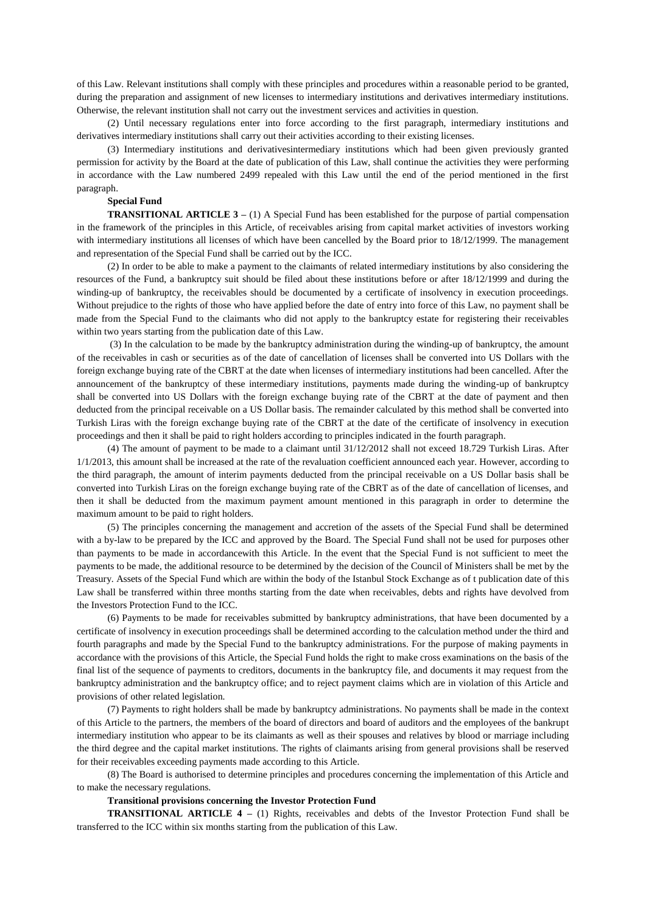of this Law. Relevant institutions shall comply with these principles and procedures within a reasonable period to be granted, during the preparation and assignment of new licenses to intermediary institutions and derivatives intermediary institutions. Otherwise, the relevant institution shall not carry out the investment services and activities in question.

(2) Until necessary regulations enter into force according to the first paragraph, intermediary institutions and derivatives intermediary institutions shall carry out their activities according to their existing licenses.

(3) Intermediary institutions and derivativesintermediary institutions which had been given previously granted permission for activity by the Board at the date of publication of this Law, shall continue the activities they were performing in accordance with the Law numbered 2499 repealed with this Law until the end of the period mentioned in the first paragraph.

**Special Fund**

**TRANSITIONAL ARTICLE 3 –** (1) A Special Fund has been established for the purpose of partial compensation in the framework of the principles in this Article, of receivables arising from capital market activities of investors working with intermediary institutions all licenses of which have been cancelled by the Board prior to 18/12/1999. The management and representation of the Special Fund shall be carried out by the ICC.

(2) In order to be able to make a payment to the claimants of related intermediary institutions by also considering the resources of the Fund, a bankruptcy suit should be filed about these institutions before or after 18/12/1999 and during the winding-up of bankruptcy, the receivables should be documented by a certificate of insolvency in execution proceedings. Without prejudice to the rights of those who have applied before the date of entry into force of this Law, no payment shall be made from the Special Fund to the claimants who did not apply to the bankruptcy estate for registering their receivables within two years starting from the publication date of this Law.

(3) In the calculation to be made by the bankruptcy administration during the winding-up of bankruptcy, the amount of the receivables in cash or securities as of the date of cancellation of licenses shall be converted into US Dollars with the foreign exchange buying rate of the CBRT at the date when licenses of intermediary institutions had been cancelled. After the announcement of the bankruptcy of these intermediary institutions, payments made during the winding-up of bankruptcy shall be converted into US Dollars with the foreign exchange buying rate of the CBRT at the date of payment and then deducted from the principal receivable on a US Dollar basis. The remainder calculated by this method shall be converted into Turkish Liras with the foreign exchange buying rate of the CBRT at the date of the certificate of insolvency in execution proceedings and then it shall be paid to right holders according to principles indicated in the fourth paragraph.

(4) The amount of payment to be made to a claimant until 31/12/2012 shall not exceed 18.729 Turkish Liras. After 1/1/2013, this amount shall be increased at the rate of the revaluation coefficient announced each year. However, according to the third paragraph, the amount of interim payments deducted from the principal receivable on a US Dollar basis shall be converted into Turkish Liras on the foreign exchange buying rate of the CBRT as of the date of cancellation of licenses, and then it shall be deducted from the maximum payment amount mentioned in this paragraph in order to determine the maximum amount to be paid to right holders.

(5) The principles concerning the management and accretion of the assets of the Special Fund shall be determined with a by-law to be prepared by the ICC and approved by the Board. The Special Fund shall not be used for purposes other than payments to be made in accordancewith this Article. In the event that the Special Fund is not sufficient to meet the payments to be made, the additional resource to be determined by the decision of the Council of Ministers shall be met by the Treasury. Assets of the Special Fund which are within the body of the Istanbul Stock Exchange as of t publication date of this Law shall be transferred within three months starting from the date when receivables, debts and rights have devolved from the Investors Protection Fund to the ICC.

(6) Payments to be made for receivables submitted by bankruptcy administrations, that have been documented by a certificate of insolvency in execution proceedings shall be determined according to the calculation method under the third and fourth paragraphs and made by the Special Fund to the bankruptcy administrations. For the purpose of making payments in accordance with the provisions of this Article, the Special Fund holds the right to make cross examinations on the basis of the final list of the sequence of payments to creditors, documents in the bankruptcy file, and documents it may request from the bankruptcy administration and the bankruptcy office; and to reject payment claims which are in violation of this Article and provisions of other related legislation.

(7) Payments to right holders shall be made by bankruptcy administrations. No payments shall be made in the context of this Article to the partners, the members of the board of directors and board of auditors and the employees of the bankrupt intermediary institution who appear to be its claimants as well as their spouses and relatives by blood or marriage including the third degree and the capital market institutions. The rights of claimants arising from general provisions shall be reserved for their receivables exceeding payments made according to this Article.

(8) The Board is authorised to determine principles and procedures concerning the implementation of this Article and to make the necessary regulations.

**Transitional provisions concerning the Investor Protection Fund**

**TRANSITIONAL ARTICLE 4 –** (1) Rights, receivables and debts of the Investor Protection Fund shall be transferred to the ICC within six months starting from the publication of this Law.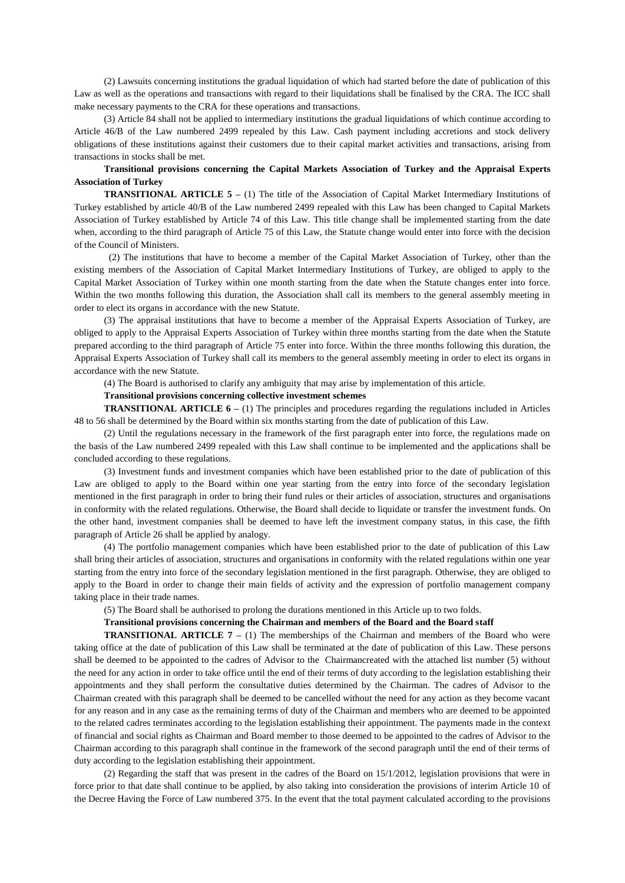(2) Lawsuits concerning institutions the gradual liquidation of which had started before the date of publication of this Law as well as the operations and transactions with regard to their liquidations shall be finalised by the CRA. The ICC shall make necessary payments to the CRA for these operations and transactions.

(3) Article 84 shall not be applied to intermediary institutions the gradual liquidations of which continue according to Article 46/B of the Law numbered 2499 repealed by this Law. Cash payment including accretions and stock delivery obligations of these institutions against their customers due to their capital market activities and transactions, arising from transactions in stocks shall be met.

**Transitional provisions concerning the Capital Markets Association of Turkey and the Appraisal Experts Association of Turkey**

**TRANSITIONAL ARTICLE 5 –** (1) The title of the Association of Capital Market Intermediary Institutions of Turkey established by article 40/B of the Law numbered 2499 repealed with this Law has been changed to Capital Markets Association of Turkey established by Article 74 of this Law. This title change shall be implemented starting from the date when, according to the third paragraph of Article 75 of this Law, the Statute change would enter into force with the decision of the Council of Ministers.

(2) The institutions that have to become a member of the Capital Market Association of Turkey, other than the existing members of the Association of Capital Market Intermediary Institutions of Turkey, are obliged to apply to the Capital Market Association of Turkey within one month starting from the date when the Statute changes enter into force. Within the two months following this duration, the Association shall call its members to the general assembly meeting in order to elect its organs in accordance with the new Statute.

(3) The appraisal institutions that have to become a member of the Appraisal Experts Association of Turkey, are obliged to apply to the Appraisal Experts Association of Turkey within three months starting from the date when the Statute prepared according to the third paragraph of Article 75 enter into force. Within the three months following this duration, the Appraisal Experts Association of Turkey shall call its members to the general assembly meeting in order to elect its organs in accordance with the new Statute.

(4) The Board is authorised to clarify any ambiguity that may arise by implementation of this article.

**Transitional provisions concerning collective investment schemes**

**TRANSITIONAL ARTICLE 6 –** (1) The principles and procedures regarding the regulations included in Articles 48 to 56 shall be determined by the Board within six months starting from the date of publication of this Law.

(2) Until the regulations necessary in the framework of the first paragraph enter into force, the regulations made on the basis of the Law numbered 2499 repealed with this Law shall continue to be implemented and the applications shall be concluded according to these regulations.

(3) Investment funds and investment companies which have been established prior to the date of publication of this Law are obliged to apply to the Board within one year starting from the entry into force of the secondary legislation mentioned in the first paragraph in order to bring their fund rules or their articles of association, structures and organisations in conformity with the related regulations. Otherwise, the Board shall decide to liquidate or transfer the investment funds. On the other hand, investment companies shall be deemed to have left the investment company status, in this case, the fifth paragraph of Article 26 shall be applied by analogy.

(4) The portfolio management companies which have been established prior to the date of publication of this Law shall bring their articles of association, structures and organisations in conformity with the related regulations within one year starting from the entry into force of the secondary legislation mentioned in the first paragraph. Otherwise, they are obliged to apply to the Board in order to change their main fields of activity and the expression of portfolio management company taking place in their trade names.

(5) The Board shall be authorised to prolong the durations mentioned in this Article up to two folds.

**Transitional provisions concerning the Chairman and members of the Board and the Board staff**

**TRANSITIONAL ARTICLE 7 –** (1) The memberships of the Chairman and members of the Board who were taking office at the date of publication of this Law shall be terminated at the date of publication of this Law. These persons shall be deemed to be appointed to the cadres of Advisor to the Chairmancreated with the attached list number (5) without the need for any action in order to take office until the end of their terms of duty according to the legislation establishing their appointments and they shall perform the consultative duties determined by the Chairman. The cadres of Advisor to the Chairman created with this paragraph shall be deemed to be cancelled without the need for any action as they become vacant for any reason and in any case as the remaining terms of duty of the Chairman and members who are deemed to be appointed to the related cadres terminates according to the legislation establishing their appointment. The payments made in the context of financial and social rights as Chairman and Board member to those deemed to be appointed to the cadres of Advisor to the Chairman according to this paragraph shall continue in the framework of the second paragraph until the end of their terms of duty according to the legislation establishing their appointment.

(2) Regarding the staff that was present in the cadres of the Board on 15/1/2012, legislation provisions that were in force prior to that date shall continue to be applied, by also taking into consideration the provisions of interim Article 10 of the Decree Having the Force of Law numbered 375. In the event that the total payment calculated according to the provisions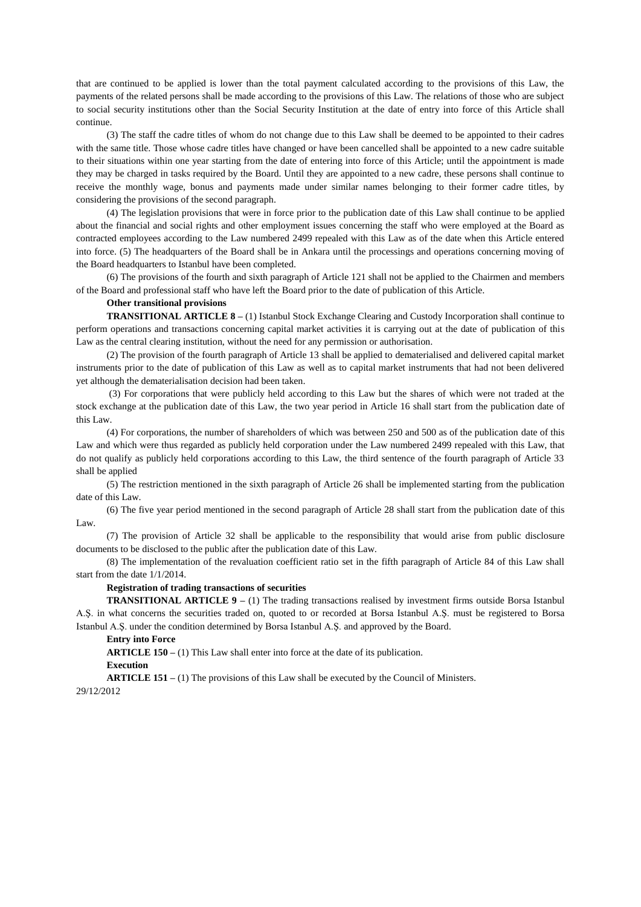that are continued to be applied is lower than the total payment calculated according to the provisions of this Law, the payments of the related persons shall be made according to the provisions of this Law. The relations of those who are subject to social security institutions other than the Social Security Institution at the date of entry into force of this Article shall continue.

(3) The staff the cadre titles of whom do not change due to this Law shall be deemed to be appointed to their cadres with the same title. Those whose cadre titles have changed or have been cancelled shall be appointed to a new cadre suitable to their situations within one year starting from the date of entering into force of this Article; until the appointment is made they may be charged in tasks required by the Board. Until they are appointed to a new cadre, these persons shall continue to receive the monthly wage, bonus and payments made under similar names belonging to their former cadre titles, by considering the provisions of the second paragraph.

(4) The legislation provisions that were in force prior to the publication date of this Law shall continue to be applied about the financial and social rights and other employment issues concerning the staff who were employed at the Board as contracted employees according to the Law numbered 2499 repealed with this Law as of the date when this Article entered into force. (5) The headquarters of the Board shall be in Ankara until the processings and operations concerning moving of the Board headquarters to Istanbul have been completed.

(6) The provisions of the fourth and sixth paragraph of Article 121 shall not be applied to the Chairmen and members of the Board and professional staff who have left the Board prior to the date of publication of this Article.

**Other transitional provisions**

**TRANSITIONAL ARTICLE 8 –** (1) Istanbul Stock Exchange Clearing and Custody Incorporation shall continue to perform operations and transactions concerning capital market activities it is carrying out at the date of publication of this Law as the central clearing institution, without the need for any permission or authorisation.

(2) The provision of the fourth paragraph of Article 13 shall be applied to dematerialised and delivered capital market instruments prior to the date of publication of this Law as well as to capital market instruments that had not been delivered yet although the dematerialisation decision had been taken.

(3) For corporations that were publicly held according to this Law but the shares of which were not traded at the stock exchange at the publication date of this Law, the two year period in Article 16 shall start from the publication date of this Law.

(4) For corporations, the number of shareholders of which was between 250 and 500 as of the publication date of this Law and which were thus regarded as publicly held corporation under the Law numbered 2499 repealed with this Law, that do not qualify as publicly held corporations according to this Law, the third sentence of the fourth paragraph of Article 33 shall be applied

(5) The restriction mentioned in the sixth paragraph of Article 26 shall be implemented starting from the publication date of this Law.

(6) The five year period mentioned in the second paragraph of Article 28 shall start from the publication date of this Law.

(7) The provision of Article 32 shall be applicable to the responsibility that would arise from public disclosure documents to be disclosed to the public after the publication date of this Law.

(8) The implementation of the revaluation coefficient ratio set in the fifth paragraph of Article 84 of this Law shall start from the date 1/1/2014.

**Registration of trading transactions of securities**

**TRANSITIONAL ARTICLE 9 –** (1) The trading transactions realised by investment firms outside Borsa Istanbul A.Ş. in what concerns the securities traded on, quoted to or recorded at Borsa Istanbul A.Ş. must be registered to Borsa Istanbul A.Ş. under the condition determined by Borsa Istanbul A.Ş. and approved by the Board.

**Entry into Force**

**ARTICLE 150 –** (1) This Law shall enter into force at the date of its publication.

**Execution**

**ARTICLE 151 –** (1) The provisions of this Law shall be executed by the Council of Ministers.

29/12/2012